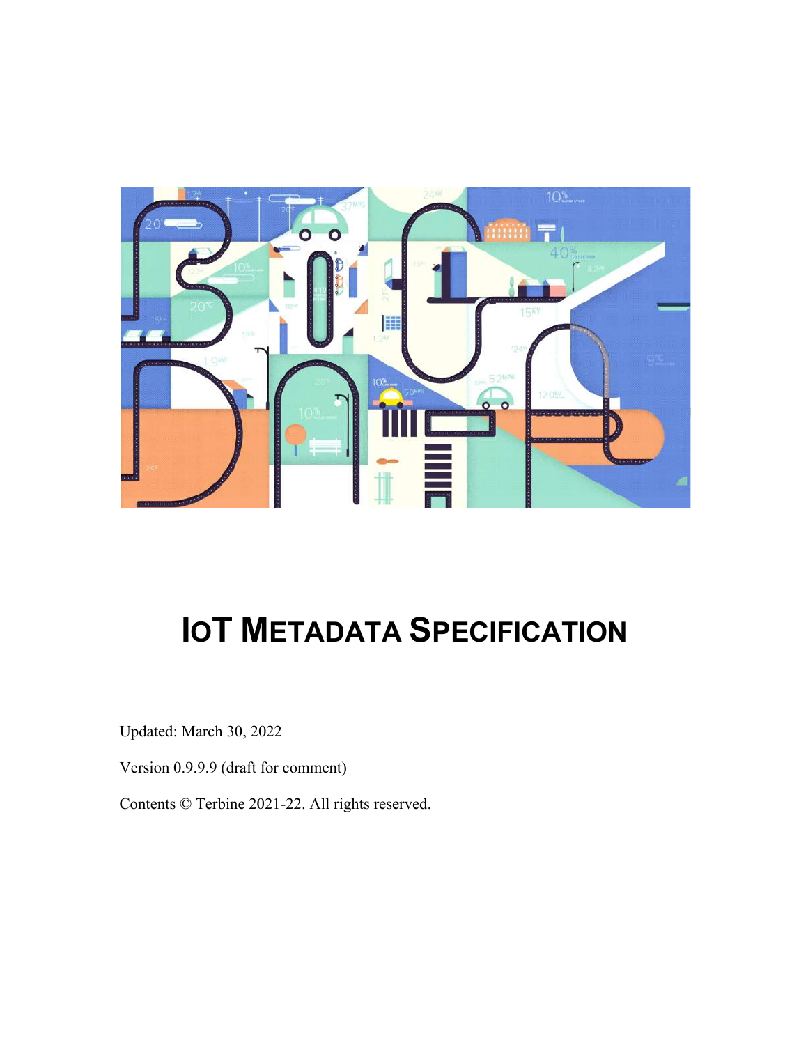# IoT Metadata Specification

Updated: March 30, 2022

Version 0.9.9.9 (draft for comment)

Contents © Terbine 2021-22. All rights reserved.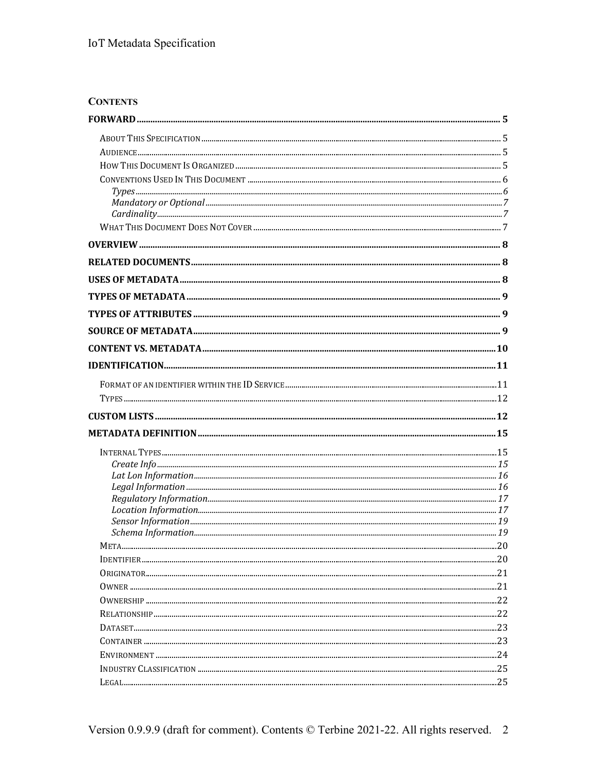## CONTENTS

**FORWARD** ........ 5

- About This Specification ........ 5
- Audience ........ 5
- How This Document Is Organized ........ 5
- Conventions Used In This Document ........ 6
  - *Types* ........ 6
  - *Mandatory or Optional* ........ 7
  - *Cardinality* ........ 7
- What This Document Does Not Cover ........ 7

**OVERVIEW** ........ 8

**RELATED DOCUMENTS** ........ 8

**USES OF METADATA** ........ 8

**TYPES OF METADATA** ........ 9

**TYPES OF ATTRIBUTES** ........ 9

**SOURCE OF METADATA** ........ 9

**CONTENT VS. METADATA** ........ 10

**IDENTIFICATION** ........ 11

- Format of an identifier within the ID Service ........ 11
- Types ........ 12

**CUSTOM LISTS** ........ 12

**METADATA DEFINITION** ........ 15

- Internal Types ........ 15
  - *Create Info* ........ 15
  - *Lat Lon Information* ........ 16
  - *Legal Information* ........ 16
  - *Regulatory Information* ........ 17
  - *Location Information* ........ 17
  - *Sensor Information* ........ 19
  - *Schema Information* ........ 19
- Meta ........ 20
- Identifier ........ 20
- Originator ........ 21
- Owner ........ 21
- Ownership ........ 22
- Relationship ........ 22
- Dataset ........ 23
- Container ........ 23
- Environment ........ 24
- Industry Classification ........ 25
- Legal ........ 25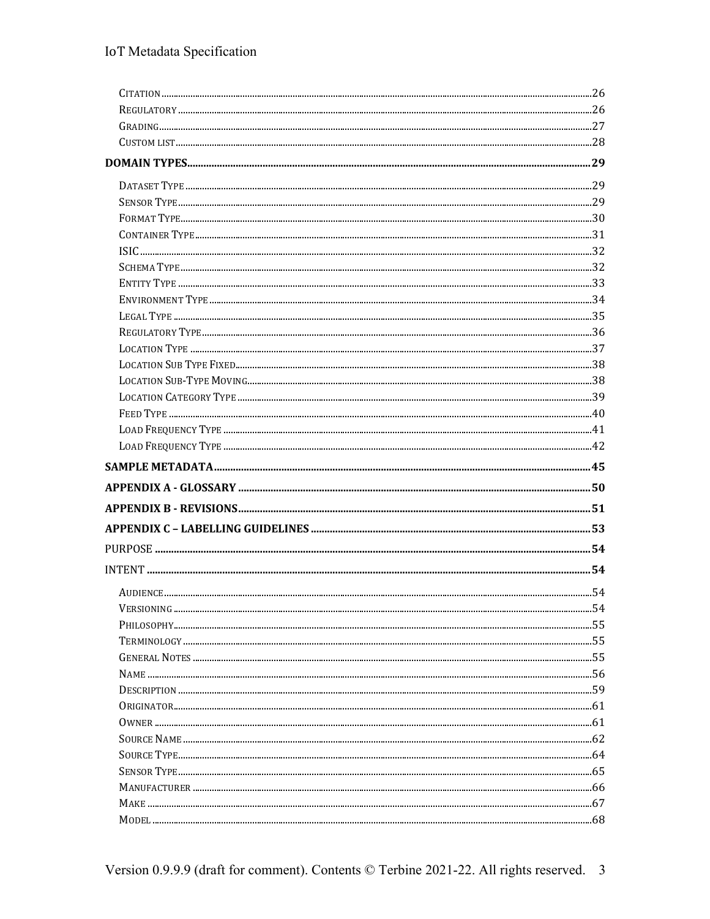Citation ........................................................................ 26
Regulatory ........................................................................ 26
Grading ........................................................................ 27
Custom list ........................................................................ 28

**DOMAIN TYPES** ........................................................................ **29**

Dataset Type ........................................................................ 29
Sensor Type ........................................................................ 29
Format Type ........................................................................ 30
Container Type ........................................................................ 31
ISIC ........................................................................ 32
Schema Type ........................................................................ 32
Entity Type ........................................................................ 33
Environment Type ........................................................................ 34
Legal Type ........................................................................ 35
Regulatory Type ........................................................................ 36
Location Type ........................................................................ 37
Location Sub Type Fixed ........................................................................ 38
Location Sub-Type Moving ........................................................................ 38
Location Category Type ........................................................................ 39
Feed Type ........................................................................ 40
Load Frequency Type ........................................................................ 41
Load Frequency Type ........................................................................ 42

**SAMPLE METADATA** ........................................................................ **45**

**APPENDIX A - GLOSSARY** ........................................................................ **50**

**APPENDIX B - REVISIONS** ........................................................................ **51**

**APPENDIX C – LABELLING GUIDELINES** ........................................................................ **53**

**PURPOSE** ........................................................................ **54**

**INTENT** ........................................................................ **54**

Audience ........................................................................ 54
Versioning ........................................................................ 54
Philosophy ........................................................................ 55
Terminology ........................................................................ 55
General Notes ........................................................................ 55
Name ........................................................................ 56
Description ........................................................................ 59
Originator ........................................................................ 61
Owner ........................................................................ 61
Source Name ........................................................................ 62
Source Type ........................................................................ 64
Sensor Type ........................................................................ 65
Manufacturer ........................................................................ 66
Make ........................................................................ 67
Model ........................................................................ 68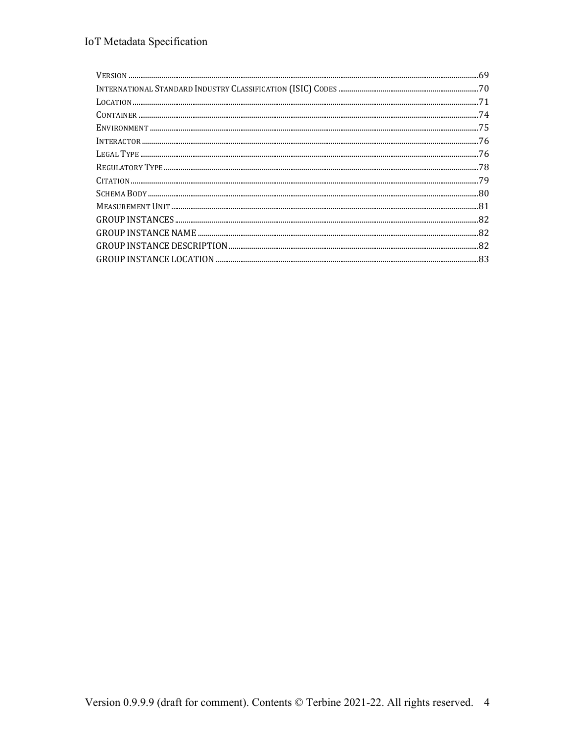VERSION ....................................................................................................................................................................69
INTERNATIONAL STANDARD INDUSTRY CLASSIFICATION (ISIC) CODES .......................................................................70
LOCATION..................................................................................................................................................................71
CONTAINER ...............................................................................................................................................................74
ENVIRONMENT .........................................................................................................................................................75
INTERACTOR..............................................................................................................................................................76
LEGAL TYPE ...............................................................................................................................................................76
REGULATORY TYPE..................................................................................................................................................78
CITATION....................................................................................................................................................................79
SCHEMA BODY..........................................................................................................................................................80
MEASUREMENT UNIT..............................................................................................................................................81
GROUP INSTANCES..................................................................................................................................................82
GROUP INSTANCE NAME ........................................................................................................................................82
GROUP INSTANCE DESCRIPTION...........................................................................................................................82
GROUP INSTANCE LOCATION.................................................................................................................................83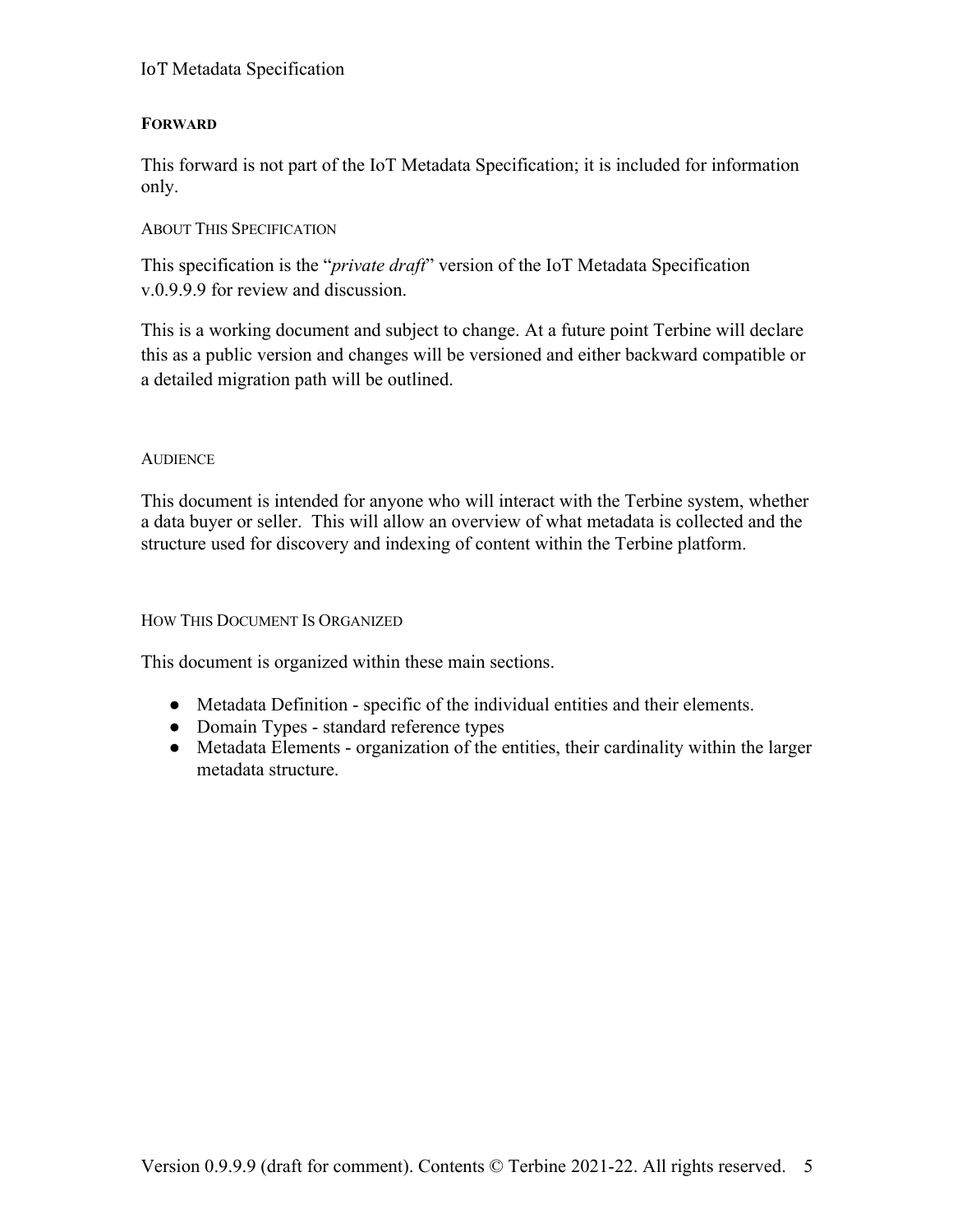## FORWARD

This forward is not part of the IoT Metadata Specification; it is included for information only.

### ABOUT THIS SPECIFICATION

This specification is the "*private draft*" version of the IoT Metadata Specification v.0.9.9.9 for review and discussion.

This is a working document and subject to change. At a future point Terbine will declare this as a public version and changes will be versioned and either backward compatible or a detailed migration path will be outlined.

### AUDIENCE

This document is intended for anyone who will interact with the Terbine system, whether a data buyer or seller. This will allow an overview of what metadata is collected and the structure used for discovery and indexing of content within the Terbine platform.

### HOW THIS DOCUMENT IS ORGANIZED

This document is organized within these main sections.

- Metadata Definition - specific of the individual entities and their elements.
- Domain Types - standard reference types
- Metadata Elements - organization of the entities, their cardinality within the larger metadata structure.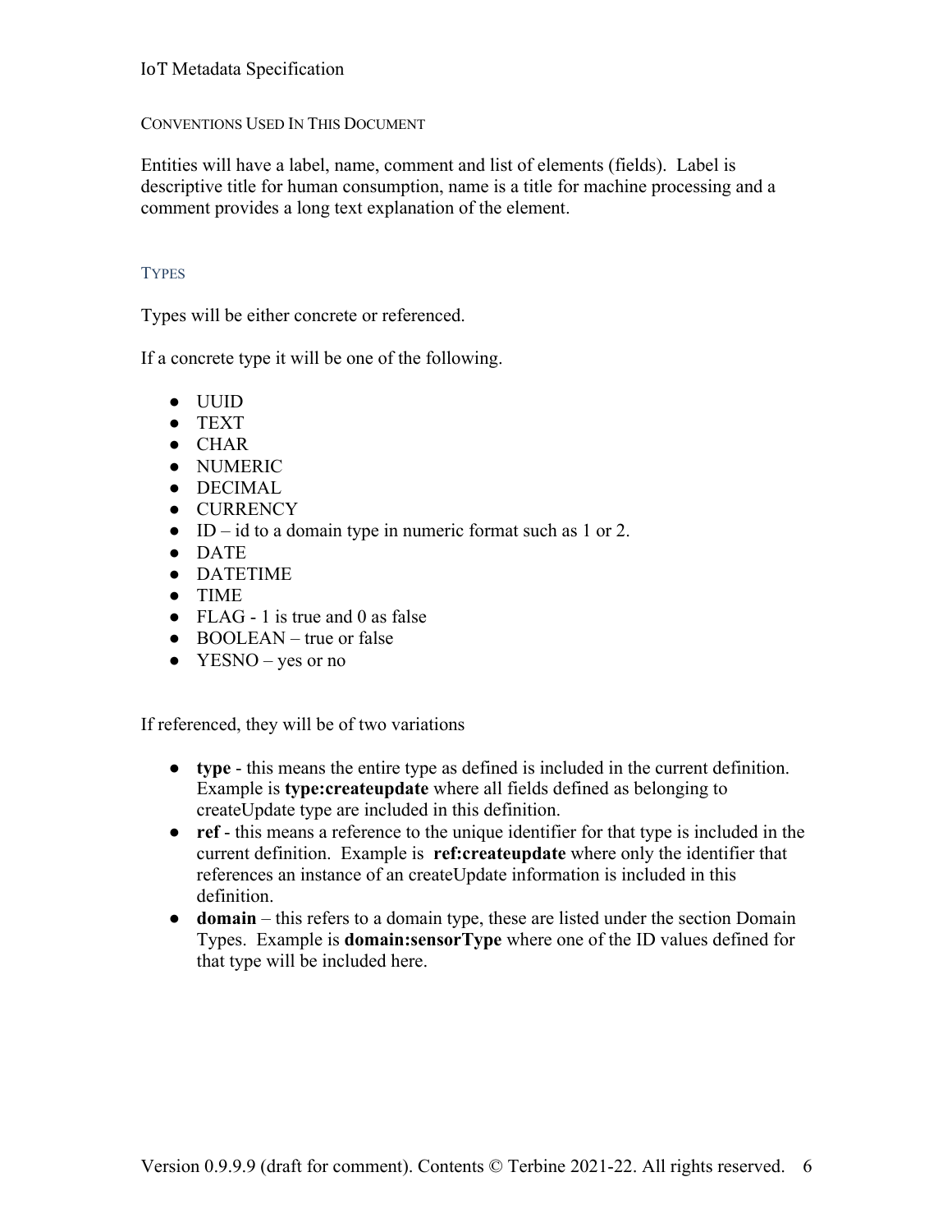## CONVENTIONS USED IN THIS DOCUMENT

Entities will have a label, name, comment and list of elements (fields). Label is descriptive title for human consumption, name is a title for machine processing and a comment provides a long text explanation of the element.

### TYPES

Types will be either concrete or referenced.

If a concrete type it will be one of the following.

- UUID
- TEXT
- CHAR
- NUMERIC
- DECIMAL
- CURRENCY
- ID – id to a domain type in numeric format such as 1 or 2.
- DATE
- DATETIME
- TIME
- FLAG - 1 is true and 0 as false
- BOOLEAN – true or false
- YESNO – yes or no

If referenced, they will be of two variations

- **type** - this means the entire type as defined is included in the current definition. Example is **type:createupdate** where all fields defined as belonging to createUpdate type are included in this definition.
- **ref** - this means a reference to the unique identifier for that type is included in the current definition. Example is **ref:createupdate** where only the identifier that references an instance of an createUpdate information is included in this definition.
- **domain** – this refers to a domain type, these are listed under the section Domain Types. Example is **domain:sensorType** where one of the ID values defined for that type will be included here.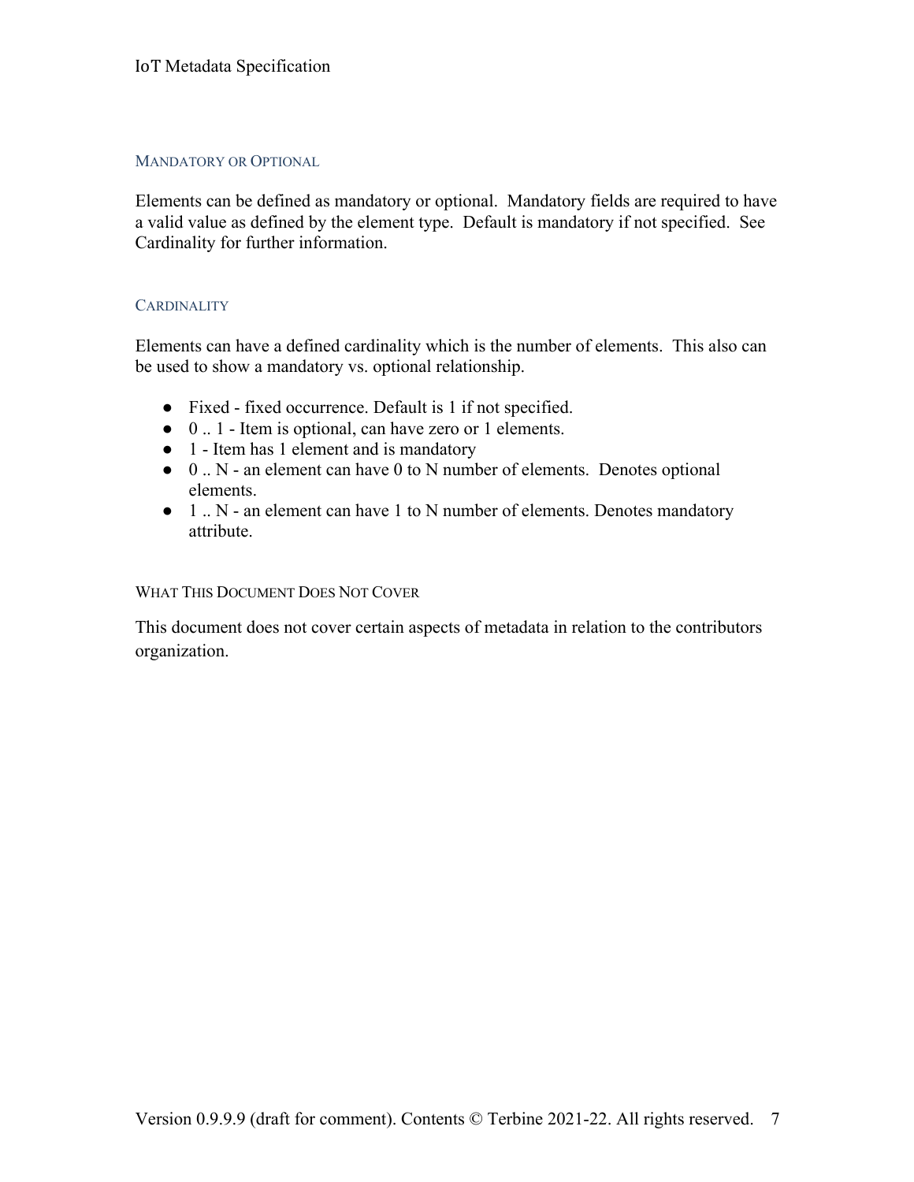### Mandatory or Optional

Elements can be defined as mandatory or optional. Mandatory fields are required to have a valid value as defined by the element type. Default is mandatory if not specified. See Cardinality for further information.

### Cardinality

Elements can have a defined cardinality which is the number of elements. This also can be used to show a mandatory vs. optional relationship.

- Fixed - fixed occurrence. Default is 1 if not specified.
- 0 .. 1 - Item is optional, can have zero or 1 elements.
- 1 - Item has 1 element and is mandatory
- 0 .. N - an element can have 0 to N number of elements. Denotes optional elements.
- 1 .. N - an element can have 1 to N number of elements. Denotes mandatory attribute.

### What This Document Does Not Cover

This document does not cover certain aspects of metadata in relation to the contributors organization.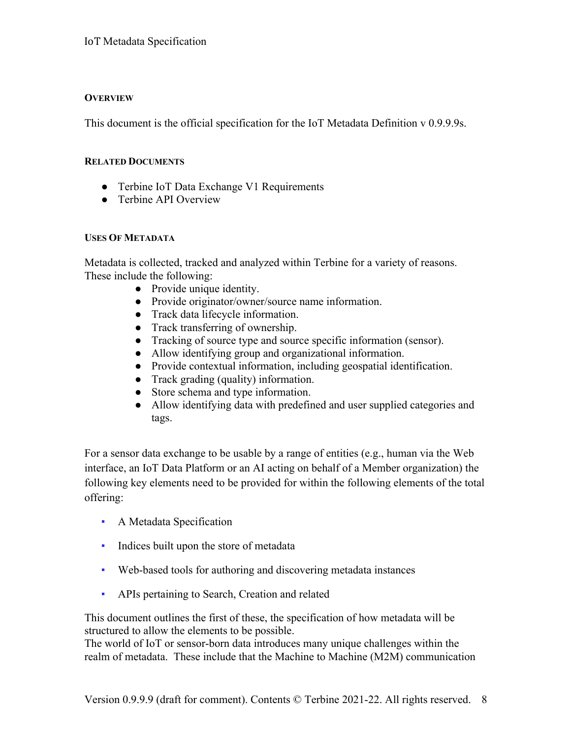## Overview

This document is the official specification for the IoT Metadata Definition v 0.9.9.9s.

## Related Documents

- Terbine IoT Data Exchange V1 Requirements
- Terbine API Overview

## Uses Of Metadata

Metadata is collected, tracked and analyzed within Terbine for a variety of reasons. These include the following:

- Provide unique identity.
- Provide originator/owner/source name information.
- Track data lifecycle information.
- Track transferring of ownership.
- Tracking of source type and source specific information (sensor).
- Allow identifying group and organizational information.
- Provide contextual information, including geospatial identification.
- Track grading (quality) information.
- Store schema and type information.
- Allow identifying data with predefined and user supplied categories and tags.

For a sensor data exchange to be usable by a range of entities (e.g., human via the Web interface, an IoT Data Platform or an AI acting on behalf of a Member organization) the following key elements need to be provided for within the following elements of the total offering:

- A Metadata Specification
- Indices built upon the store of metadata
- Web-based tools for authoring and discovering metadata instances
- APIs pertaining to Search, Creation and related

This document outlines the first of these, the specification of how metadata will be structured to allow the elements to be possible.
The world of IoT or sensor-born data introduces many unique challenges within the realm of metadata. These include that the Machine to Machine (M2M) communication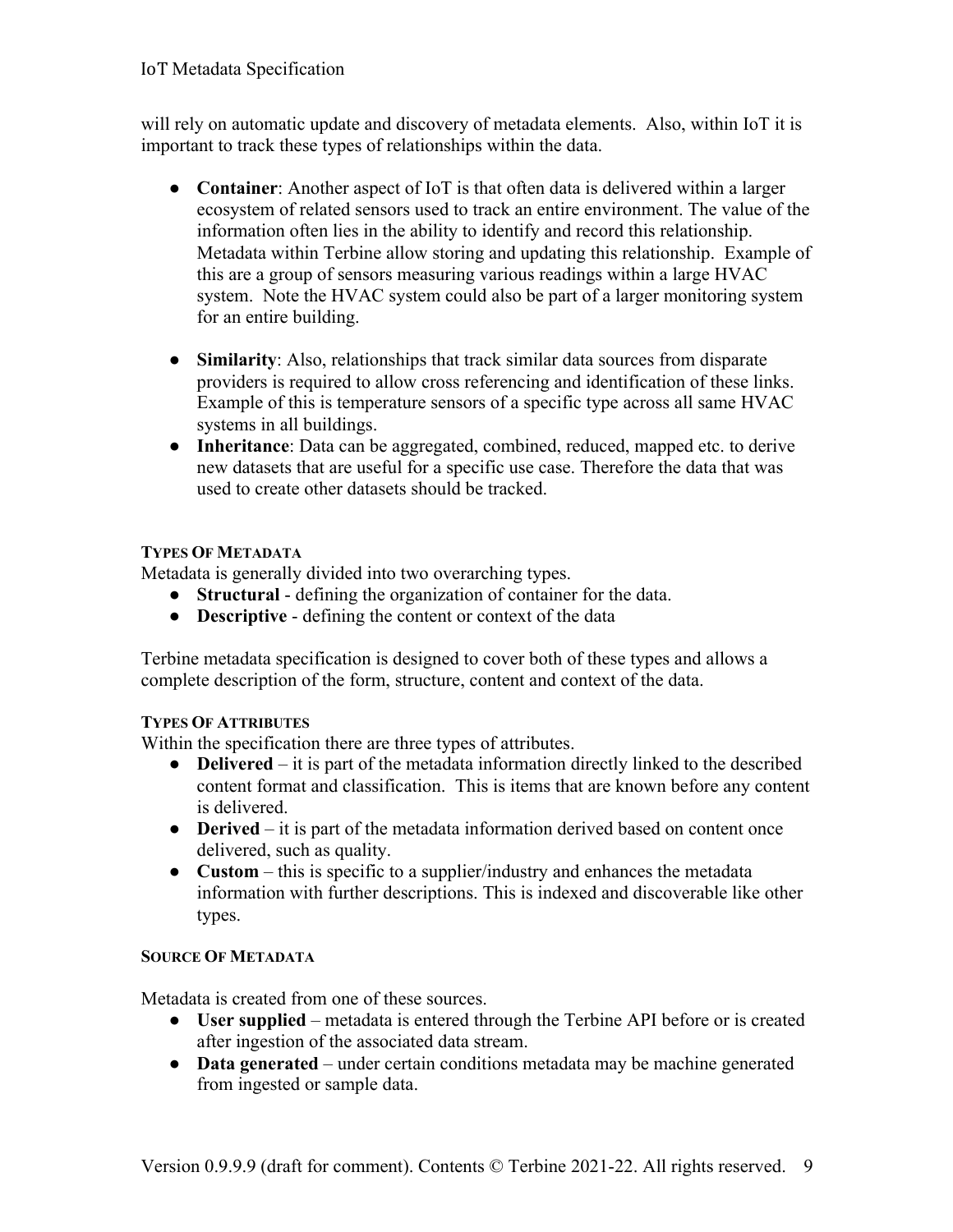will rely on automatic update and discovery of metadata elements. Also, within IoT it is important to track these types of relationships within the data.

- **Container**: Another aspect of IoT is that often data is delivered within a larger ecosystem of related sensors used to track an entire environment. The value of the information often lies in the ability to identify and record this relationship. Metadata within Terbine allow storing and updating this relationship. Example of this are a group of sensors measuring various readings within a large HVAC system. Note the HVAC system could also be part of a larger monitoring system for an entire building.

- **Similarity**: Also, relationships that track similar data sources from disparate providers is required to allow cross referencing and identification of these links. Example of this is temperature sensors of a specific type across all same HVAC systems in all buildings.
- **Inheritance**: Data can be aggregated, combined, reduced, mapped etc. to derive new datasets that are useful for a specific use case. Therefore the data that was used to create other datasets should be tracked.

#### TYPES OF METADATA

Metadata is generally divided into two overarching types.

- **Structural** - defining the organization of container for the data.
- **Descriptive** - defining the content or context of the data

Terbine metadata specification is designed to cover both of these types and allows a complete description of the form, structure, content and context of the data.

#### TYPES OF ATTRIBUTES

Within the specification there are three types of attributes.

- **Delivered** – it is part of the metadata information directly linked to the described content format and classification. This is items that are known before any content is delivered.
- **Derived** – it is part of the metadata information derived based on content once delivered, such as quality.
- **Custom** – this is specific to a supplier/industry and enhances the metadata information with further descriptions. This is indexed and discoverable like other types.

#### SOURCE OF METADATA

Metadata is created from one of these sources.

- **User supplied** – metadata is entered through the Terbine API before or is created after ingestion of the associated data stream.
- **Data generated** – under certain conditions metadata may be machine generated from ingested or sample data.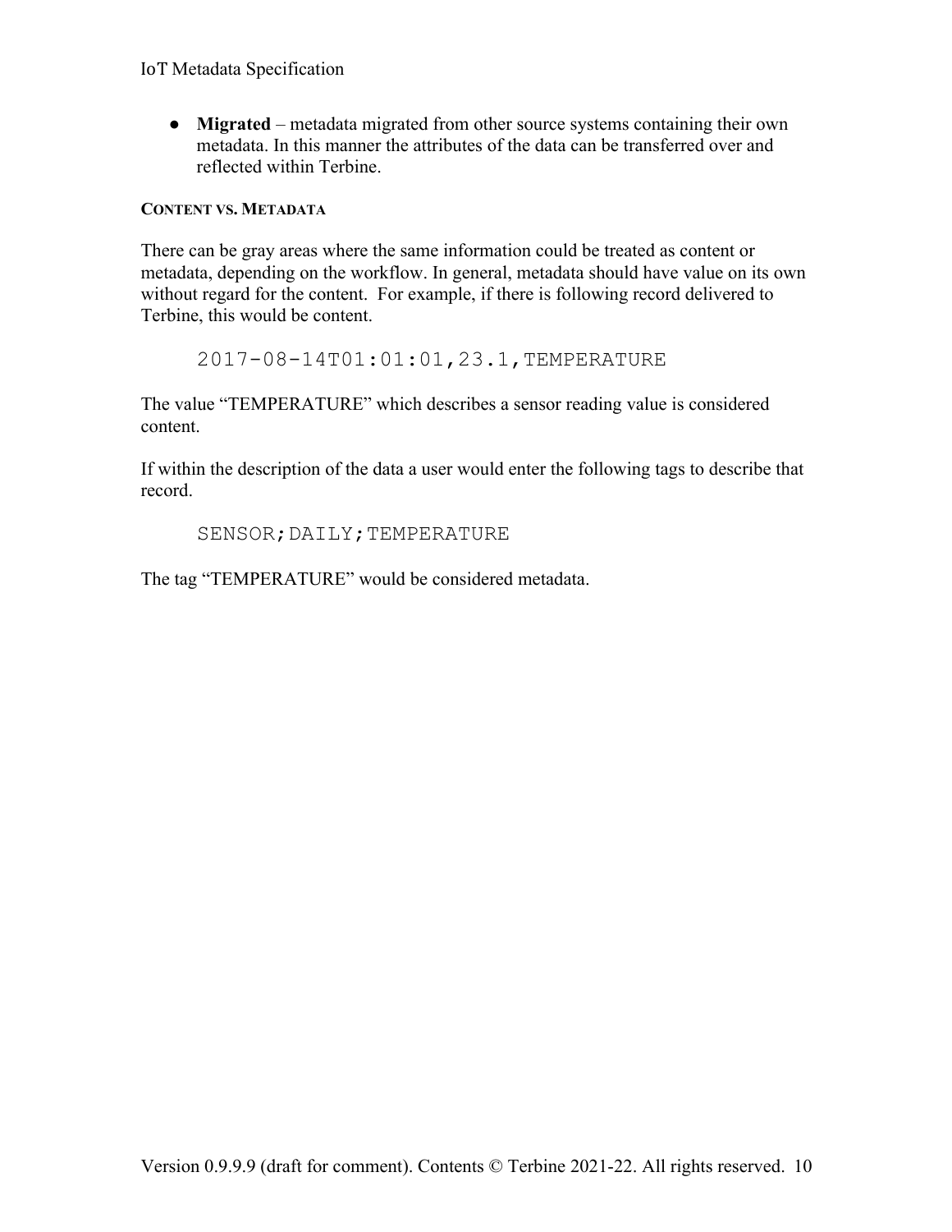- **Migrated** – metadata migrated from other source systems containing their own metadata. In this manner the attributes of the data can be transferred over and reflected within Terbine.

#### CONTENT VS. METADATA

There can be gray areas where the same information could be treated as content or metadata, depending on the workflow. In general, metadata should have value on its own without regard for the content. For example, if there is following record delivered to Terbine, this would be content.

```
2017-08-14T01:01:01,23.1,TEMPERATURE
```

The value “TEMPERATURE” which describes a sensor reading value is considered content.

If within the description of the data a user would enter the following tags to describe that record.

```
SENSOR;DAILY;TEMPERATURE
```

The tag “TEMPERATURE” would be considered metadata.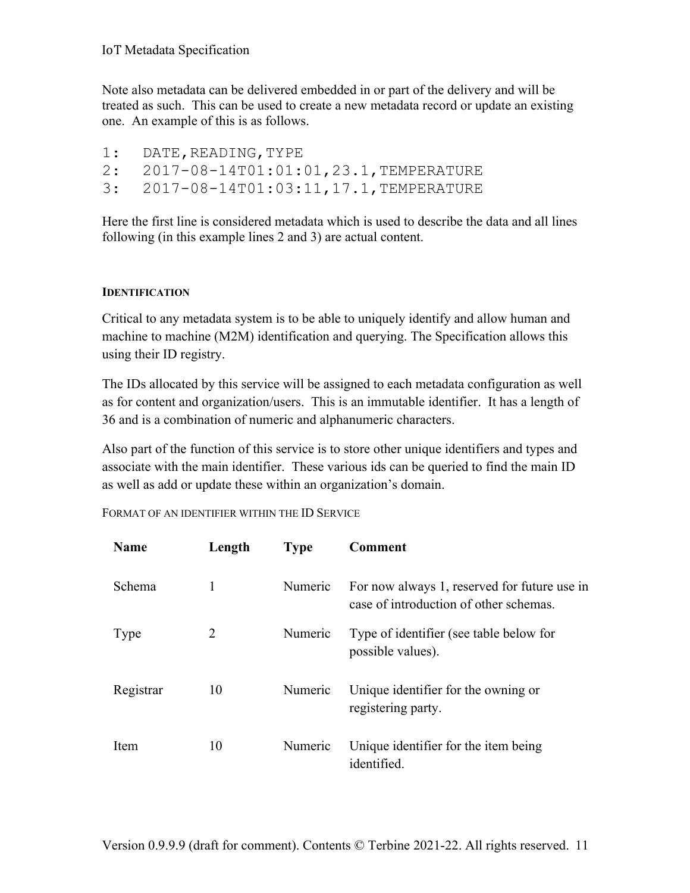Note also metadata can be delivered embedded in or part of the delivery and will be treated as such. This can be used to create a new metadata record or update an existing one. An example of this is as follows.

```
1:  DATE,READING,TYPE
2:  2017-08-14T01:01:01,23.1,TEMPERATURE
3:  2017-08-14T01:03:11,17.1,TEMPERATURE
```

Here the first line is considered metadata which is used to describe the data and all lines following (in this example lines 2 and 3) are actual content.

#### IDENTIFICATION

Critical to any metadata system is to be able to uniquely identify and allow human and machine to machine (M2M) identification and querying. The Specification allows this using their ID registry.

The IDs allocated by this service will be assigned to each metadata configuration as well as for content and organization/users. This is an immutable identifier. It has a length of 36 and is a combination of numeric and alphanumeric characters.

Also part of the function of this service is to store other unique identifiers and types and associate with the main identifier. These various ids can be queried to find the main ID as well as add or update these within an organization's domain.

FORMAT OF AN IDENTIFIER WITHIN THE ID SERVICE

| Name | Length | Type | Comment |
|---|---|---|---|
| Schema | 1 | Numeric | For now always 1, reserved for future use in case of introduction of other schemas. |
| Type | 2 | Numeric | Type of identifier (see table below for possible values). |
| Registrar | 10 | Numeric | Unique identifier for the owning or registering party. |
| Item | 10 | Numeric | Unique identifier for the item being identified. |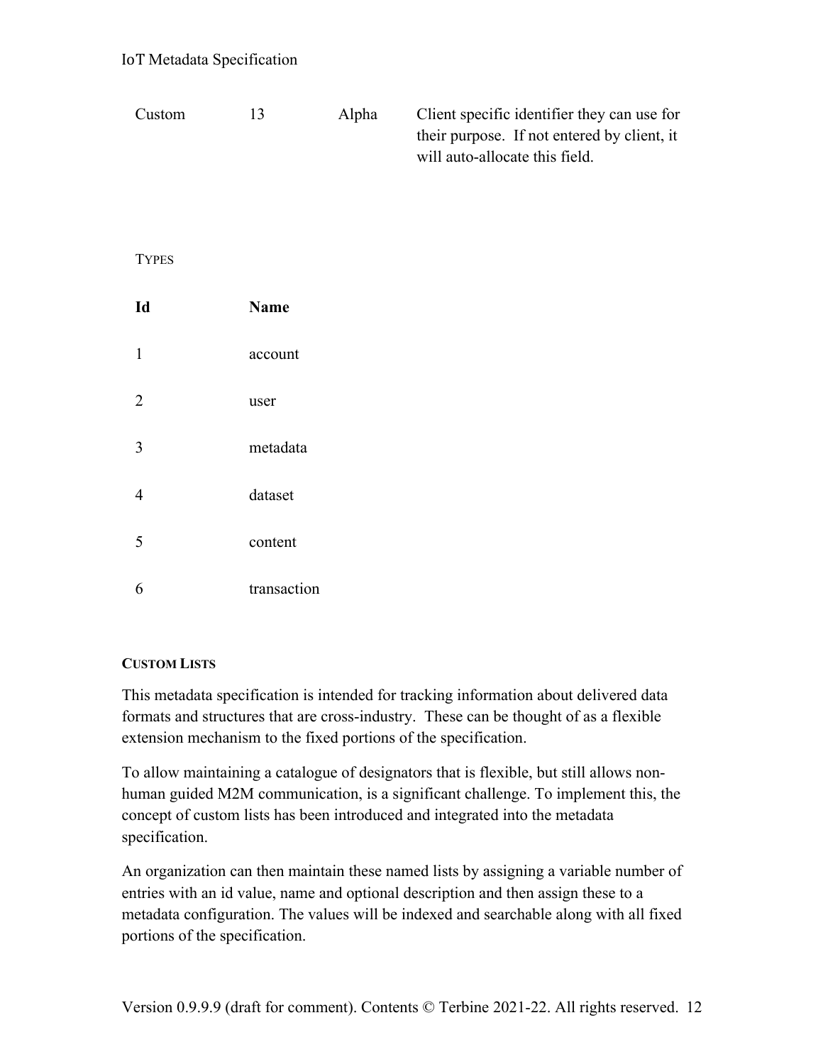| Custom | 13 | Alpha | Client specific identifier they can use for their purpose. If not entered by client, it will auto-allocate this field. |
|---|---|---|---|

TYPES

| Id | Name |
|---|---|
| 1 | account |
| 2 | user |
| 3 | metadata |
| 4 | dataset |
| 5 | content |
| 6 | transaction |

#### CUSTOM LISTS

This metadata specification is intended for tracking information about delivered data formats and structures that are cross-industry. These can be thought of as a flexible extension mechanism to the fixed portions of the specification.

To allow maintaining a catalogue of designators that is flexible, but still allows non-human guided M2M communication, is a significant challenge. To implement this, the concept of custom lists has been introduced and integrated into the metadata specification.

An organization can then maintain these named lists by assigning a variable number of entries with an id value, name and optional description and then assign these to a metadata configuration. The values will be indexed and searchable along with all fixed portions of the specification.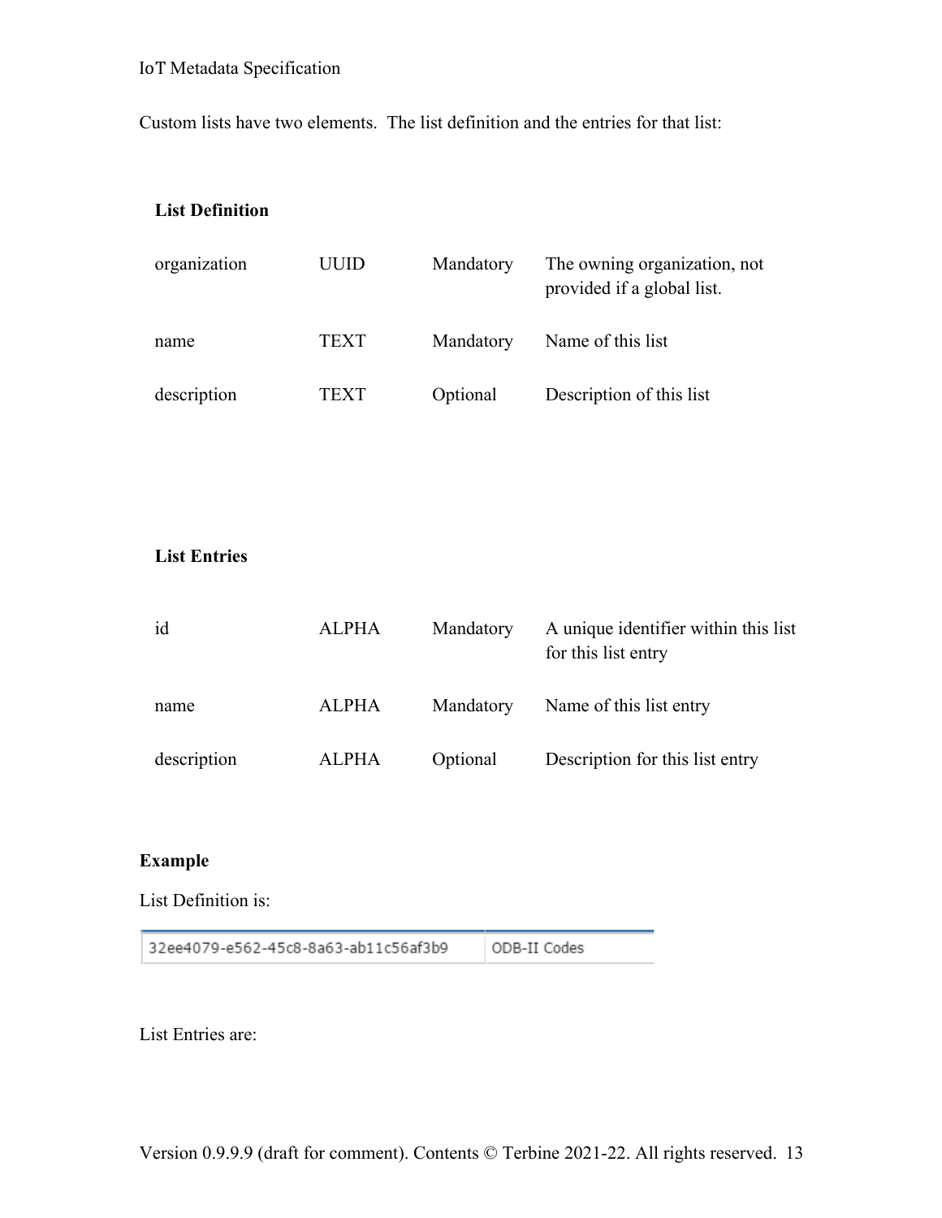Custom lists have two elements. The list definition and the entries for that list:

**List Definition**

| | | | |
|---|---|---|---|
| organization | UUID | Mandatory | The owning organization, not provided if a global list. |
| name | TEXT | Mandatory | Name of this list |
| description | TEXT | Optional | Description of this list |

**List Entries**

| | | | |
|---|---|---|---|
| id | ALPHA | Mandatory | A unique identifier within this list for this list entry |
| name | ALPHA | Mandatory | Name of this list entry |
| description | ALPHA | Optional | Description for this list entry |

**Example**

List Definition is:

| | |
|---|---|
| 32ee4079-e562-45c8-8a63-ab11c56af3b9 | ODB-II Codes |

List Entries are: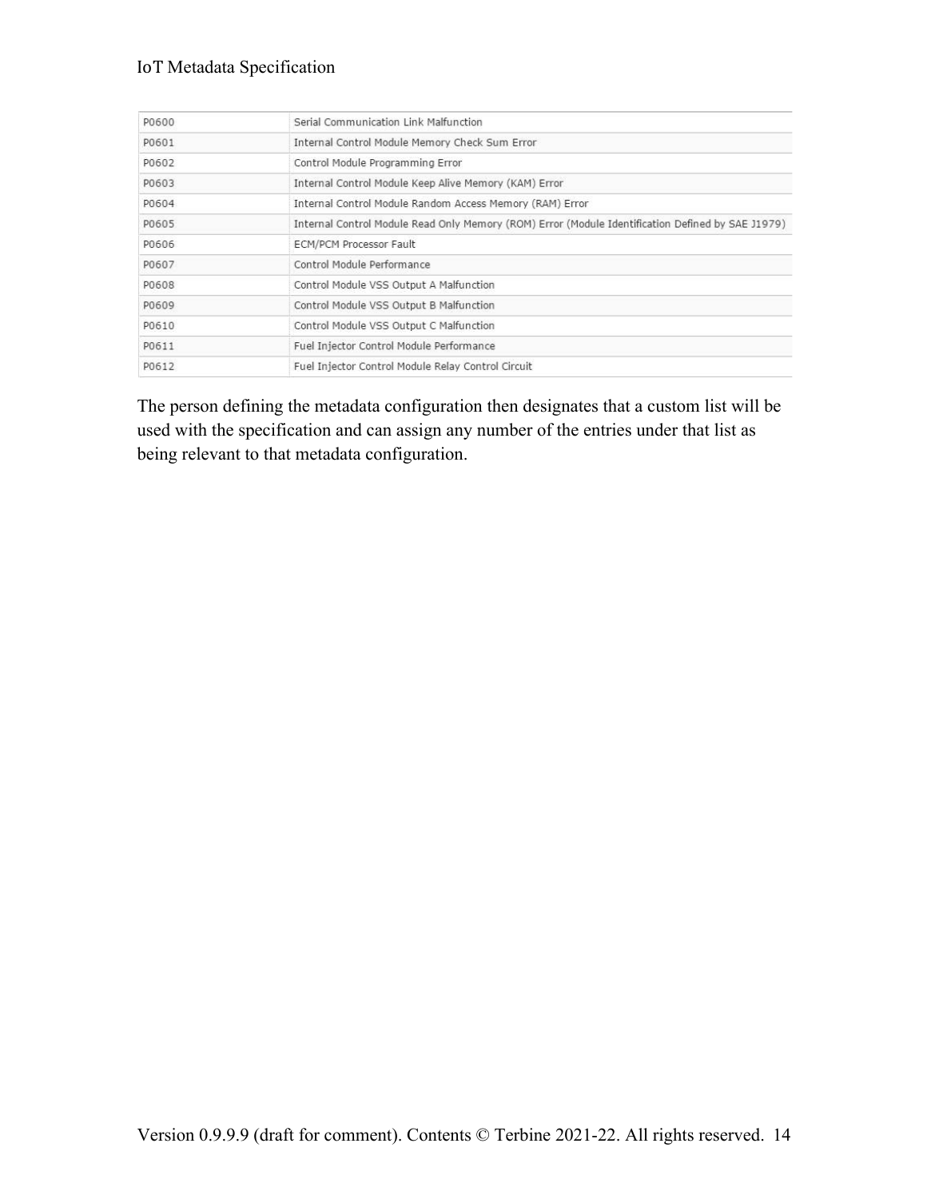| | |
|---|---|
| P0600 | Serial Communication Link Malfunction |
| P0601 | Internal Control Module Memory Check Sum Error |
| P0602 | Control Module Programming Error |
| P0603 | Internal Control Module Keep Alive Memory (KAM) Error |
| P0604 | Internal Control Module Random Access Memory (RAM) Error |
| P0605 | Internal Control Module Read Only Memory (ROM) Error (Module Identification Defined by SAE J1979) |
| P0606 | ECM/PCM Processor Fault |
| P0607 | Control Module Performance |
| P0608 | Control Module VSS Output A Malfunction |
| P0609 | Control Module VSS Output B Malfunction |
| P0610 | Control Module VSS Output C Malfunction |
| P0611 | Fuel Injector Control Module Performance |
| P0612 | Fuel Injector Control Module Relay Control Circuit |

The person defining the metadata configuration then designates that a custom list will be used with the specification and can assign any number of the entries under that list as being relevant to that metadata configuration.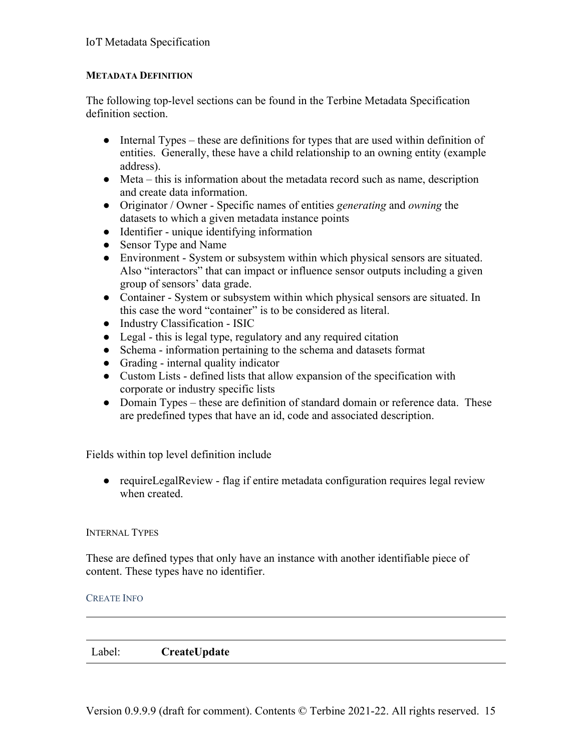#### METADATA DEFINITION

The following top-level sections can be found in the Terbine Metadata Specification definition section.

- Internal Types – these are definitions for types that are used within definition of entities. Generally, these have a child relationship to an owning entity (example address).
- Meta – this is information about the metadata record such as name, description and create data information.
- Originator / Owner - Specific names of entities *generating* and *owning* the datasets to which a given metadata instance points
- Identifier - unique identifying information
- Sensor Type and Name
- Environment - System or subsystem within which physical sensors are situated. Also "interactors" that can impact or influence sensor outputs including a given group of sensors' data grade.
- Container - System or subsystem within which physical sensors are situated. In this case the word "container" is to be considered as literal.
- Industry Classification - ISIC
- Legal - this is legal type, regulatory and any required citation
- Schema - information pertaining to the schema and datasets format
- Grading - internal quality indicator
- Custom Lists - defined lists that allow expansion of the specification with corporate or industry specific lists
- Domain Types – these are definition of standard domain or reference data. These are predefined types that have an id, code and associated description.

Fields within top level definition include

- requireLegalReview - flag if entire metadata configuration requires legal review when created.

##### INTERNAL TYPES

These are defined types that only have an instance with another identifiable piece of content. These types have no identifier.

###### CREATE INFO

| Label: | **CreateUpdate** |
|---|---|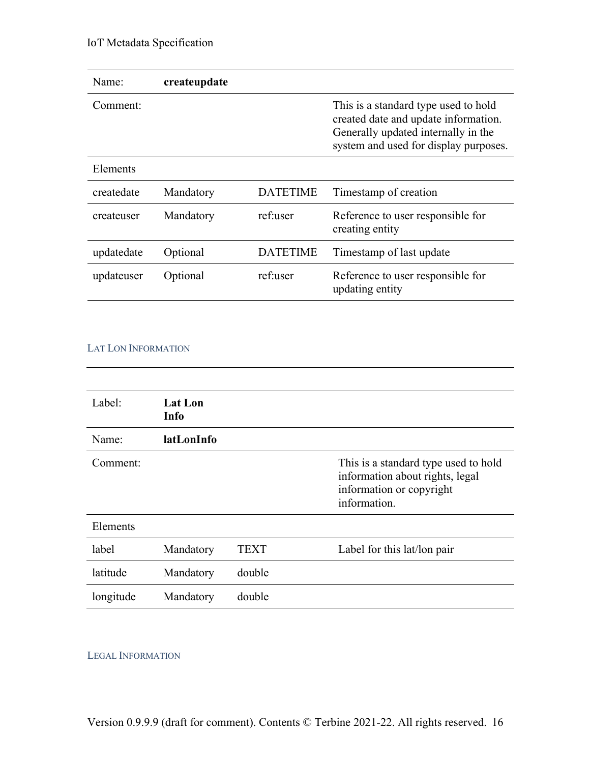| Name: | **createupdate** | | |
|---|---|---|---|
| Comment: | | | This is a standard type used to hold created date and update information. Generally updated internally in the system and used for display purposes. |
| Elements | | | |
| createdate | Mandatory | DATETIME | Timestamp of creation |
| createuser | Mandatory | ref:user | Reference to user responsible for creating entity |
| updatedate | Optional | DATETIME | Timestamp of last update |
| updateuser | Optional | ref:user | Reference to user responsible for updating entity |

### LAT LON INFORMATION

| Label: | **Lat Lon Info** | | |
|---|---|---|---|
| Name: | **latLonInfo** | | |
| Comment: | | | This is a standard type used to hold information about rights, legal information or copyright information. |
| Elements | | | |
| label | Mandatory | TEXT | Label for this lat/lon pair |
| latitude | Mandatory | double | |
| longitude | Mandatory | double | |

### LEGAL INFORMATION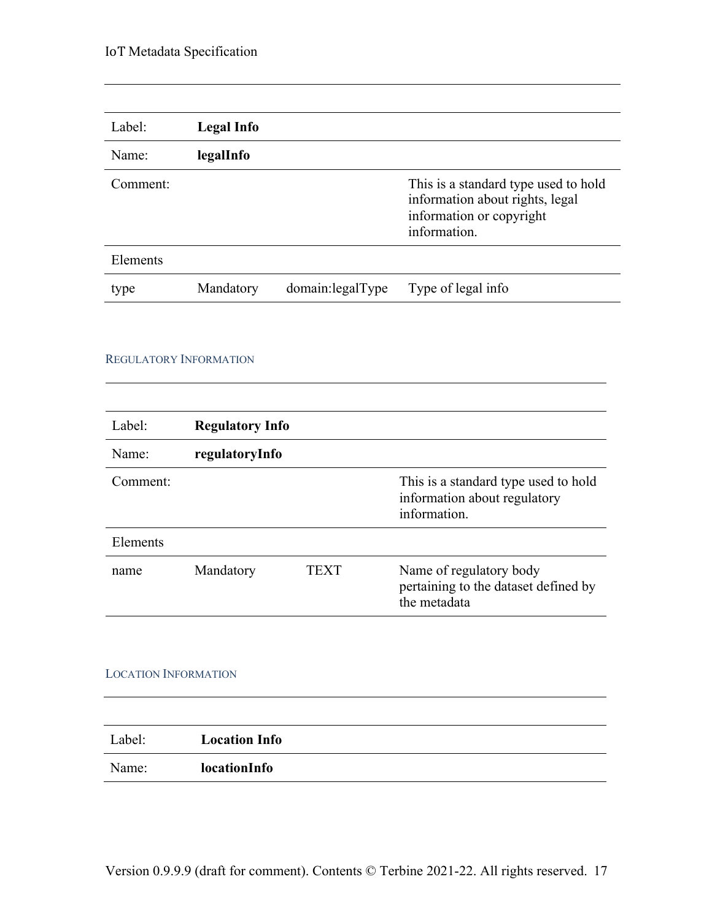| Label: | **Legal Info** | | |
|---|---|---|---|
| Name: | **legalInfo** | | |
| Comment: | | | This is a standard type used to hold information about rights, legal information or copyright information. |
| Elements | | | |
| type | Mandatory | domain:legalType | Type of legal info |

#### Regulatory Information

| Label: | **Regulatory Info** | | |
|---|---|---|---|
| Name: | **regulatoryInfo** | | |
| Comment: | | | This is a standard type used to hold information about regulatory information. |
| Elements | | | |
| name | Mandatory | TEXT | Name of regulatory body pertaining to the dataset defined by the metadata |

#### Location Information

| Label: | **Location Info** |
|---|---|
| Name: | **locationInfo** |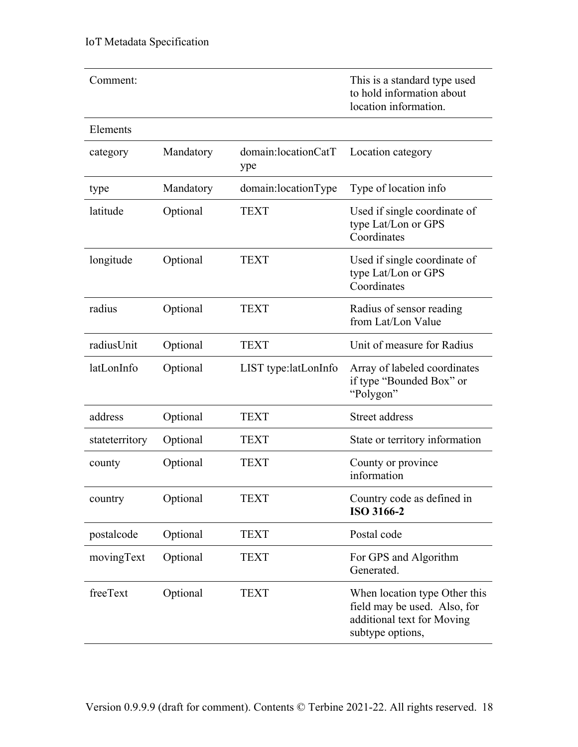| Comment: | | | This is a standard type used to hold information about location information. |
|---|---|---|---|
| Elements | | | |
| category | Mandatory | domain:locationCatType | Location category |
| type | Mandatory | domain:locationType | Type of location info |
| latitude | Optional | TEXT | Used if single coordinate of type Lat/Lon or GPS Coordinates |
| longitude | Optional | TEXT | Used if single coordinate of type Lat/Lon or GPS Coordinates |
| radius | Optional | TEXT | Radius of sensor reading from Lat/Lon Value |
| radiusUnit | Optional | TEXT | Unit of measure for Radius |
| latLonInfo | Optional | LIST type:latLonInfo | Array of labeled coordinates if type "Bounded Box" or "Polygon" |
| address | Optional | TEXT | Street address |
| stateterritory | Optional | TEXT | State or territory information |
| county | Optional | TEXT | County or province information |
| country | Optional | TEXT | Country code as defined in **ISO 3166-2** |
| postalcode | Optional | TEXT | Postal code |
| movingText | Optional | TEXT | For GPS and Algorithm Generated. |
| freeText | Optional | TEXT | When location type Other this field may be used. Also, for additional text for Moving subtype options, |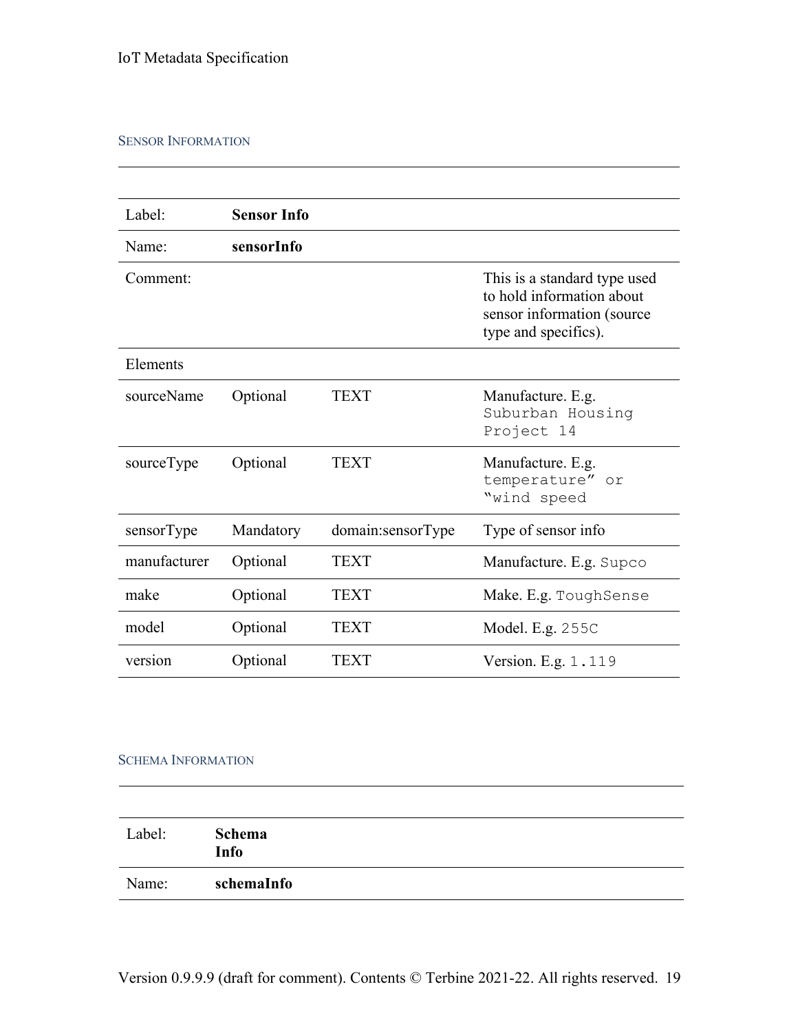### SENSOR INFORMATION

| | | | |
|---|---|---|---|
| Label: | **Sensor Info** | | |
| Name: | **sensorInfo** | | |
| Comment: | | | This is a standard type used to hold information about sensor information (source type and specifics). |
| Elements | | | |
| sourceName | Optional | TEXT | Manufacture. E.g. `Suburban Housing Project 14` |
| sourceType | Optional | TEXT | Manufacture. E.g. `temperature" or "wind speed` |
| sensorType | Mandatory | domain:sensorType | Type of sensor info |
| manufacturer | Optional | TEXT | Manufacture. E.g. `Supco` |
| make | Optional | TEXT | Make. E.g. `ToughSense` |
| model | Optional | TEXT | Model. E.g. `255C` |
| version | Optional | TEXT | Version. E.g. `1.119` |

### SCHEMA INFORMATION

| | |
|---|---|
| Label: | **Schema Info** |
| Name: | **schemaInfo** |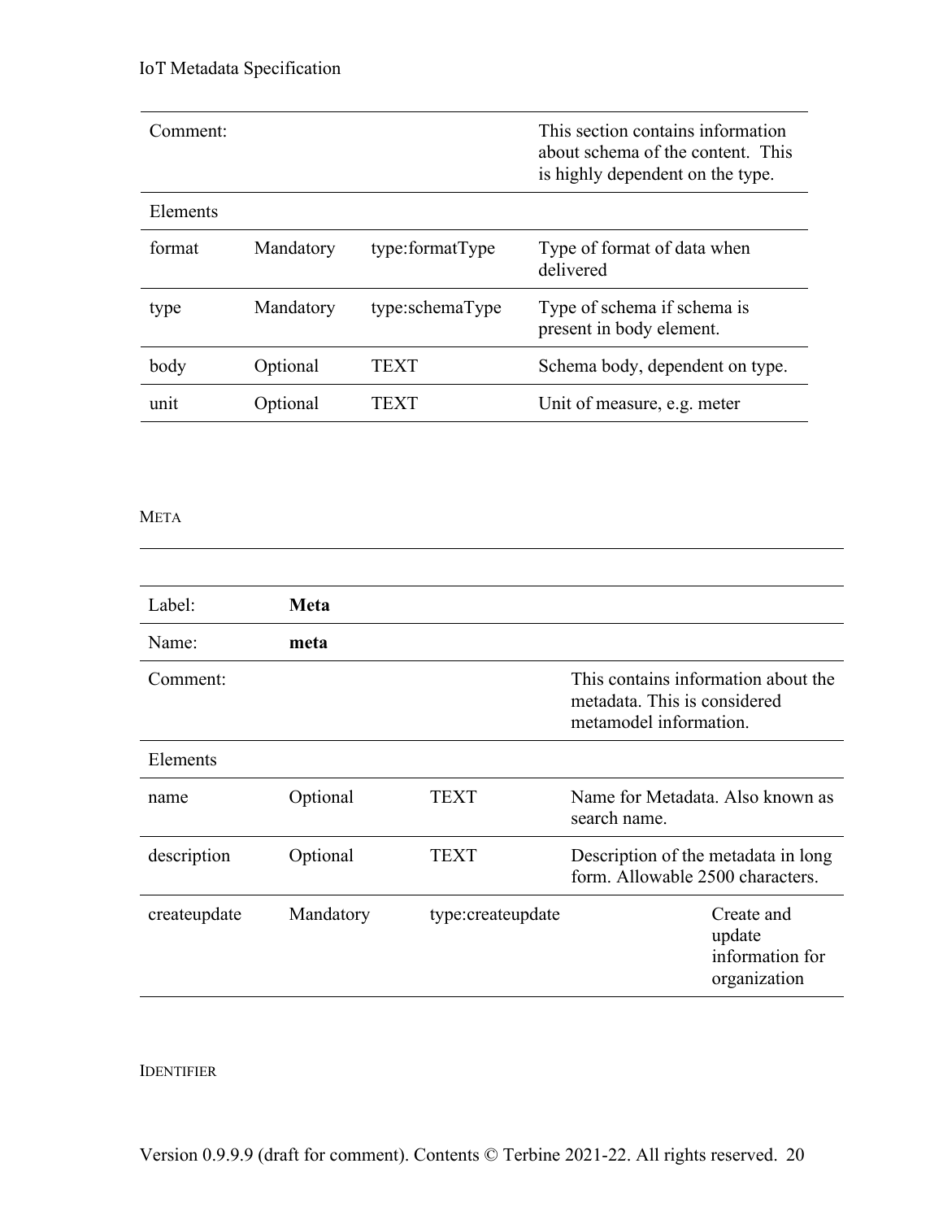| Comment: | | | This section contains information about schema of the content. This is highly dependent on the type. |
|---|---|---|---|
| Elements | | | |
| format | Mandatory | type:formatType | Type of format of data when delivered |
| type | Mandatory | type:schemaType | Type of schema if schema is present in body element. |
| body | Optional | TEXT | Schema body, dependent on type. |
| unit | Optional | TEXT | Unit of measure, e.g. meter |

### META

| Label: | **Meta** | | |
|---|---|---|---|
| Name: | **meta** | | |
| Comment: | | | This contains information about the metadata. This is considered metamodel information. |
| Elements | | | |
| name | Optional | TEXT | Name for Metadata. Also known as search name. |
| description | Optional | TEXT | Description of the metadata in long form. Allowable 2500 characters. |
| createupdate | Mandatory | type:createupdate | Create and update information for organization |

### IDENTIFIER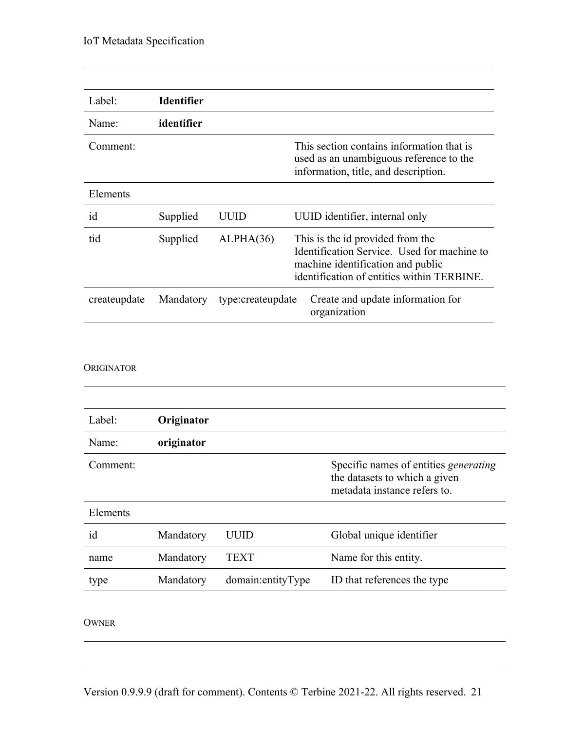| Label: | **Identifier** | | |
|---|---|---|---|
| Name: | **identifier** | | |
| Comment: | | | This section contains information that is used as an unambiguous reference to the information, title, and description. |
| Elements | | | |
| id | Supplied | UUID | UUID identifier, internal only |
| tid | Supplied | ALPHA(36) | This is the id provided from the Identification Service. Used for machine to machine identification and public identification of entities within TERBINE. |
| createupdate | Mandatory | type:createupdate | Create and update information for organization |

### ORIGINATOR

| Label: | **Originator** | | |
|---|---|---|---|
| Name: | **originator** | | |
| Comment: | | | Specific names of entities *generating* the datasets to which a given metadata instance refers to. |
| Elements | | | |
| id | Mandatory | UUID | Global unique identifier |
| name | Mandatory | TEXT | Name for this entity. |
| type | Mandatory | domain:entityType | ID that references the type |

### OWNER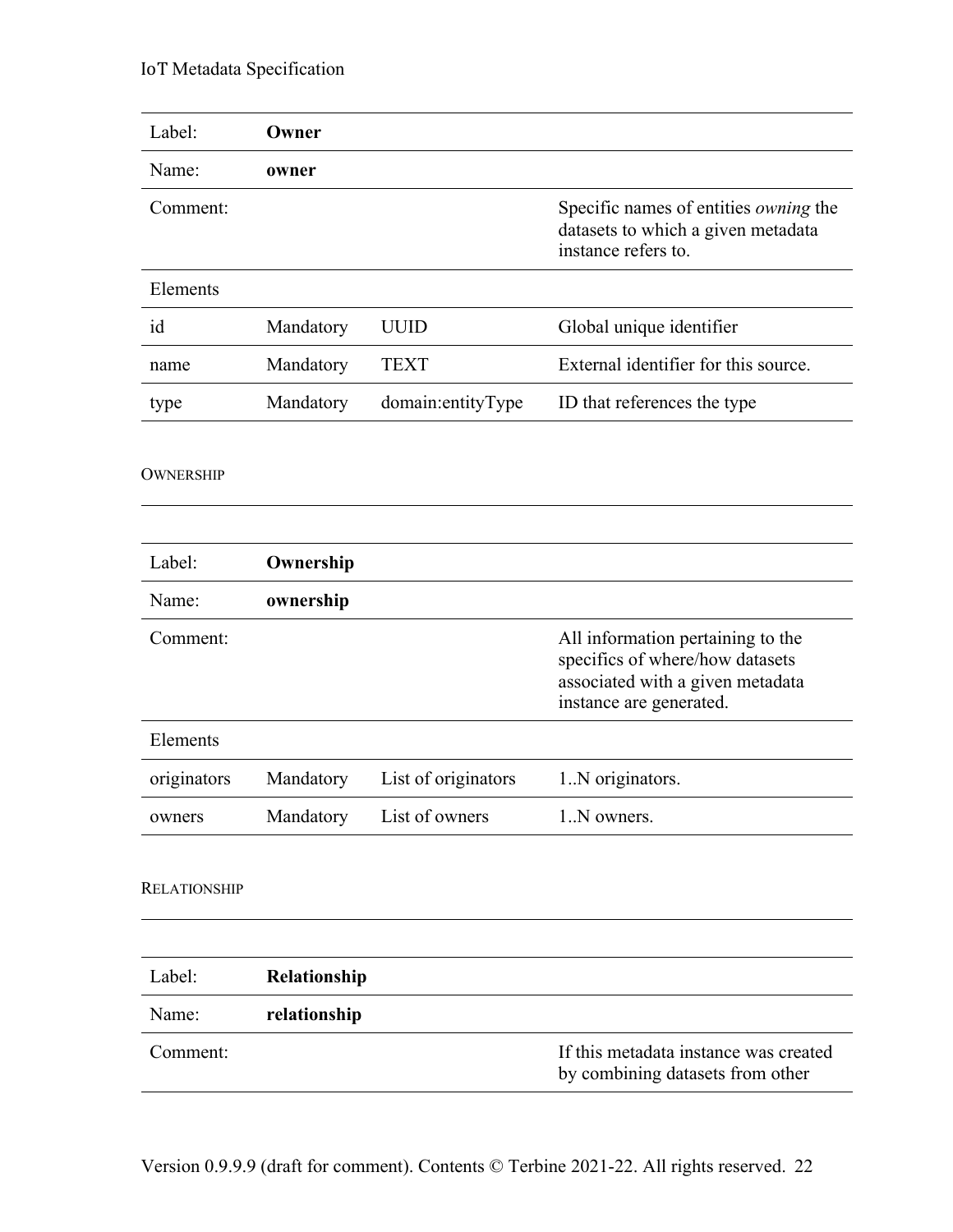| Label: | **Owner** | | |
|---|---|---|---|
| Name: | **owner** | | |
| Comment: | | | Specific names of entities *owning* the datasets to which a given metadata instance refers to. |
| Elements | | | |
| id | Mandatory | UUID | Global unique identifier |
| name | Mandatory | TEXT | External identifier for this source. |
| type | Mandatory | domain:entityType | ID that references the type |

#### OWNERSHIP

| Label: | **Ownership** | | |
|---|---|---|---|
| Name: | **ownership** | | |
| Comment: | | | All information pertaining to the specifics of where/how datasets associated with a given metadata instance are generated. |
| Elements | | | |
| originators | Mandatory | List of originators | 1..N originators. |
| owners | Mandatory | List of owners | 1..N owners. |

#### RELATIONSHIP

| Label: | **Relationship** | | |
|---|---|---|---|
| Name: | **relationship** | | |
| Comment: | | | If this metadata instance was created by combining datasets from other |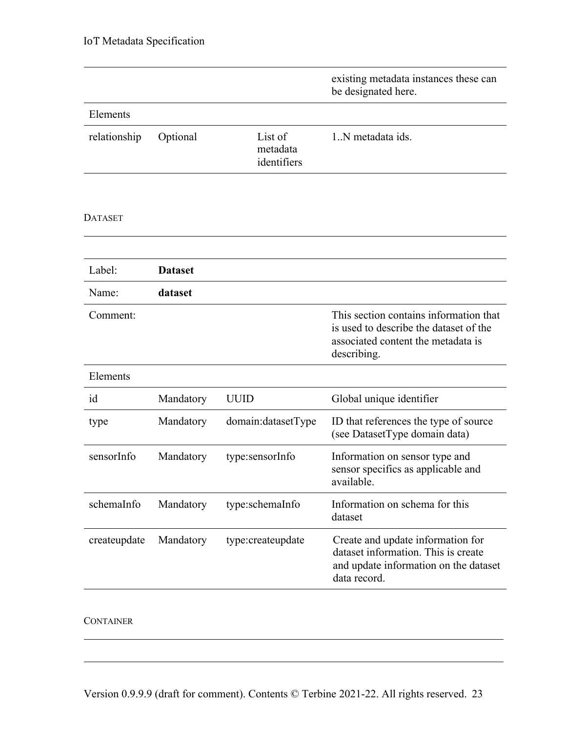| | | | |
|---|---|---|---|
| | | | existing metadata instances these can be designated here. |
| Elements | | | |
| relationship | Optional | List of metadata identifiers | 1..N metadata ids. |

### DATASET

| | | | |
|---|---|---|---|
| Label: | **Dataset** | | |
| Name: | **dataset** | | |
| Comment: | | | This section contains information that is used to describe the dataset of the associated content the metadata is describing. |
| Elements | | | |
| id | Mandatory | UUID | Global unique identifier |
| type | Mandatory | domain:datasetType | ID that references the type of source (see DatasetType domain data) |
| sensorInfo | Mandatory | type:sensorInfo | Information on sensor type and sensor specifics as applicable and available. |
| schemaInfo | Mandatory | type:schemaInfo | Information on schema for this dataset |
| createupdate | Mandatory | type:createupdate | Create and update information for dataset information. This is create and update information on the dataset data record. |

### CONTAINER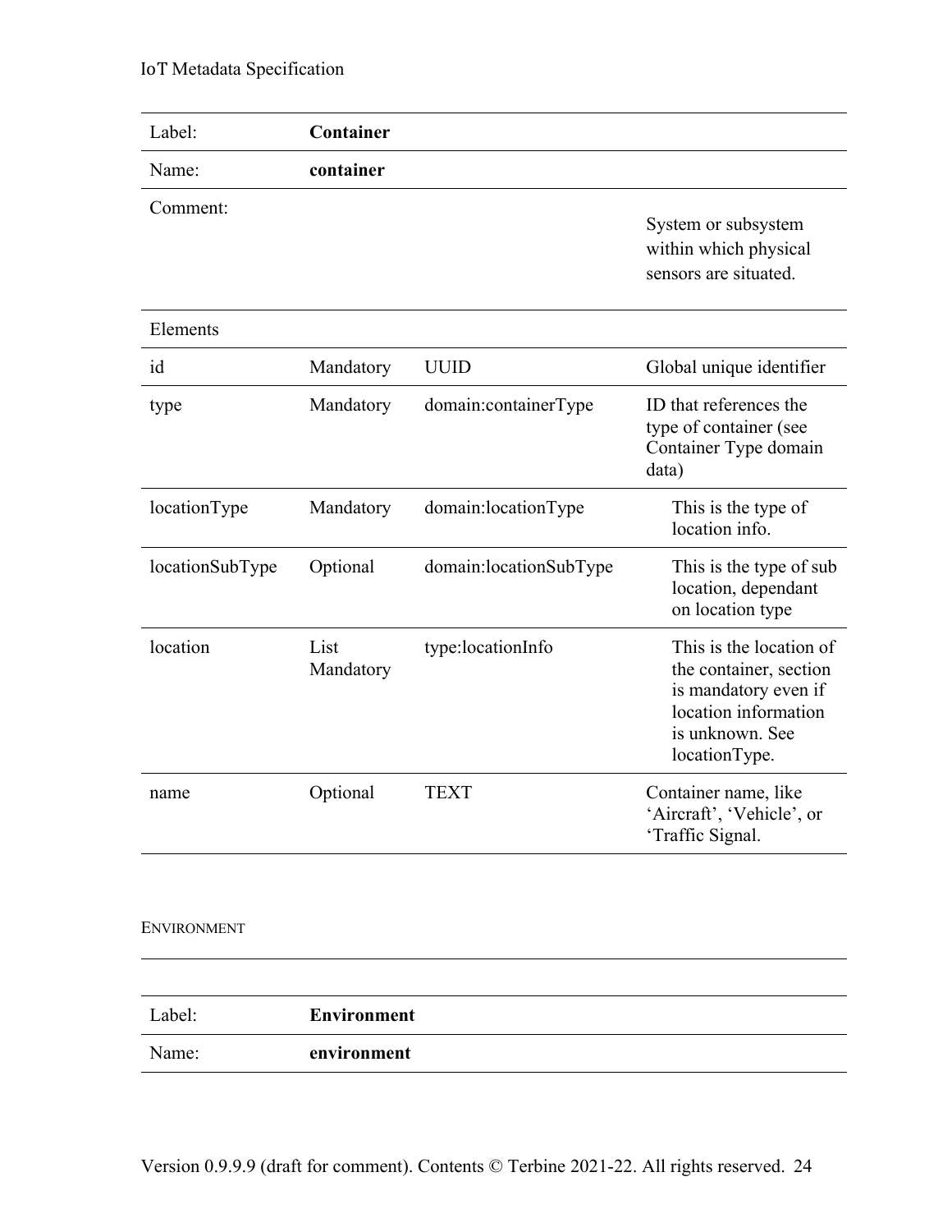| Label: | **Container** | | |
|---|---|---|---|
| Name: | **container** | | |
| Comment: | | | System or subsystem within which physical sensors are situated. |
| Elements | | | |
| id | Mandatory | UUID | Global unique identifier |
| type | Mandatory | domain:containerType | ID that references the type of container (see Container Type domain data) |
| locationType | Mandatory | domain:locationType | This is the type of location info. |
| locationSubType | Optional | domain:locationSubType | This is the type of sub location, dependant on location type |
| location | List Mandatory | type:locationInfo | This is the location of the container, section is mandatory even if location information is unknown. See locationType. |
| name | Optional | TEXT | Container name, like 'Aircraft', 'Vehicle', or 'Traffic Signal. |

### ENVIRONMENT

| Label: | **Environment** |
|---|---|
| Name: | **environment** |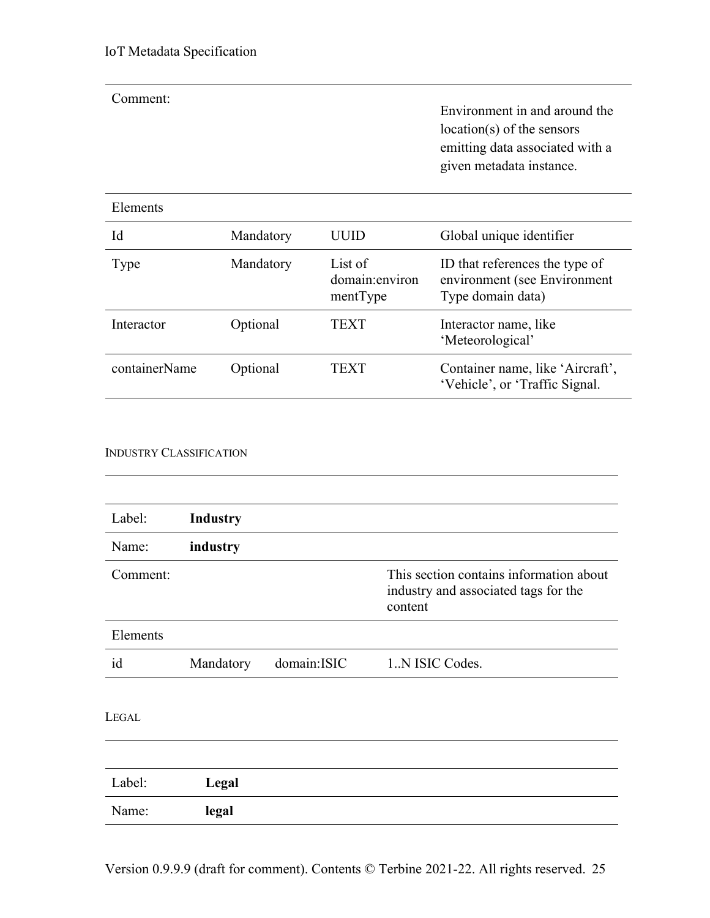| | | | |
|---|---|---|---|
| Comment: | | | Environment in and around the location(s) of the sensors emitting data associated with a given metadata instance. |
| Elements | | | |
| Id | Mandatory | UUID | Global unique identifier |
| Type | Mandatory | List of domain:environmentType | ID that references the type of environment (see Environment Type domain data) |
| Interactor | Optional | TEXT | Interactor name, like ‘Meteorological’ |
| containerName | Optional | TEXT | Container name, like ‘Aircraft’, ‘Vehicle’, or ‘Traffic Signal. |

#### INDUSTRY CLASSIFICATION

| | | | |
|---|---|---|---|
| Label: | **Industry** | | |
| Name: | **industry** | | |
| Comment: | | | This section contains information about industry and associated tags for the content |
| Elements | | | |
| id | Mandatory | domain:ISIC | 1..N ISIC Codes. |

#### LEGAL

| | |
|---|---|
| Label: | **Legal** |
| Name: | **legal** |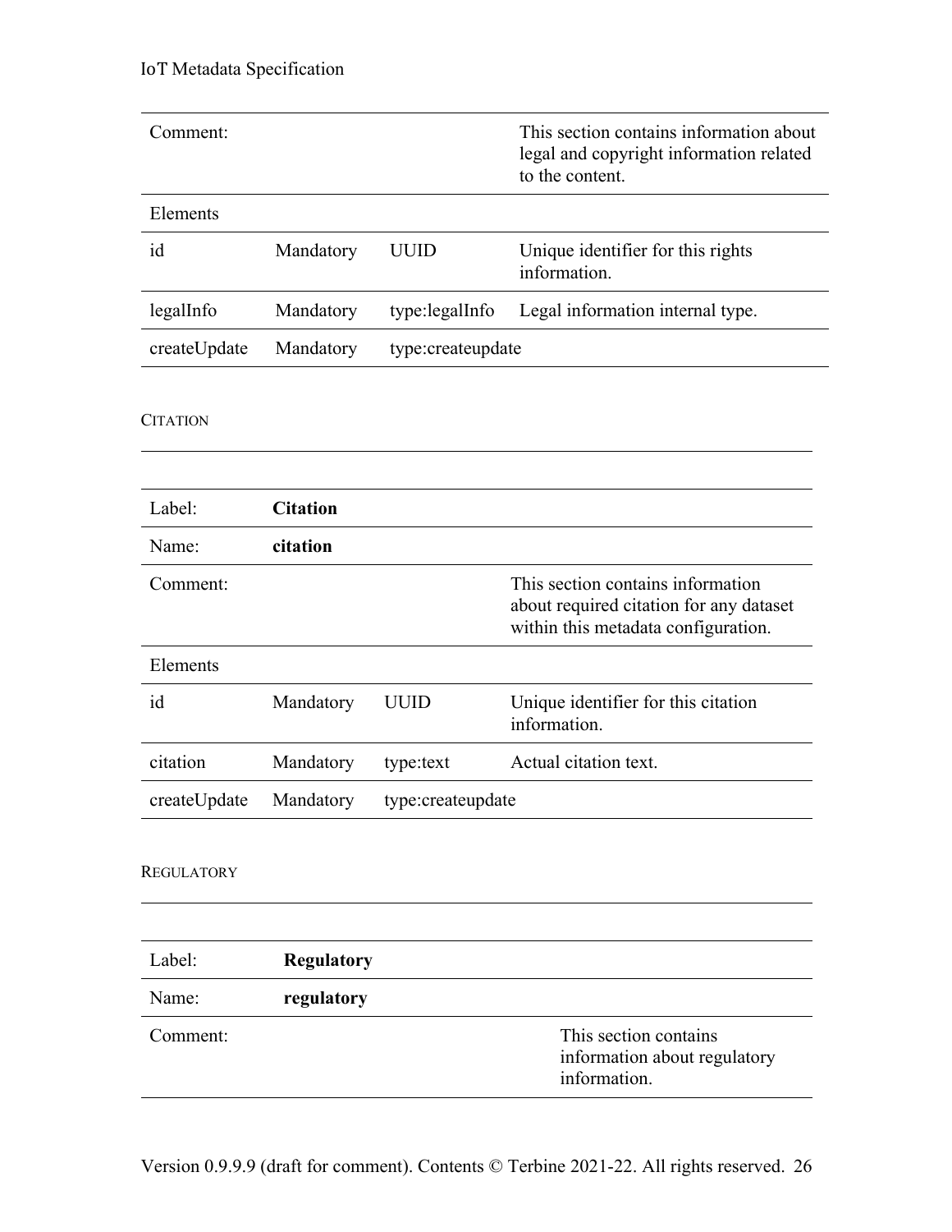| | | | |
|---|---|---|---|
| Comment: | | | This section contains information about legal and copyright information related to the content. |
| Elements | | | |
| id | Mandatory | UUID | Unique identifier for this rights information. |
| legalInfo | Mandatory | type:legalInfo | Legal information internal type. |
| createUpdate | Mandatory | type:createupdate | |

#### CITATION

| | | | |
|---|---|---|---|
| Label: | **Citation** | | |
| Name: | **citation** | | |
| Comment: | | | This section contains information about required citation for any dataset within this metadata configuration. |
| Elements | | | |
| id | Mandatory | UUID | Unique identifier for this citation information. |
| citation | Mandatory | type:text | Actual citation text. |
| createUpdate | Mandatory | type:createupdate | |

#### REGULATORY

| | | |
|---|---|---|
| Label: | **Regulatory** | |
| Name: | **regulatory** | |
| Comment: | | This section contains information about regulatory information. |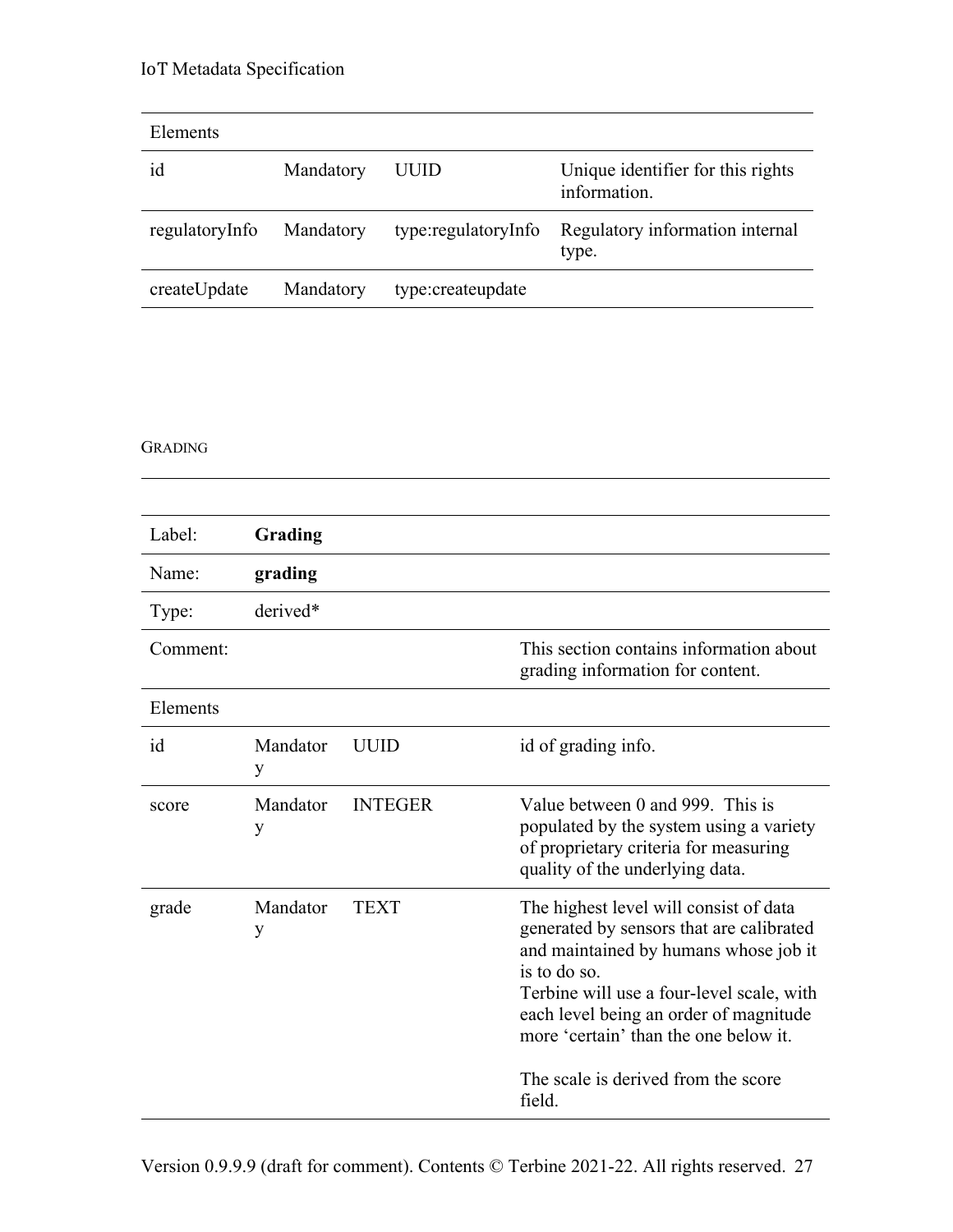| Elements | | | |
|---|---|---|---|
| id | Mandatory | UUID | Unique identifier for this rights information. |
| regulatoryInfo | Mandatory | type:regulatoryInfo | Regulatory information internal type. |
| createUpdate | Mandatory | type:createupdate | |

### GRADING

| Label: | **Grading** | | |
|---|---|---|---|
| Name: | **grading** | | |
| Type: | derived* | | |
| Comment: | | | This section contains information about grading information for content. |
| Elements | | | |
| id | Mandatory | UUID | id of grading info. |
| score | Mandatory | INTEGER | Value between 0 and 999. This is populated by the system using a variety of proprietary criteria for measuring quality of the underlying data. |
| grade | Mandatory | TEXT | The highest level will consist of data generated by sensors that are calibrated and maintained by humans whose job it is to do so.<br>Terbine will use a four-level scale, with each level being an order of magnitude more 'certain' than the one below it.<br><br>The scale is derived from the score field. |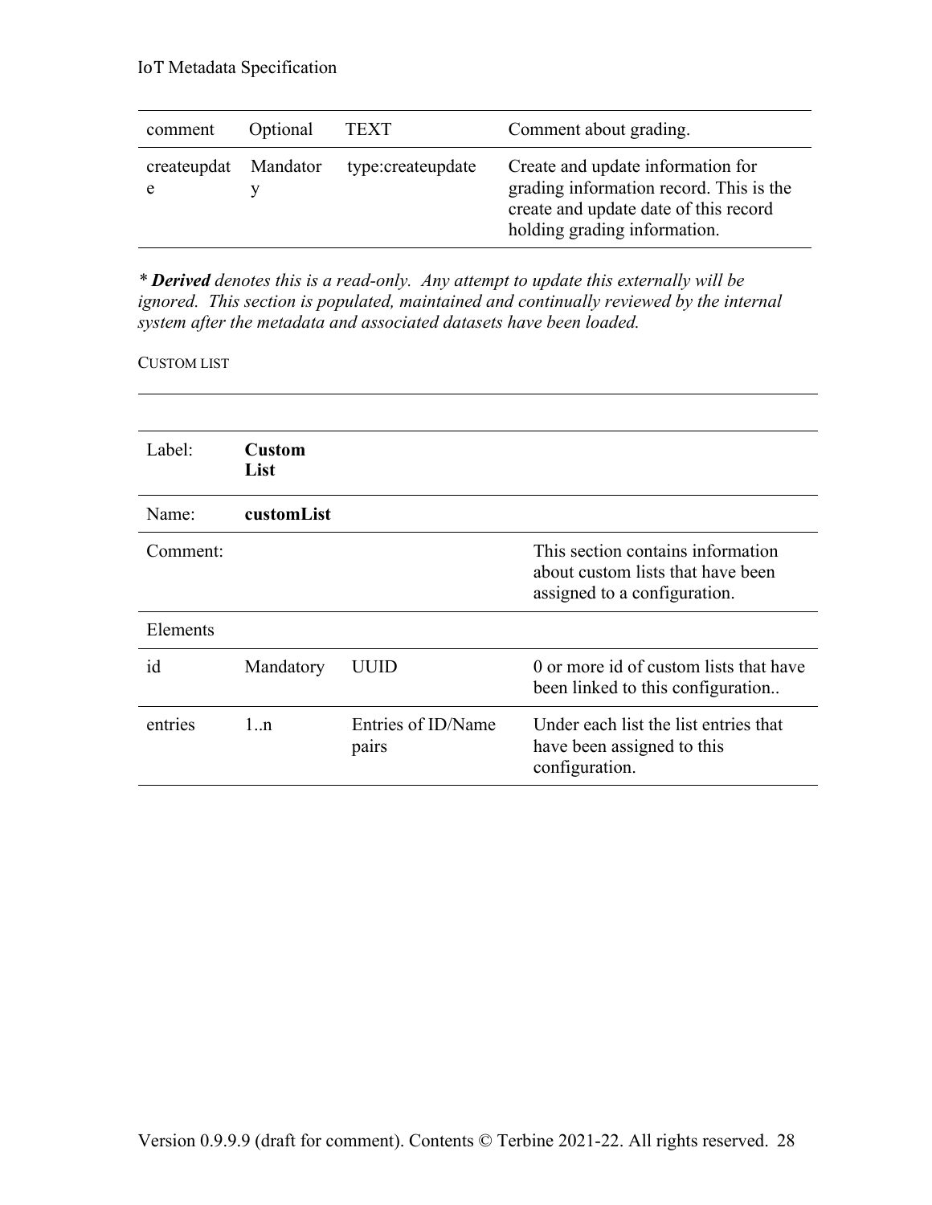| comment | Optional | TEXT | Comment about grading. |
|---|---|---|---|
| createupdate | Mandatory | type:createupdate | Create and update information for grading information record. This is the create and update date of this record holding grading information. |

\* ***Derived*** *denotes this is a read-only. Any attempt to update this externally will be ignored. This section is populated, maintained and continually reviewed by the internal system after the metadata and associated datasets have been loaded.*

CUSTOM LIST

| Label: | **Custom List** | | |
|---|---|---|---|
| Name: | **customList** | | |
| Comment: | | | This section contains information about custom lists that have been assigned to a configuration. |
| Elements | | | |
| id | Mandatory | UUID | 0 or more id of custom lists that have been linked to this configuration.. |
| entries | 1..n | Entries of ID/Name pairs | Under each list the list entries that have been assigned to this configuration. |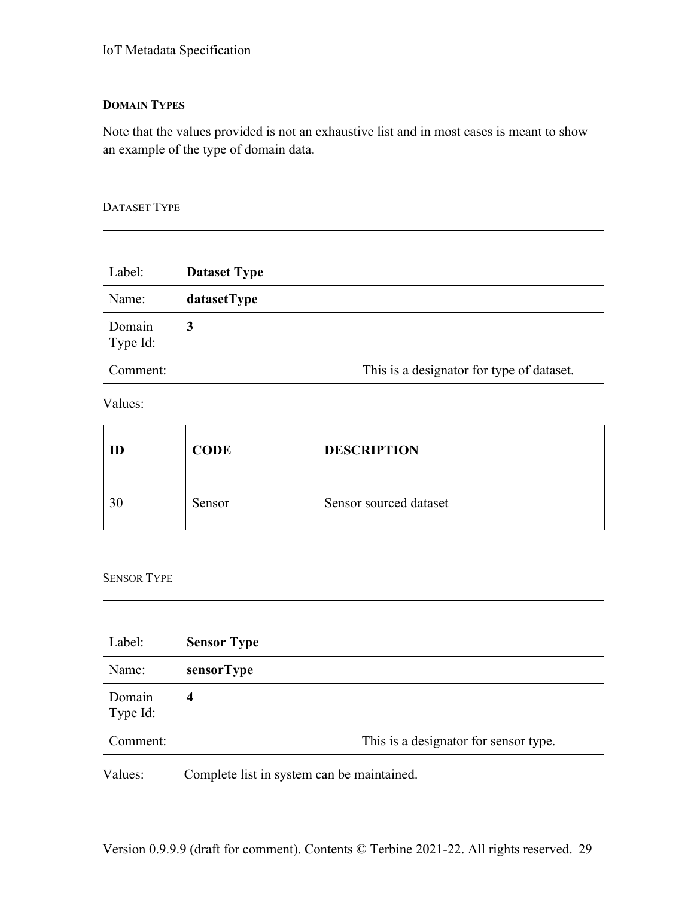#### DOMAIN TYPES

Note that the values provided is not an exhaustive list and in most cases is meant to show an example of the type of domain data.

##### DATASET TYPE

| | |
|---|---|
| Label: | **Dataset Type** |
| Name: | **datasetType** |
| Domain Type Id: | **3** |
| Comment: | This is a designator for type of dataset. |

Values:

| ID | CODE | DESCRIPTION |
|---|---|---|
| 30 | Sensor | Sensor sourced dataset |

##### SENSOR TYPE

| | |
|---|---|
| Label: | **Sensor Type** |
| Name: | **sensorType** |
| Domain Type Id: | **4** |
| Comment: | This is a designator for sensor type. |

Values: Complete list in system can be maintained.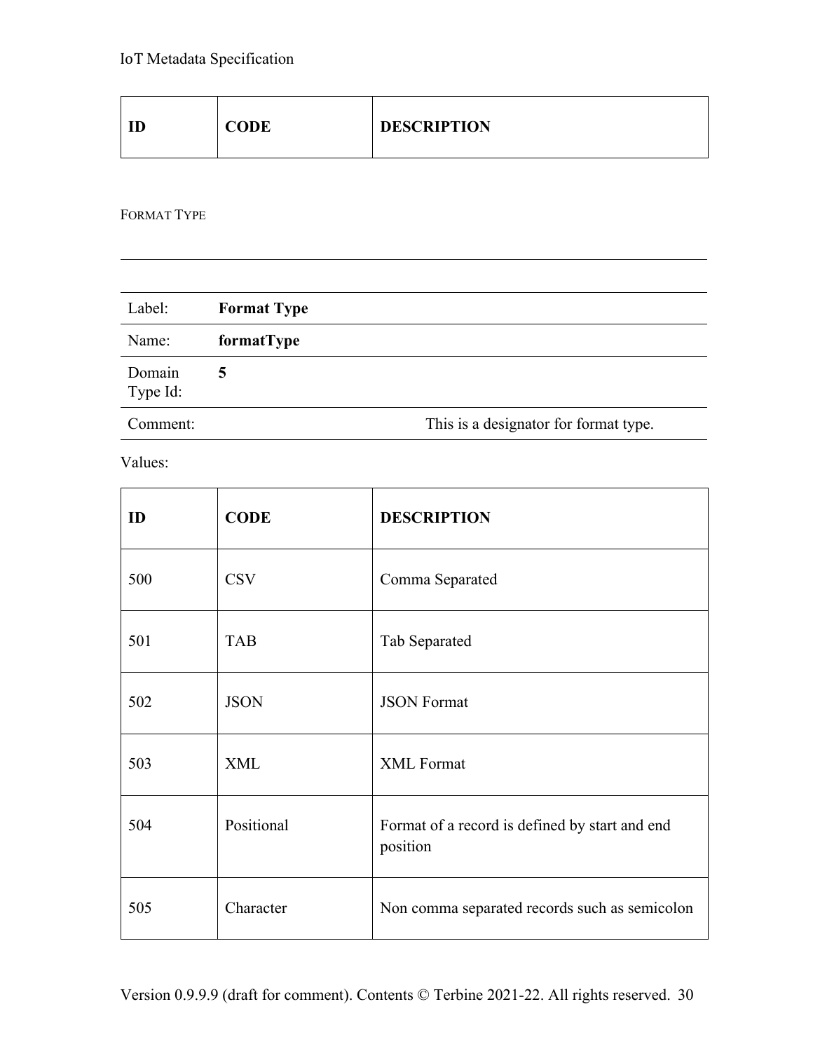| ID | CODE | DESCRIPTION |
| --- | --- | --- |

#### Format Type

| Label: | **Format Type** |
| --- | --- |
| Name: | **formatType** |
| Domain Type Id: | **5** |
| Comment: | This is a designator for format type. |

Values:

| ID | CODE | DESCRIPTION |
| --- | --- | --- |
| 500 | CSV | Comma Separated |
| 501 | TAB | Tab Separated |
| 502 | JSON | JSON Format |
| 503 | XML | XML Format |
| 504 | Positional | Format of a record is defined by start and end position |
| 505 | Character | Non comma separated records such as semicolon |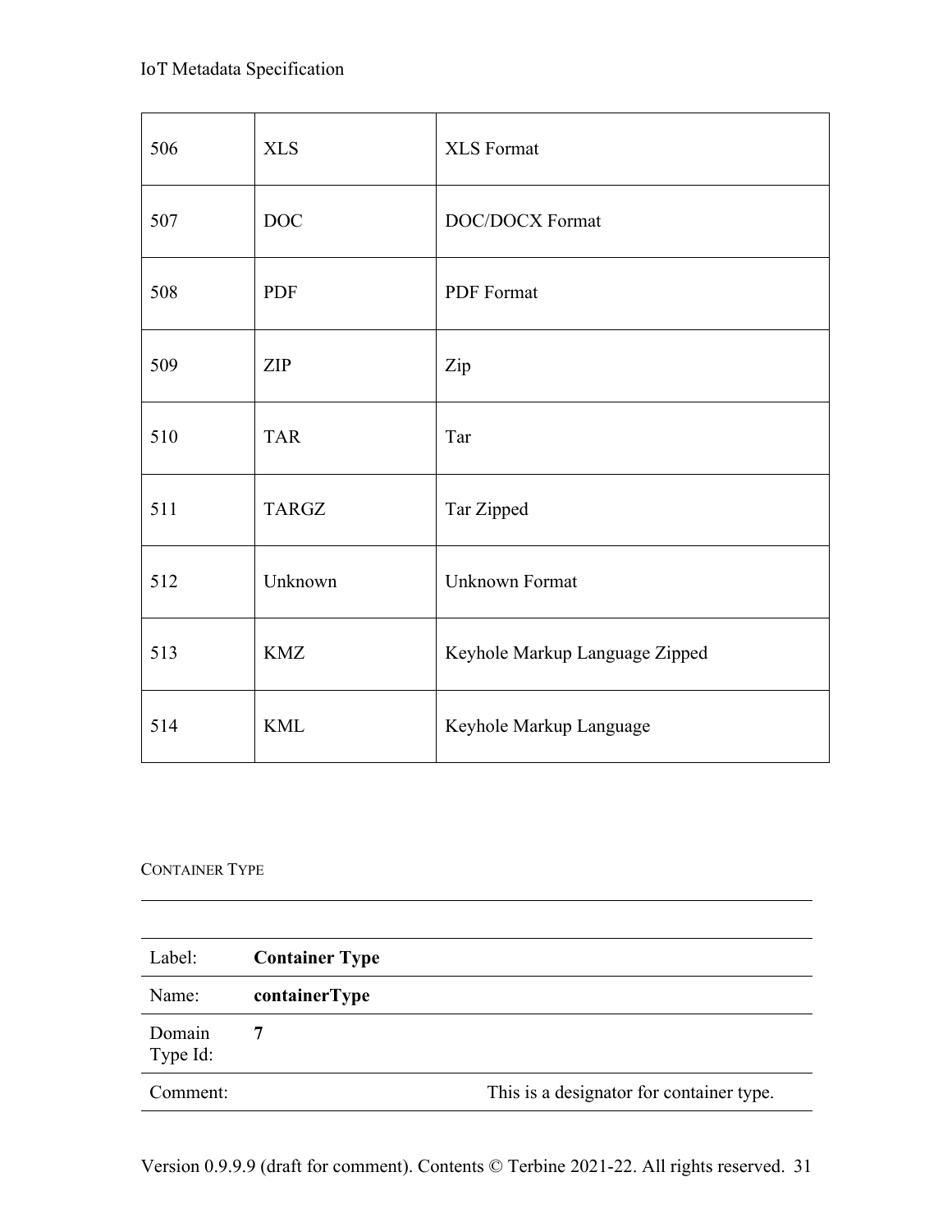| 506 | XLS | XLS Format |
|---|---|---|
| 507 | DOC | DOC/DOCX Format |
| 508 | PDF | PDF Format |
| 509 | ZIP | Zip |
| 510 | TAR | Tar |
| 511 | TARGZ | Tar Zipped |
| 512 | Unknown | Unknown Format |
| 513 | KMZ | Keyhole Markup Language Zipped |
| 514 | KML | Keyhole Markup Language |

### CONTAINER TYPE

| | |
|---|---|
| Label: | **Container Type** |
| Name: | **containerType** |
| Domain Type Id: | **7** |
| Comment: | This is a designator for container type. |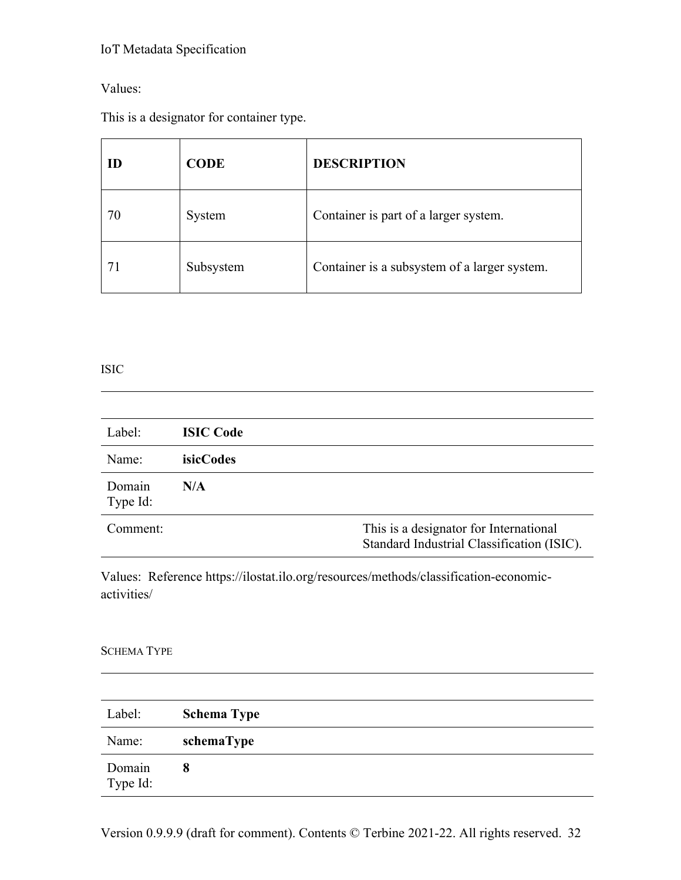Values:

This is a designator for container type.

| ID | CODE | DESCRIPTION |
|---|---|---|
| 70 | System | Container is part of a larger system. |
| 71 | Subsystem | Container is a subsystem of a larger system. |

### ISIC

| | | |
|---|---|---|
| Label: | **ISIC Code** | |
| Name: | **isicCodes** | |
| Domain Type Id: | **N/A** | |
| Comment: | | This is a designator for International Standard Industrial Classification (ISIC). |

Values: Reference https://ilostat.ilo.org/resources/methods/classification-economic-activities/

### Schema Type

| | |
|---|---|
| Label: | **Schema Type** |
| Name: | **schemaType** |
| Domain Type Id: | **8** |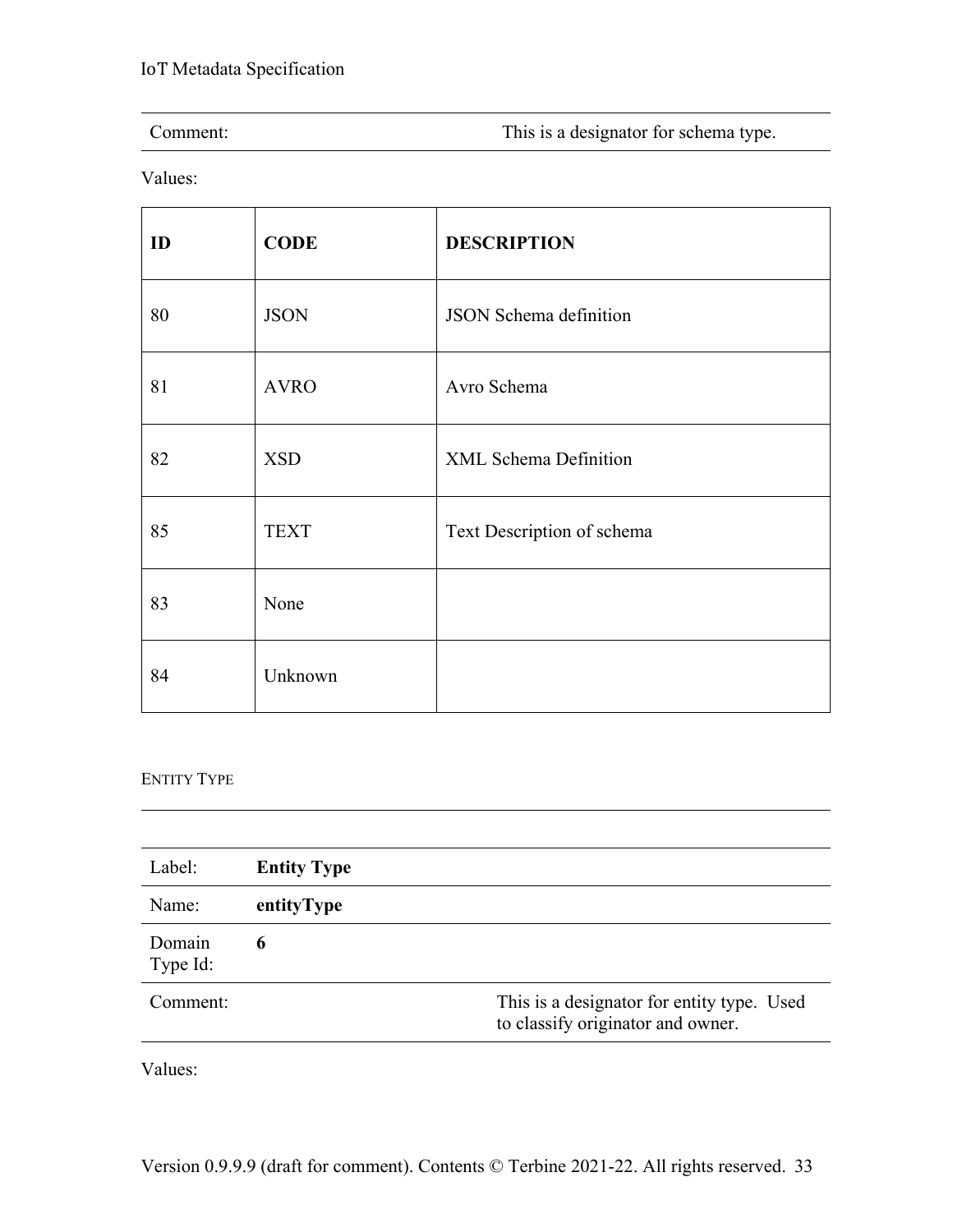| Comment: | This is a designator for schema type. |
|---|---|

Values:

| ID | CODE | DESCRIPTION |
|---|---|---|
| 80 | JSON | JSON Schema definition |
| 81 | AVRO | Avro Schema |
| 82 | XSD | XML Schema Definition |
| 85 | TEXT | Text Description of schema |
| 83 | None | |
| 84 | Unknown | |

#### ENTITY TYPE

| | | |
|---|---|---|
| Label: | **Entity Type** | |
| Name: | **entityType** | |
| Domain Type Id: | **6** | |
| Comment: | | This is a designator for entity type. Used to classify originator and owner. |

Values: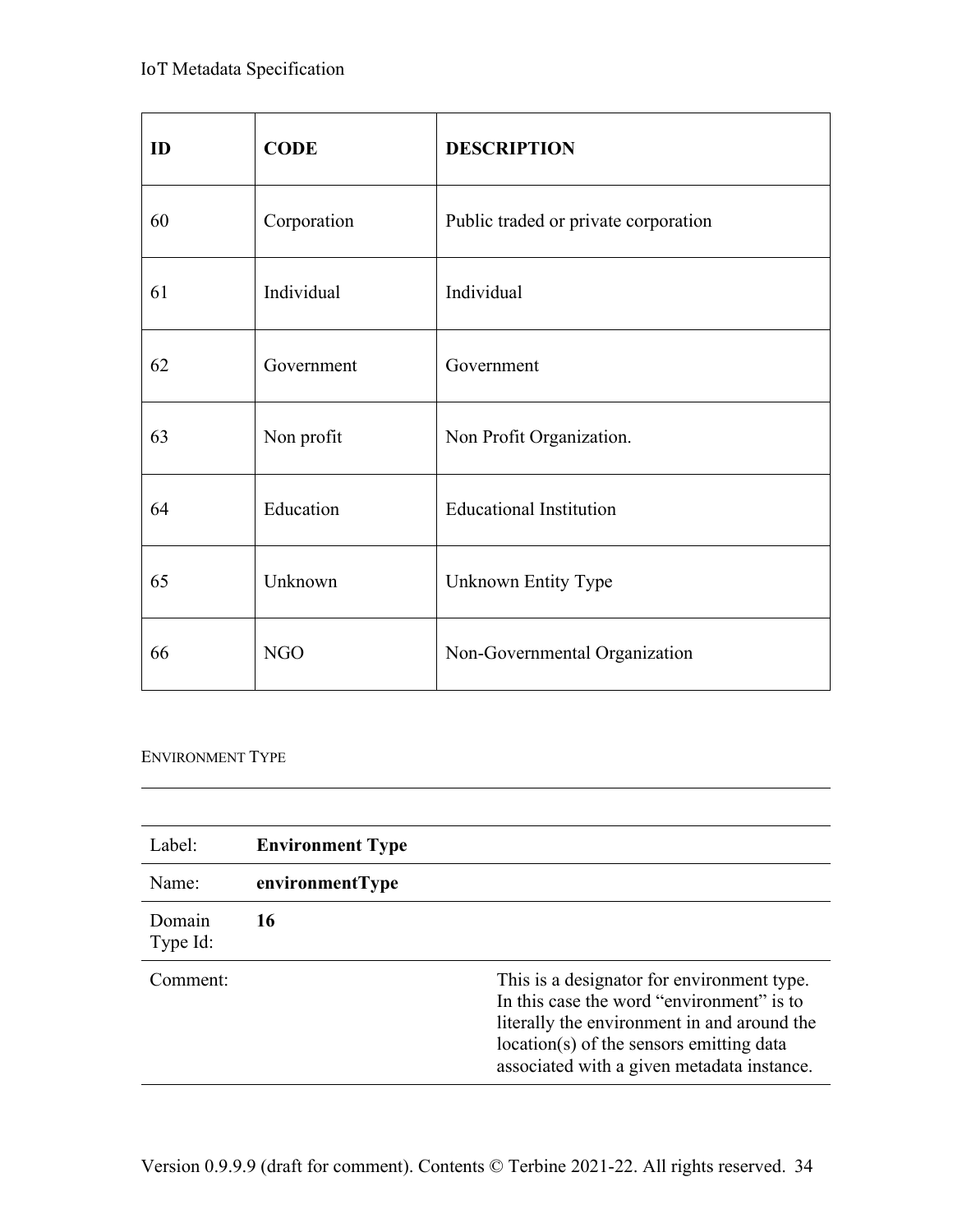| ID | CODE | DESCRIPTION |
| --- | --- | --- |
| 60 | Corporation | Public traded or private corporation |
| 61 | Individual | Individual |
| 62 | Government | Government |
| 63 | Non profit | Non Profit Organization. |
| 64 | Education | Educational Institution |
| 65 | Unknown | Unknown Entity Type |
| 66 | NGO | Non-Governmental Organization |

#### ENVIRONMENT TYPE

| | | |
| --- | --- | --- |
| Label: | **Environment Type** | |
| Name: | **environmentType** | |
| Domain Type Id: | **16** | |
| Comment: | | This is a designator for environment type. In this case the word "environment" is to literally the environment in and around the location(s) of the sensors emitting data associated with a given metadata instance. |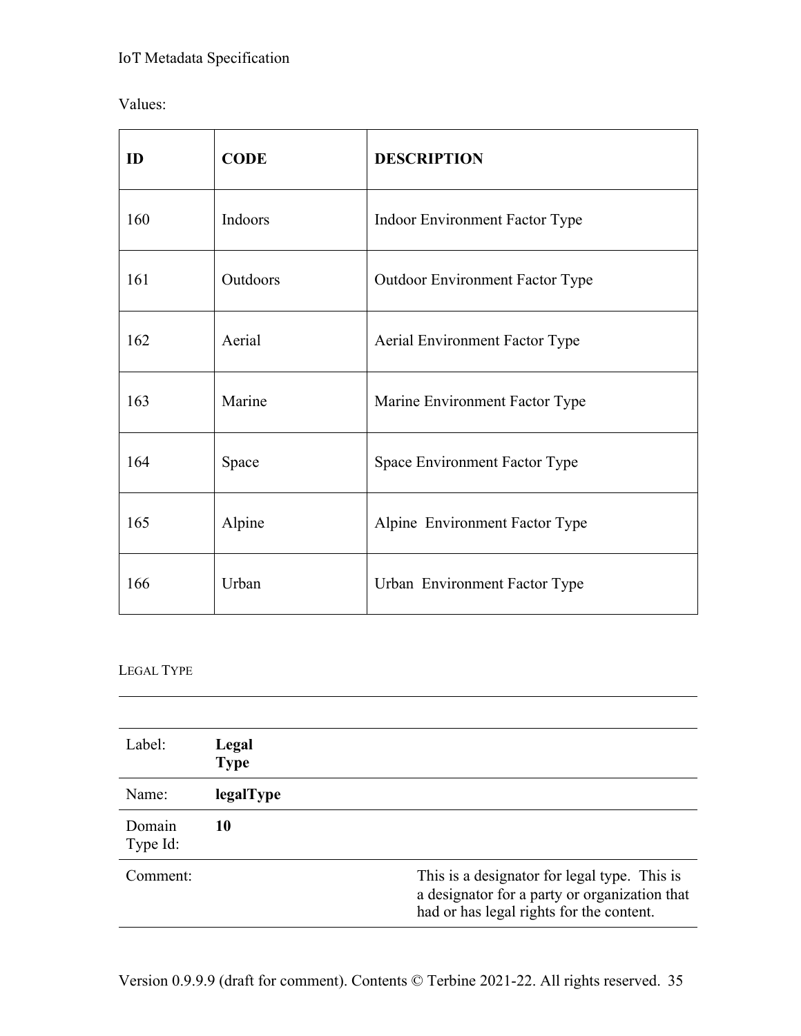Values:

| ID | CODE | DESCRIPTION |
| --- | --- | --- |
| 160 | Indoors | Indoor Environment Factor Type |
| 161 | Outdoors | Outdoor Environment Factor Type |
| 162 | Aerial | Aerial Environment Factor Type |
| 163 | Marine | Marine Environment Factor Type |
| 164 | Space | Space Environment Factor Type |
| 165 | Alpine | Alpine  Environment Factor Type |
| 166 | Urban | Urban  Environment Factor Type |

### LEGAL TYPE

| | | |
| --- | --- | --- |
| Label: | **Legal Type** | |
| Name: | **legalType** | |
| Domain Type Id: | **10** | |
| Comment: | | This is a designator for legal type.  This is a designator for a party or organization that had or has legal rights for the content. |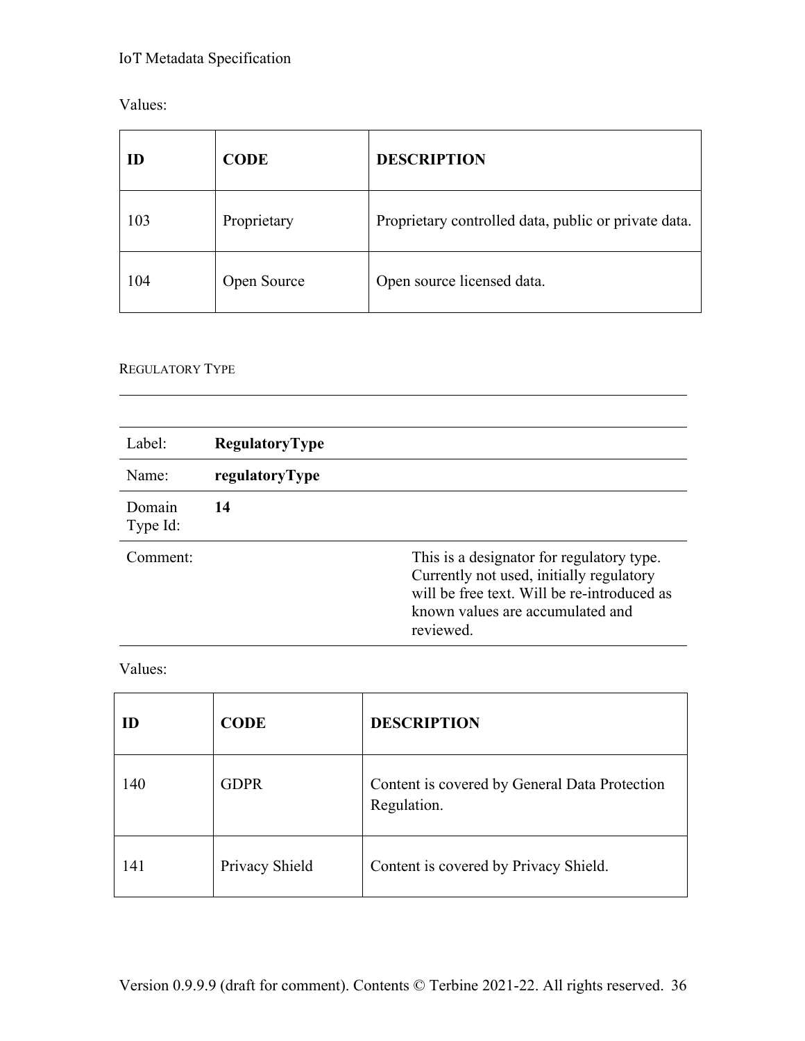Values:

| ID | CODE | DESCRIPTION |
|---|---|---|
| 103 | Proprietary | Proprietary controlled data, public or private data. |
| 104 | Open Source | Open source licensed data. |

#### REGULATORY TYPE

| | | |
|---|---|---|
| Label: | **RegulatoryType** | |
| Name: | **regulatoryType** | |
| Domain Type Id: | **14** | |
| Comment: | | This is a designator for regulatory type. Currently not used, initially regulatory will be free text. Will be re-introduced as known values are accumulated and reviewed. |

Values:

| ID | CODE | DESCRIPTION |
|---|---|---|
| 140 | GDPR | Content is covered by General Data Protection Regulation. |
| 141 | Privacy Shield | Content is covered by Privacy Shield. |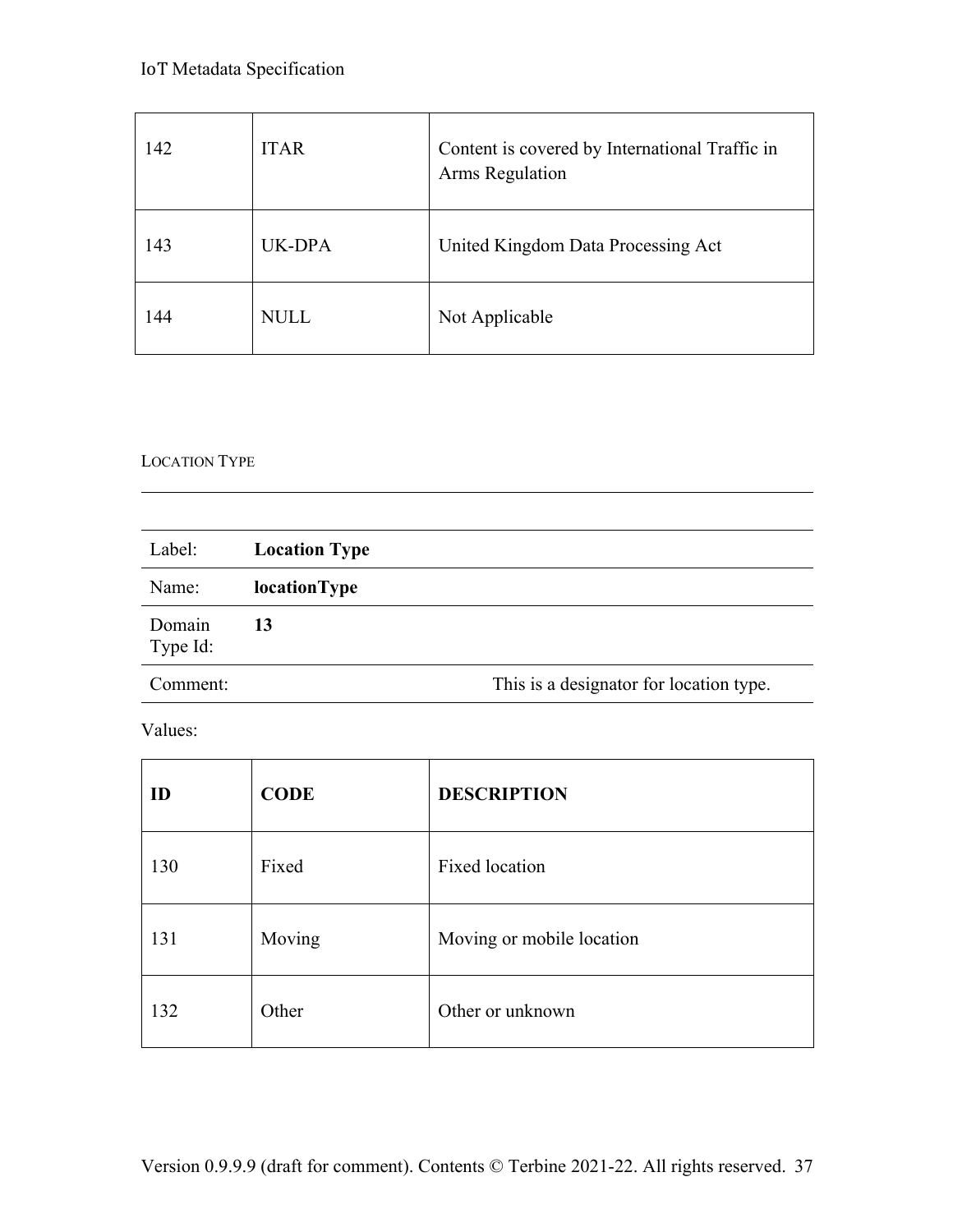| 142 | ITAR | Content is covered by International Traffic in Arms Regulation |
| --- | --- | --- |
| 143 | UK-DPA | United Kingdom Data Processing Act |
| 144 | NULL | Not Applicable |

### LOCATION TYPE

| | |
| --- | --- |
| Label: | **Location Type** |
| Name: | **locationType** |
| Domain Type Id: | **13** |
| Comment: | This is a designator for location type. |

Values:

| ID | CODE | DESCRIPTION |
| --- | --- | --- |
| 130 | Fixed | Fixed location |
| 131 | Moving | Moving or mobile location |
| 132 | Other | Other or unknown |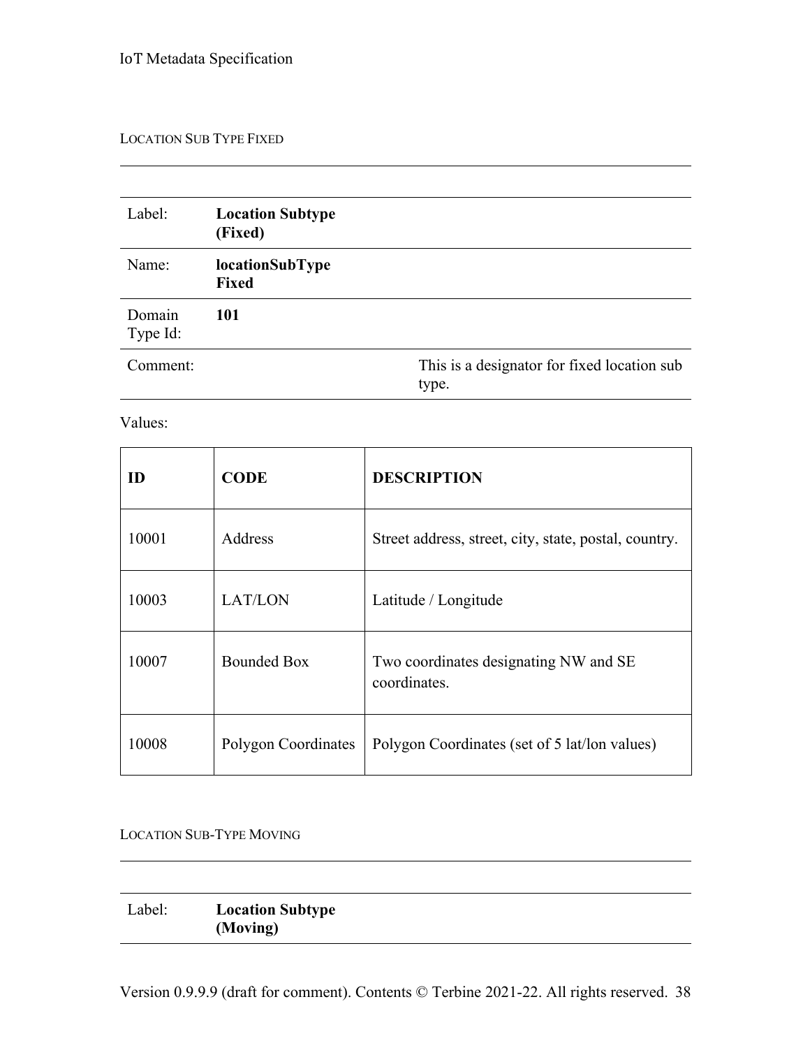#### LOCATION SUB TYPE FIXED

| | | |
|---|---|---|
| Label: | **Location Subtype (Fixed)** | |
| Name: | **locationSubType Fixed** | |
| Domain Type Id: | **101** | |
| Comment: | | This is a designator for fixed location sub type. |

Values:

| ID | CODE | DESCRIPTION |
|---|---|---|
| 10001 | Address | Street address, street, city, state, postal, country. |
| 10003 | LAT/LON | Latitude / Longitude |
| 10007 | Bounded Box | Two coordinates designating NW and SE coordinates. |
| 10008 | Polygon Coordinates | Polygon Coordinates (set of 5 lat/lon values) |

#### LOCATION SUB-TYPE MOVING

| | |
|---|---|
| Label: | **Location Subtype (Moving)** |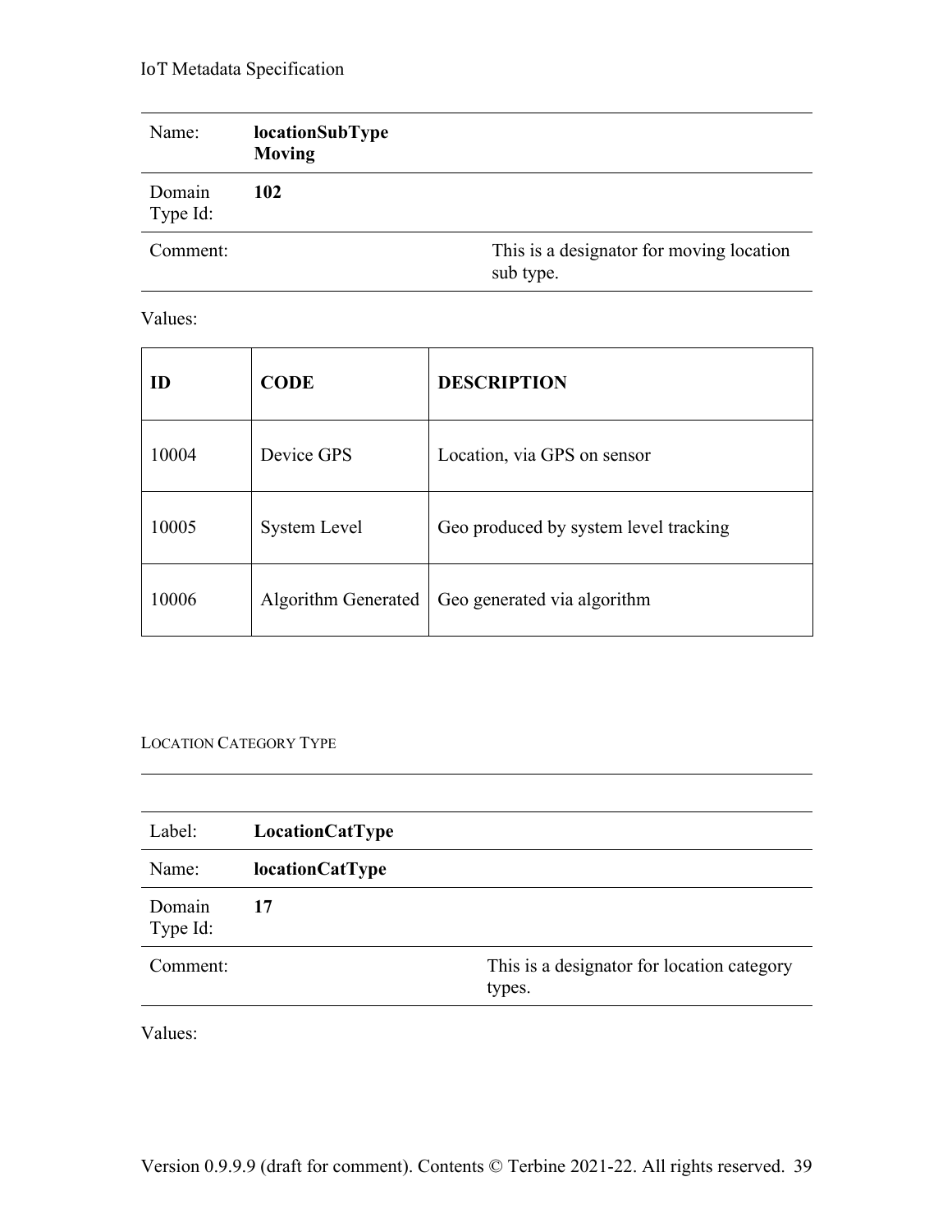| | |
|---|---|
| Name: | **locationSubType Moving** |
| Domain Type Id: | **102** |
| Comment: | This is a designator for moving location sub type. |

Values:

| ID | CODE | DESCRIPTION |
|---|---|---|
| 10004 | Device GPS | Location, via GPS on sensor |
| 10005 | System Level | Geo produced by system level tracking |
| 10006 | Algorithm Generated | Geo generated via algorithm |

#### LOCATION CATEGORY TYPE

| | |
|---|---|
| Label: | **LocationCatType** |
| Name: | **locationCatType** |
| Domain Type Id: | **17** |
| Comment: | This is a designator for location category types. |

Values: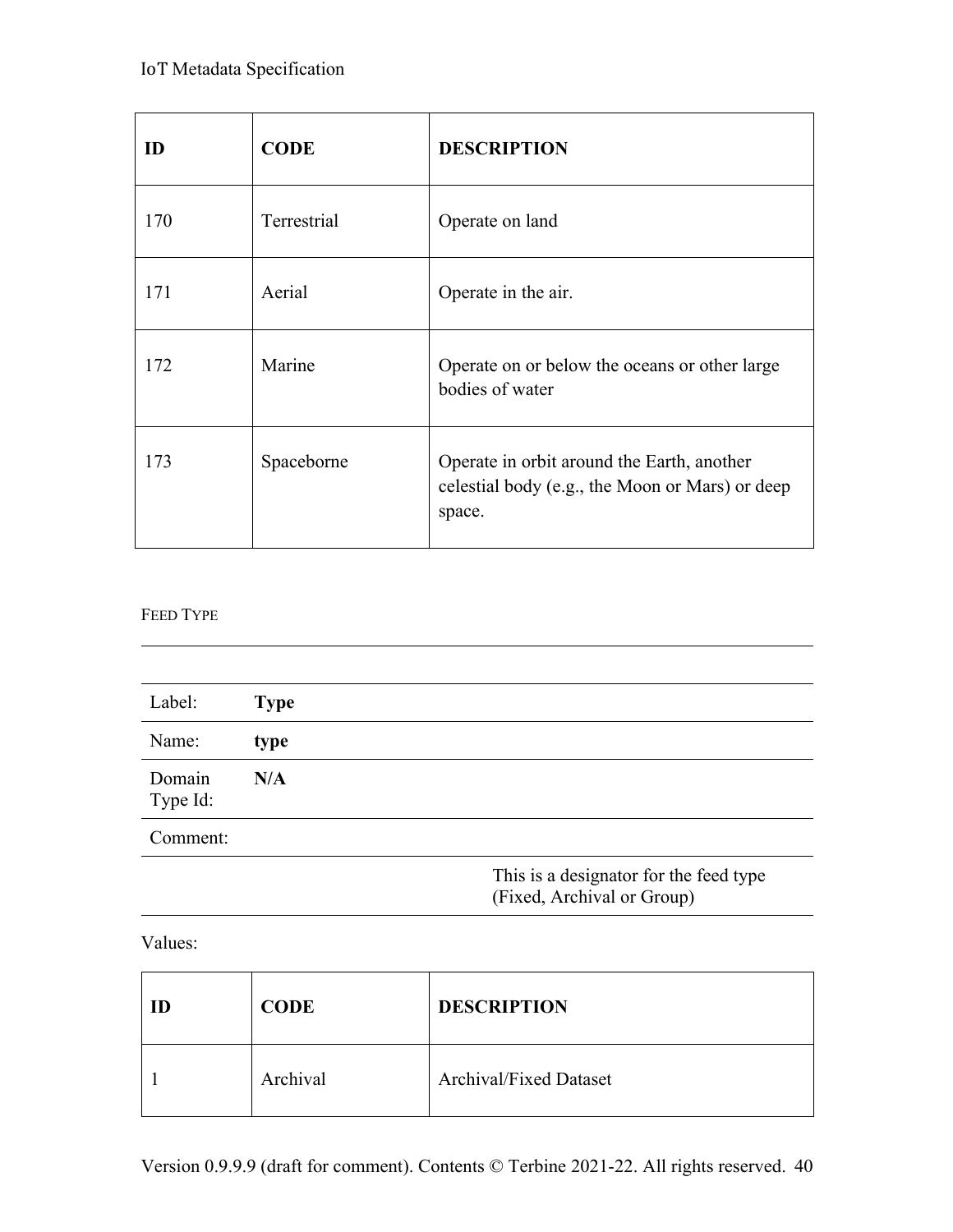| ID | CODE | DESCRIPTION |
| --- | --- | --- |
| 170 | Terrestrial | Operate on land |
| 171 | Aerial | Operate in the air. |
| 172 | Marine | Operate on or below the oceans or other large bodies of water |
| 173 | Spaceborne | Operate in orbit around the Earth, another celestial body (e.g., the Moon or Mars) or deep space. |

FEED TYPE

| | |
| --- | --- |
| Label: | **Type** |
| Name: | **type** |
| Domain Type Id: | **N/A** |
| Comment: | |
| | This is a designator for the feed type (Fixed, Archival or Group) |

Values:

| ID | CODE | DESCRIPTION |
| --- | --- | --- |
| 1 | Archival | Archival/Fixed Dataset |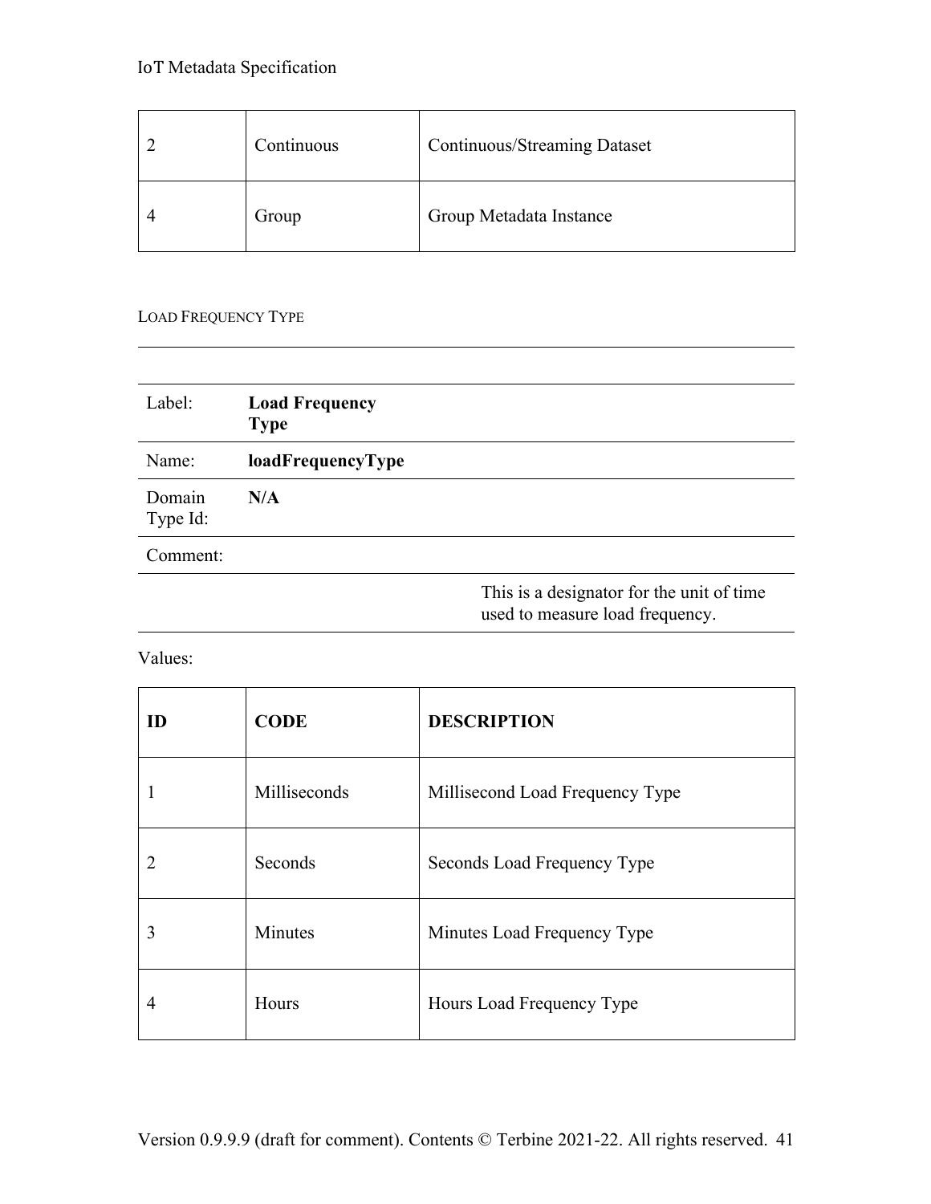| 2 | Continuous | Continuous/Streaming Dataset |
|---|---|---|
| 4 | Group | Group Metadata Instance |

#### LOAD FREQUENCY TYPE

| | |
|---|---|
| Label: | **Load Frequency Type** |
| Name: | **loadFrequencyType** |
| Domain Type Id: | **N/A** |
| Comment: | |
| | This is a designator for the unit of time used to measure load frequency. |

Values:

| ID | CODE | DESCRIPTION |
|---|---|---|
| 1 | Milliseconds | Millisecond Load Frequency Type |
| 2 | Seconds | Seconds Load Frequency Type |
| 3 | Minutes | Minutes Load Frequency Type |
| 4 | Hours | Hours Load Frequency Type |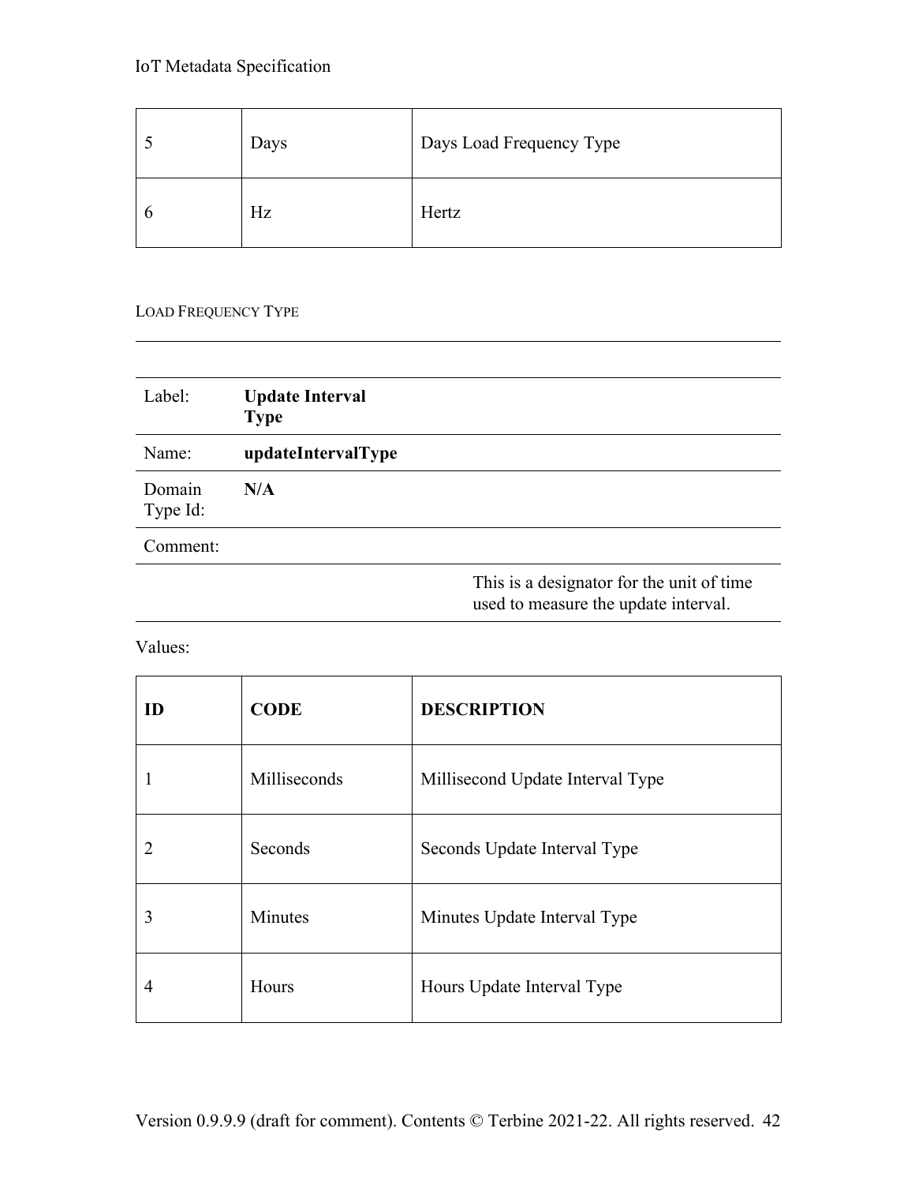| 5 | Days | Days Load Frequency Type |
|---|---|---|
| 6 | Hz | Hertz |

LOAD FREQUENCY TYPE

| | |
|---|---|
| Label: | **Update Interval Type** |
| Name: | **updateIntervalType** |
| Domain Type Id: | **N/A** |
| Comment: | |
| | This is a designator for the unit of time used to measure the update interval. |

Values:

| ID | CODE | DESCRIPTION |
|---|---|---|
| 1 | Milliseconds | Millisecond Update Interval Type |
| 2 | Seconds | Seconds Update Interval Type |
| 3 | Minutes | Minutes Update Interval Type |
| 4 | Hours | Hours Update Interval Type |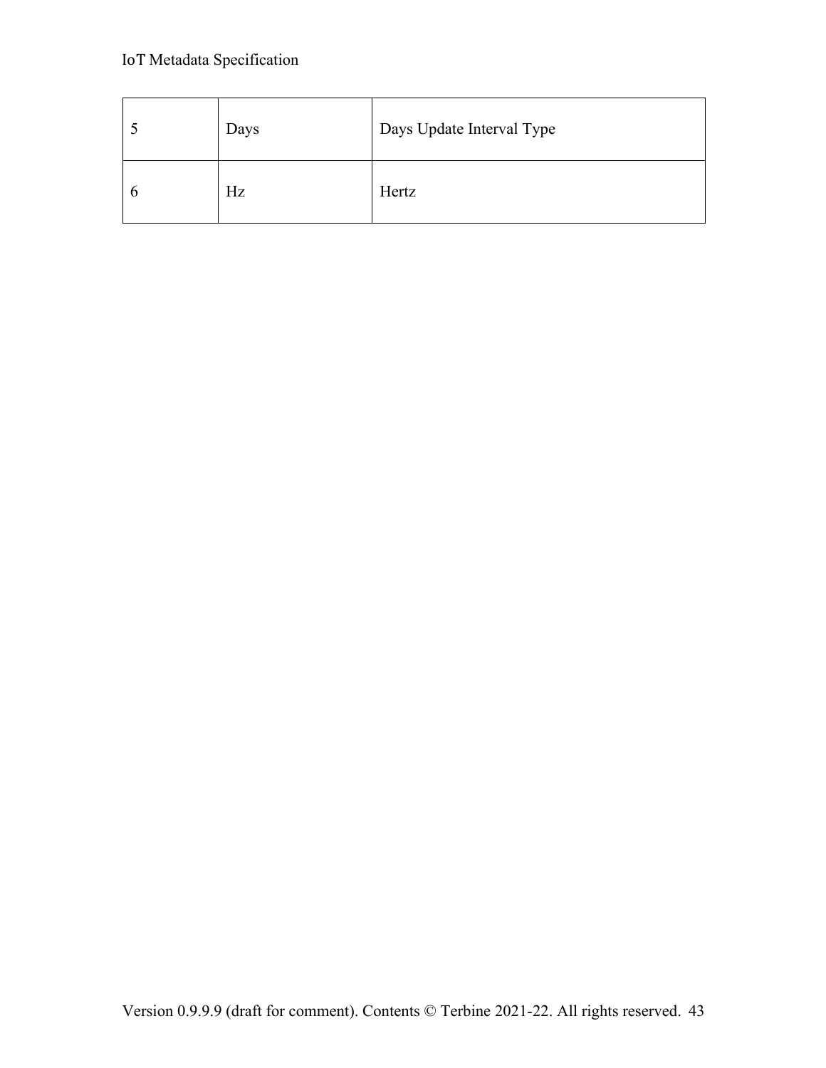| | | |
|---|---|---|
| 5 | Days | Days Update Interval Type |
| 6 | Hz | Hertz |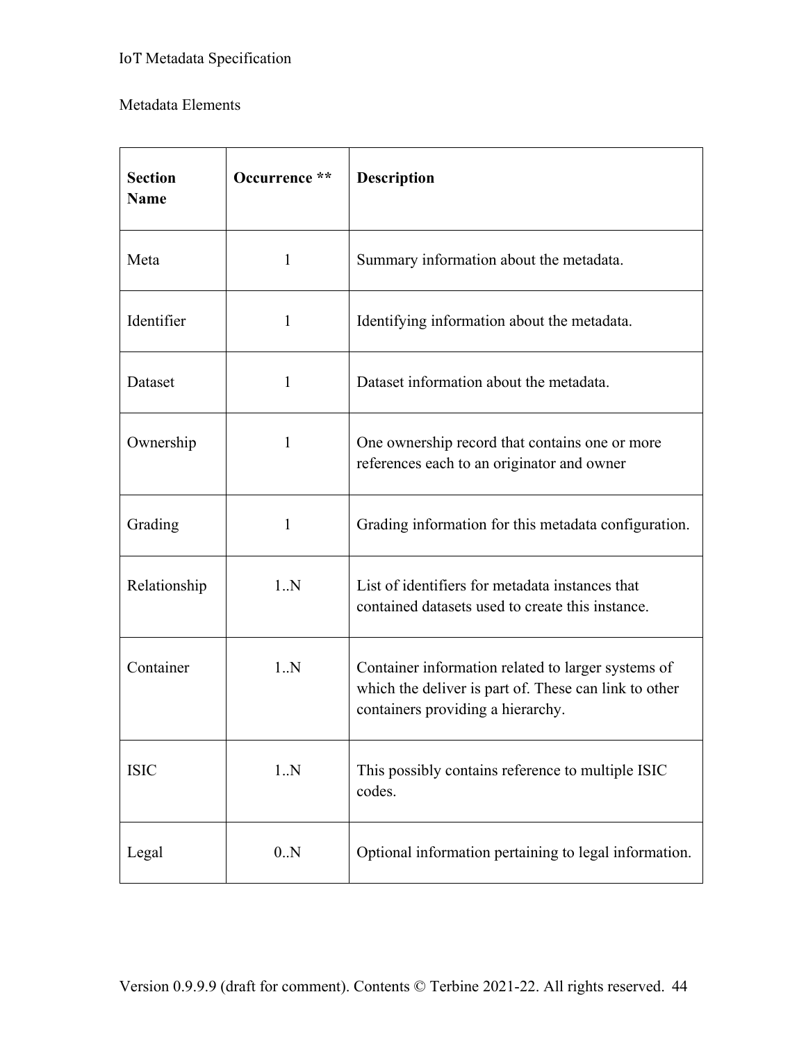Metadata Elements

| Section Name | Occurrence ** | Description |
|---|---|---|
| Meta | 1 | Summary information about the metadata. |
| Identifier | 1 | Identifying information about the metadata. |
| Dataset | 1 | Dataset information about the metadata. |
| Ownership | 1 | One ownership record that contains one or more references each to an originator and owner |
| Grading | 1 | Grading information for this metadata configuration. |
| Relationship | 1..N | List of identifiers for metadata instances that contained datasets used to create this instance. |
| Container | 1..N | Container information related to larger systems of which the deliver is part of. These can link to other containers providing a hierarchy. |
| ISIC | 1..N | This possibly contains reference to multiple ISIC codes. |
| Legal | 0..N | Optional information pertaining to legal information. |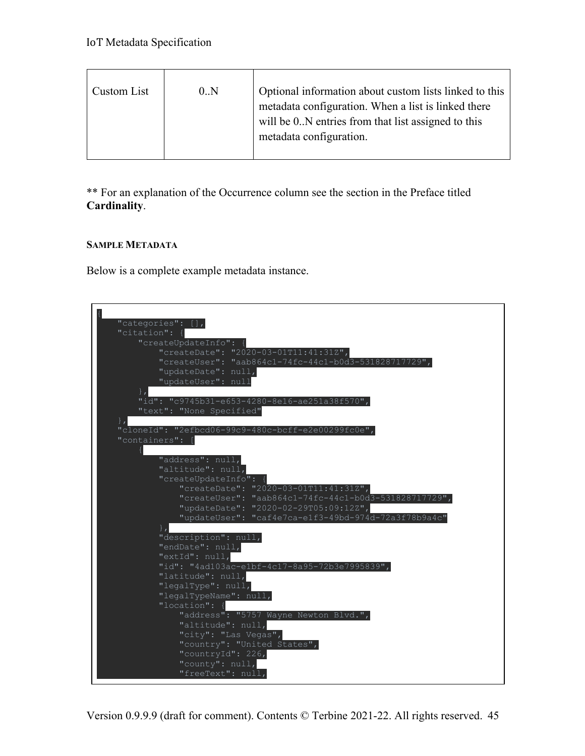| Custom List | 0..N | Optional information about custom lists linked to this metadata configuration. When a list is linked there will be 0..N entries from that list assigned to this metadata configuration. |
|---|---|---|

** For an explanation of the Occurrence column see the section in the Preface titled **Cardinality**.

#### SAMPLE METADATA

Below is a complete example metadata instance.

```
{
    "categories": [],
    "citation": {
        "createUpdateInfo": {
            "createDate": "2020-03-01T11:41:31Z",
            "createUser": "aab864c1-74fc-44c1-b0d3-531828717729",
            "updateDate": null,
            "updateUser": null
        },
        "id": "c9745b31-e653-4280-8e16-ae251a38f570",
        "text": "None Specified"
    },
    "cloneId": "2efbcd06-99c9-480c-bcff-e2e00299fc0e",
    "containers": [
        {
            "address": null,
            "altitude": null,
            "createUpdateInfo": {
                "createDate": "2020-03-01T11:41:31Z",
                "createUser": "aab864c1-74fc-44c1-b0d3-531828717729",
                "updateDate": "2020-02-29T05:09:12Z",
                "updateUser": "caf4e7ca-e1f3-49bd-974d-72a3f78b9a4c"
            },
            "description": null,
            "endDate": null,
            "extId": null,
            "id": "4ad103ac-e1bf-4c17-8a95-72b3e7995839",
            "latitude": null,
            "legalType": null,
            "legalTypeName": null,
            "location": {
                "address": "5757 Wayne Newton Blvd.",
                "altitude": null,
                "city": "Las Vegas",
                "country": "United States",
                "countryId": 226,
                "county": null,
                "freeText": null,
```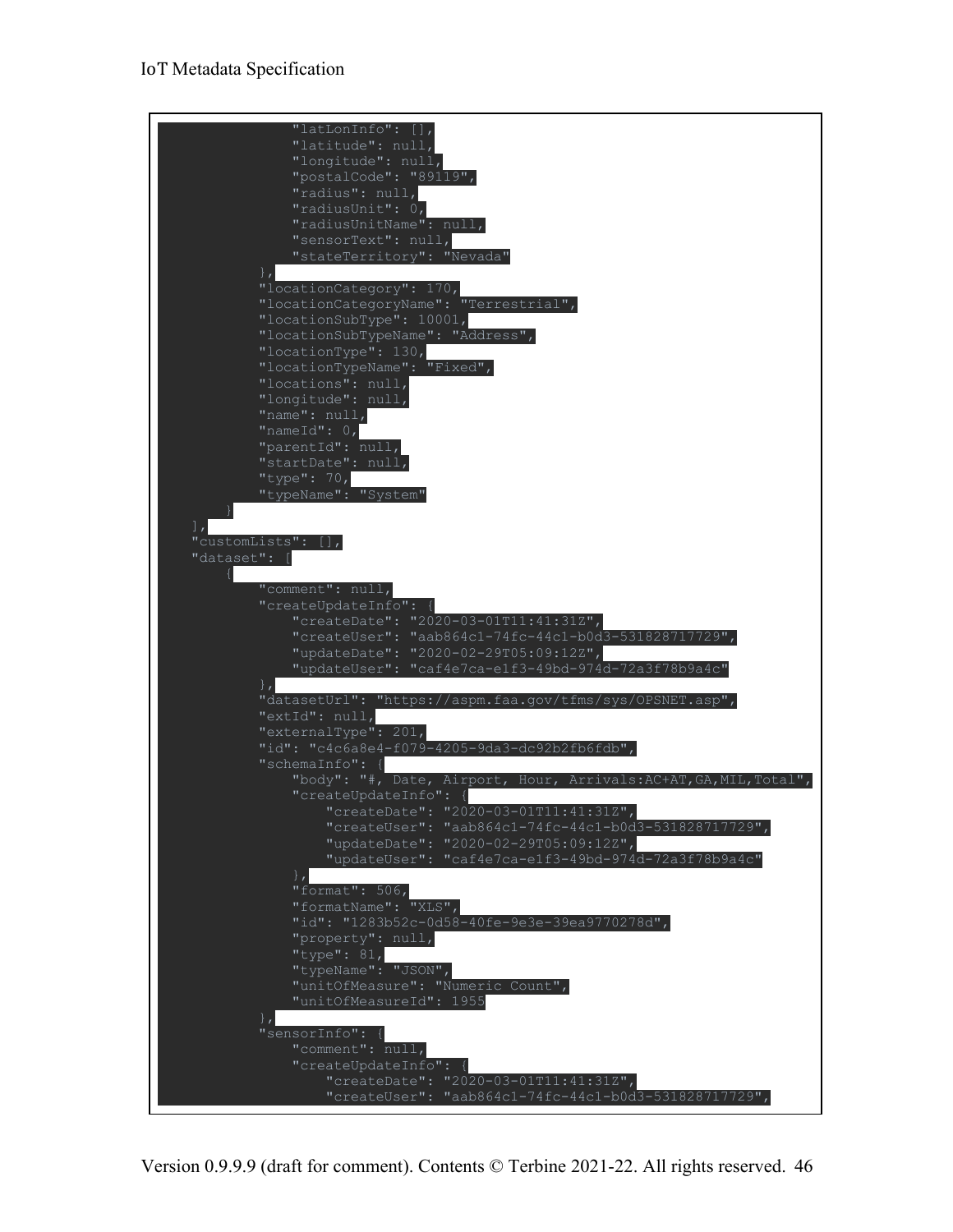```
                "latLonInfo": [],
                "latitude": null,
                "longitude": null,
                "postalCode": "89119",
                "radius": null,
                "radiusUnit": 0,
                "radiusUnitName": null,
                "sensorText": null,
                "stateTerritory": "Nevada"
            },
            "locationCategory": 170,
            "locationCategoryName": "Terrestrial",
            "locationSubType": 10001,
            "locationSubTypeName": "Address",
            "locationType": 130,
            "locationTypeName": "Fixed",
            "locations": null,
            "longitude": null,
            "name": null,
            "nameId": 0,
            "parentId": null,
            "startDate": null,
            "type": 70,
            "typeName": "System"
        }
    ],
    "customLists": [],
    "dataset": [
        {
            "comment": null,
            "createUpdateInfo": {
                "createDate": "2020-03-01T11:41:31Z",
                "createUser": "aab864c1-74fc-44c1-b0d3-531828717729",
                "updateDate": "2020-02-29T05:09:12Z",
                "updateUser": "caf4e7ca-e1f3-49bd-974d-72a3f78b9a4c"
            },
            "datasetUrl": "https://aspm.faa.gov/tfms/sys/OPSNET.asp",
            "extId": null,
            "externalType": 201,
            "id": "c4c6a8e4-f079-4205-9da3-dc92b2fb6fdb",
            "schemaInfo": {
                "body": "#, Date, Airport, Hour, Arrivals:AC+AT,GA,MIL,Total",
                "createUpdateInfo": {
                    "createDate": "2020-03-01T11:41:31Z",
                    "createUser": "aab864c1-74fc-44c1-b0d3-531828717729",
                    "updateDate": "2020-02-29T05:09:12Z",
                    "updateUser": "caf4e7ca-e1f3-49bd-974d-72a3f78b9a4c"
                },
                "format": 506,
                "formatName": "XLS",
                "id": "1283b52c-0d58-40fe-9e3e-39ea9770278d",
                "property": null,
                "type": 81,
                "typeName": "JSON",
                "unitOfMeasure": "Numeric Count",
                "unitOfMeasureId": 1955
            },
            "sensorInfo": {
                "comment": null,
                "createUpdateInfo": {
                    "createDate": "2020-03-01T11:41:31Z",
                    "createUser": "aab864c1-74fc-44c1-b0d3-531828717729",
```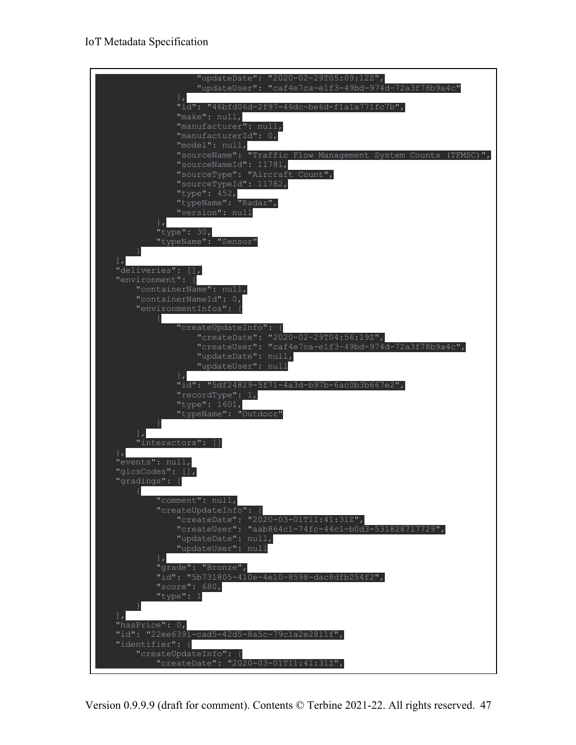```
                    "updateDate": "2020-02-29T05:09:12Z",
                    "updateUser": "caf4e7ca-e1f3-49bd-974d-72a3f78b9a4c"
                },
                "id": "46bfd06d-2f97-46dc-be6d-f1a1a771fc7b",
                "make": null,
                "manufacturer": null,
                "manufacturerId": 0,
                "model": null,
                "sourceName": "Traffic Flow Management System Counts (TFMSC)",
                "sourceNameId": 11781,
                "sourceType": "Aircraft Count",
                "sourceTypeId": 11782,
                "type": 452,
                "typeName": "Radar",
                "version": null
            },
            "type": 30,
            "typeName": "Sensor"
        }
    ],
    "deliveries": [],
    "environment": {
        "containerName": null,
        "containerNameId": 0,
        "environmentInfos": [
            {
                "createUpdateInfo": {
                    "createDate": "2020-02-29T04:56:19Z",
                    "createUser": "caf4e7ca-e1f3-49bd-974d-72a3f78b9a4c",
                    "updateDate": null,
                    "updateUser": null
                },
                "id": "5df24829-5f71-4a3d-b97b-6ac0b3b667e2",
                "recordType": 1,
                "type": 1601,
                "typeName": "Outdoor"
            }
        ],
        "interactors": []
    },
    "events": null,
    "gicsCodes": [],
    "gradings": [
        {
            "comment": null,
            "createUpdateInfo": {
                "createDate": "2020-03-01T11:41:31Z",
                "createUser": "aab864c1-74fc-44c1-b0d3-531828717729",
                "updateDate": null,
                "updateUser": null
            },
            "grade": "Bronze",
            "id": "5b731805-410e-4e10-8598-dac8dfb254f2",
            "score": 680,
            "type": 1
        }
    ],
    "hasPrice": 0,
    "id": "22ee6391-cad5-42d5-8a5c-79c1a2e2811f",
    "identifier": {
        "createUpdateInfo": {
            "createDate": "2020-03-01T11:41:31Z",
```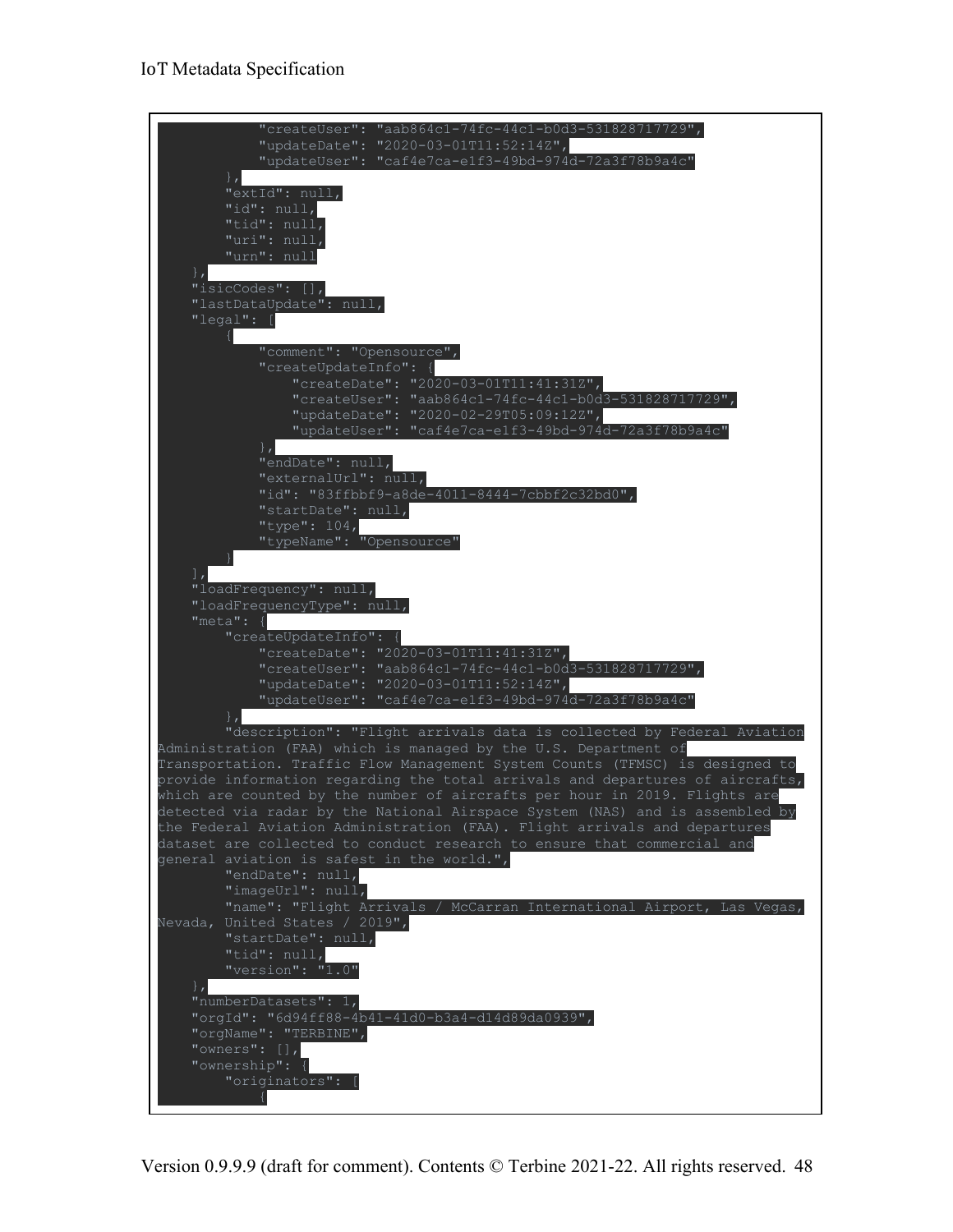```
            "createUser": "aab864c1-74fc-44c1-b0d3-531828717729",
            "updateDate": "2020-03-01T11:52:14Z",
            "updateUser": "caf4e7ca-e1f3-49bd-974d-72a3f78b9a4c"
        },
        "extId": null,
        "id": null,
        "tid": null,
        "uri": null,
        "urn": null
    },
    "isicCodes": [],
    "lastDataUpdate": null,
    "legal": [
        {
            "comment": "Opensource",
            "createUpdateInfo": {
                "createDate": "2020-03-01T11:41:31Z",
                "createUser": "aab864c1-74fc-44c1-b0d3-531828717729",
                "updateDate": "2020-02-29T05:09:12Z",
                "updateUser": "caf4e7ca-e1f3-49bd-974d-72a3f78b9a4c"
            },
            "endDate": null,
            "externalUrl": null,
            "id": "83ffbbf9-a8de-4011-8444-7cbbf2c32bd0",
            "startDate": null,
            "type": 104,
            "typeName": "Opensource"
        }
    ],
    "loadFrequency": null,
    "loadFrequencyType": null,
    "meta": {
        "createUpdateInfo": {
            "createDate": "2020-03-01T11:41:31Z",
            "createUser": "aab864c1-74fc-44c1-b0d3-531828717729",
            "updateDate": "2020-03-01T11:52:14Z",
            "updateUser": "caf4e7ca-e1f3-49bd-974d-72a3f78b9a4c"
        },
        "description": "Flight arrivals data is collected by Federal Aviation
Administration (FAA) which is managed by the U.S. Department of
Transportation. Traffic Flow Management System Counts (TFMSC) is designed to
provide information regarding the total arrivals and departures of aircrafts,
which are counted by the number of aircrafts per hour in 2019. Flights are
detected via radar by the National Airspace System (NAS) and is assembled by
the Federal Aviation Administration (FAA). Flight arrivals and departures
dataset are collected to conduct research to ensure that commercial and
general aviation is safest in the world.",
        "endDate": null,
        "imageUrl": null,
        "name": "Flight Arrivals / McCarran International Airport, Las Vegas,
Nevada, United States / 2019",
        "startDate": null,
        "tid": null,
        "version": "1.0"
    },
    "numberDatasets": 1,
    "orgId": "6d94ff88-4b41-41d0-b3a4-d14d89da0939",
    "orgName": "TERBINE",
    "owners": [],
    "ownership": {
        "originators": [
            {
```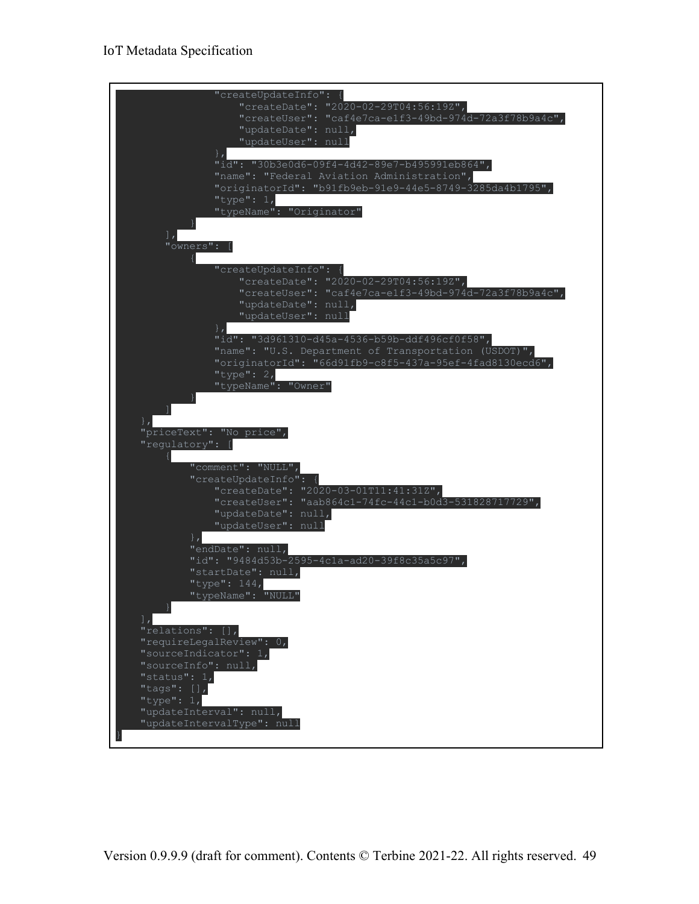```
                "createUpdateInfo": {
                    "createDate": "2020-02-29T04:56:19Z",
                    "createUser": "caf4e7ca-e1f3-49bd-974d-72a3f78b9a4c",
                    "updateDate": null,
                    "updateUser": null
                },
                "id": "30b3e0d6-09f4-4d42-89e7-b495991eb864",
                "name": "Federal Aviation Administration",
                "originatorId": "b91fb9eb-91e9-44e5-8749-3285da4b1795",
                "type": 1,
                "typeName": "Originator"
            }
        ],
        "owners": [
            {
                "createUpdateInfo": {
                    "createDate": "2020-02-29T04:56:19Z",
                    "createUser": "caf4e7ca-e1f3-49bd-974d-72a3f78b9a4c",
                    "updateDate": null,
                    "updateUser": null
                },
                "id": "3d961310-d45a-4536-b59b-ddf496cf0f58",
                "name": "U.S. Department of Transportation (USDOT)",
                "originatorId": "66d91fb9-c8f5-437a-95ef-4fad8130ecd6",
                "type": 2,
                "typeName": "Owner"
            }
        ]
    },
    "priceText": "No price",
    "regulatory": [
        {
            "comment": "NULL",
            "createUpdateInfo": {
                "createDate": "2020-03-01T11:41:31Z",
                "createUser": "aab864c1-74fc-44c1-b0d3-531828717729",
                "updateDate": null,
                "updateUser": null
            },
            "endDate": null,
            "id": "9484d53b-2595-4c1a-ad20-39f8c35a5c97",
            "startDate": null,
            "type": 144,
            "typeName": "NULL"
        }
    ],
    "relations": [],
    "requireLegalReview": 0,
    "sourceIndicator": 1,
    "sourceInfo": null,
    "status": 1,
    "tags": [],
    "type": 1,
    "updateInterval": null,
    "updateIntervalType": null
}
```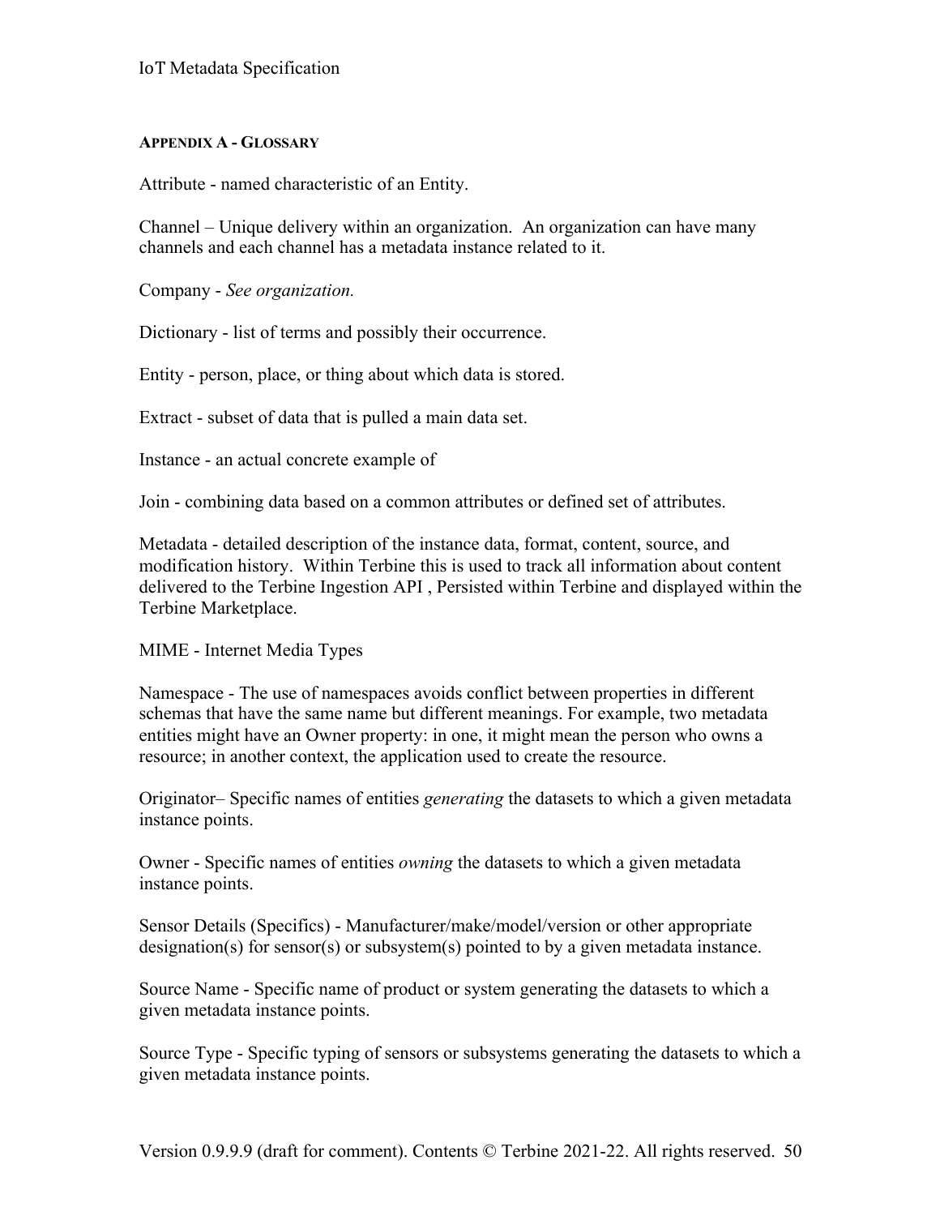#### APPENDIX A - GLOSSARY

Attribute - named characteristic of an Entity.

Channel – Unique delivery within an organization. An organization can have many channels and each channel has a metadata instance related to it.

Company - *See organization.*

Dictionary - list of terms and possibly their occurrence.

Entity - person, place, or thing about which data is stored.

Extract - subset of data that is pulled a main data set.

Instance - an actual concrete example of

Join - combining data based on a common attributes or defined set of attributes.

Metadata - detailed description of the instance data, format, content, source, and modification history. Within Terbine this is used to track all information about content delivered to the Terbine Ingestion API , Persisted within Terbine and displayed within the Terbine Marketplace.

MIME - Internet Media Types

Namespace - The use of namespaces avoids conflict between properties in different schemas that have the same name but different meanings. For example, two metadata entities might have an Owner property: in one, it might mean the person who owns a resource; in another context, the application used to create the resource.

Originator– Specific names of entities *generating* the datasets to which a given metadata instance points.

Owner - Specific names of entities *owning* the datasets to which a given metadata instance points.

Sensor Details (Specifics) - Manufacturer/make/model/version or other appropriate designation(s) for sensor(s) or subsystem(s) pointed to by a given metadata instance.

Source Name - Specific name of product or system generating the datasets to which a given metadata instance points.

Source Type - Specific typing of sensors or subsystems generating the datasets to which a given metadata instance points.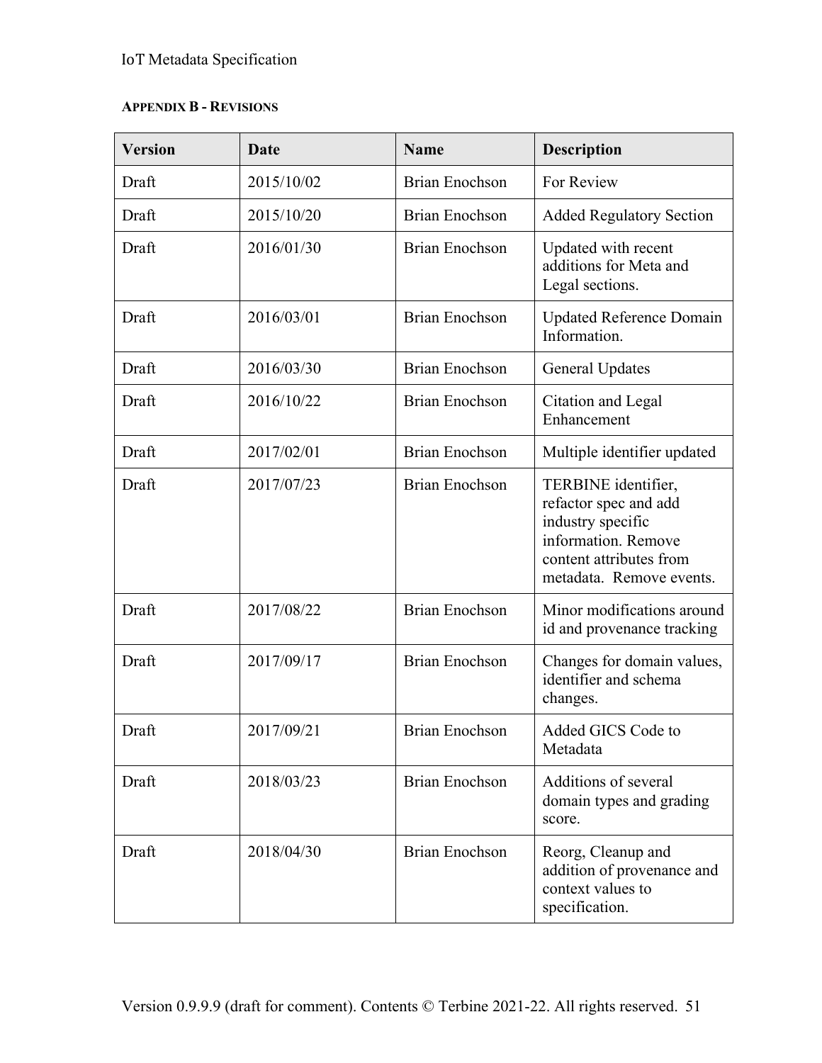## APPENDIX B - REVISIONS

| Version | Date | Name | Description |
|---|---|---|---|
| Draft | 2015/10/02 | Brian Enochson | For Review |
| Draft | 2015/10/20 | Brian Enochson | Added Regulatory Section |
| Draft | 2016/01/30 | Brian Enochson | Updated with recent additions for Meta and Legal sections. |
| Draft | 2016/03/01 | Brian Enochson | Updated Reference Domain Information. |
| Draft | 2016/03/30 | Brian Enochson | General Updates |
| Draft | 2016/10/22 | Brian Enochson | Citation and Legal Enhancement |
| Draft | 2017/02/01 | Brian Enochson | Multiple identifier updated |
| Draft | 2017/07/23 | Brian Enochson | TERBINE identifier, refactor spec and add industry specific information. Remove content attributes from metadata. Remove events. |
| Draft | 2017/08/22 | Brian Enochson | Minor modifications around id and provenance tracking |
| Draft | 2017/09/17 | Brian Enochson | Changes for domain values, identifier and schema changes. |
| Draft | 2017/09/21 | Brian Enochson | Added GICS Code to Metadata |
| Draft | 2018/03/23 | Brian Enochson | Additions of several domain types and grading score. |
| Draft | 2018/04/30 | Brian Enochson | Reorg, Cleanup and addition of provenance and context values to specification. |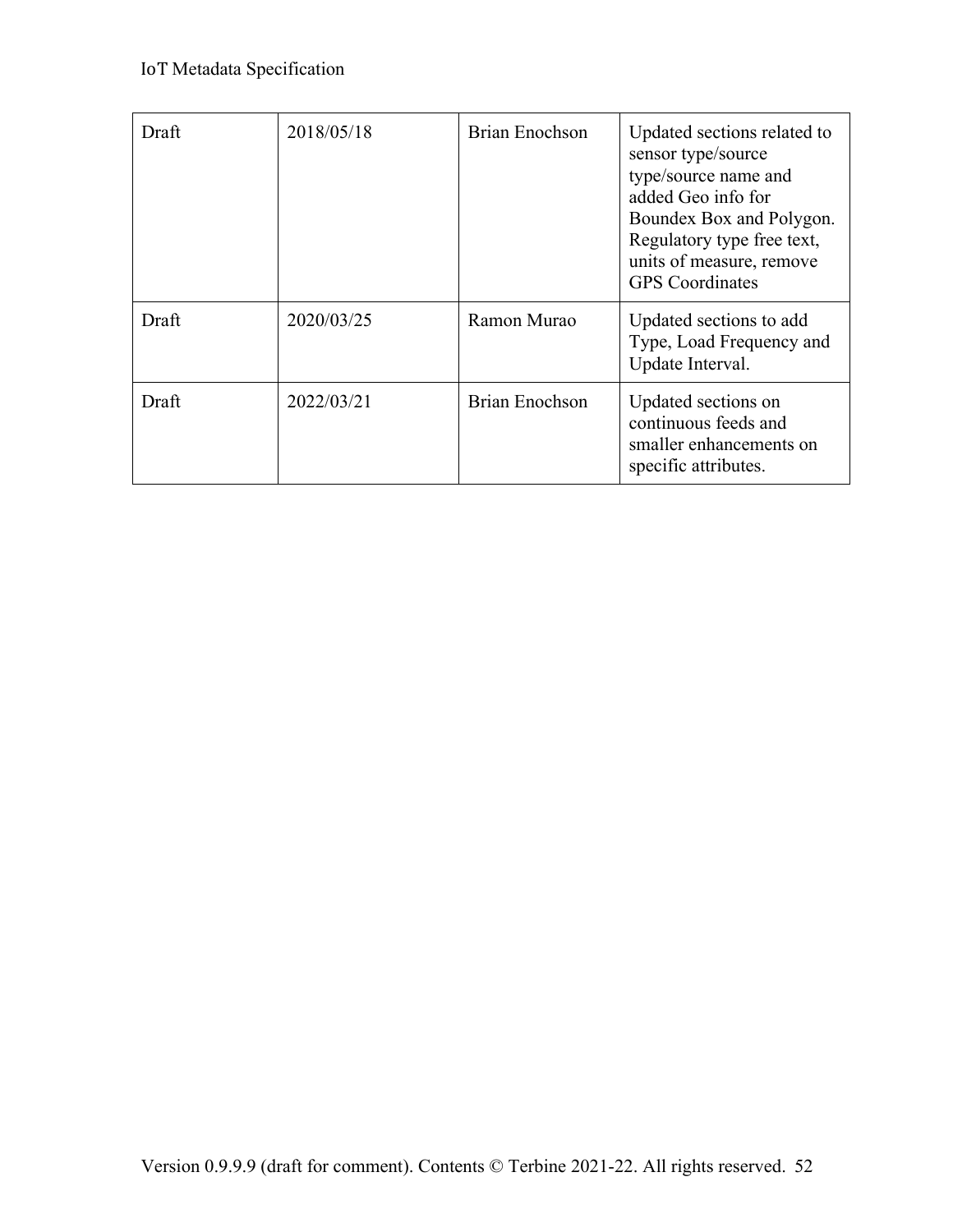| Draft | 2018/05/18 | Brian Enochson | Updated sections related to sensor type/source type/source name and added Geo info for Boundex Box and Polygon. Regulatory type free text, units of measure, remove GPS Coordinates |
|---|---|---|---|
| Draft | 2020/03/25 | Ramon Murao | Updated sections to add Type, Load Frequency and Update Interval. |
| Draft | 2022/03/21 | Brian Enochson | Updated sections on continuous feeds and smaller enhancements on specific attributes. |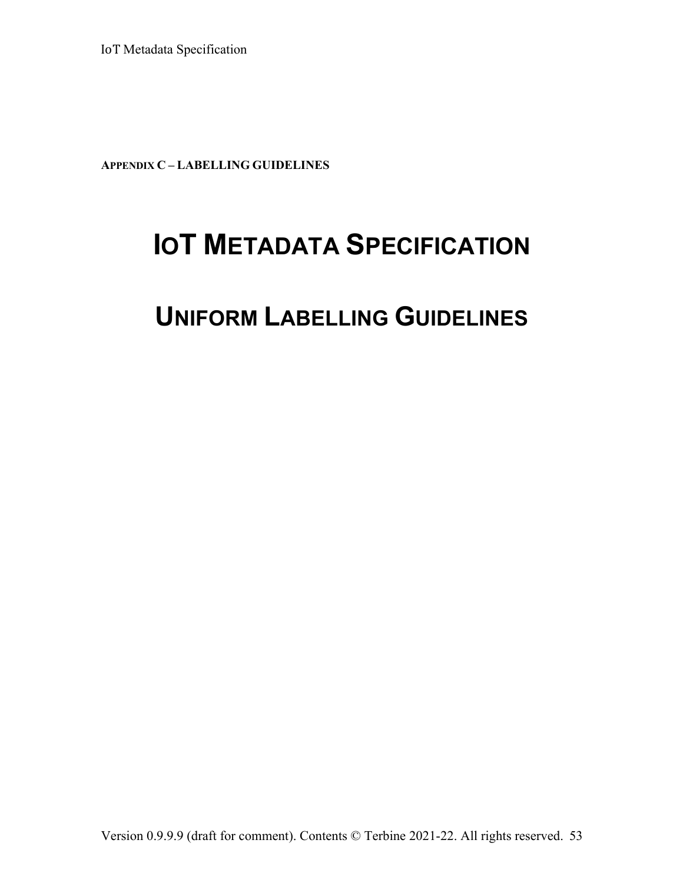**APPENDIX C – LABELLING GUIDELINES**

# IOT METADATA SPECIFICATION

# UNIFORM LABELLING GUIDELINES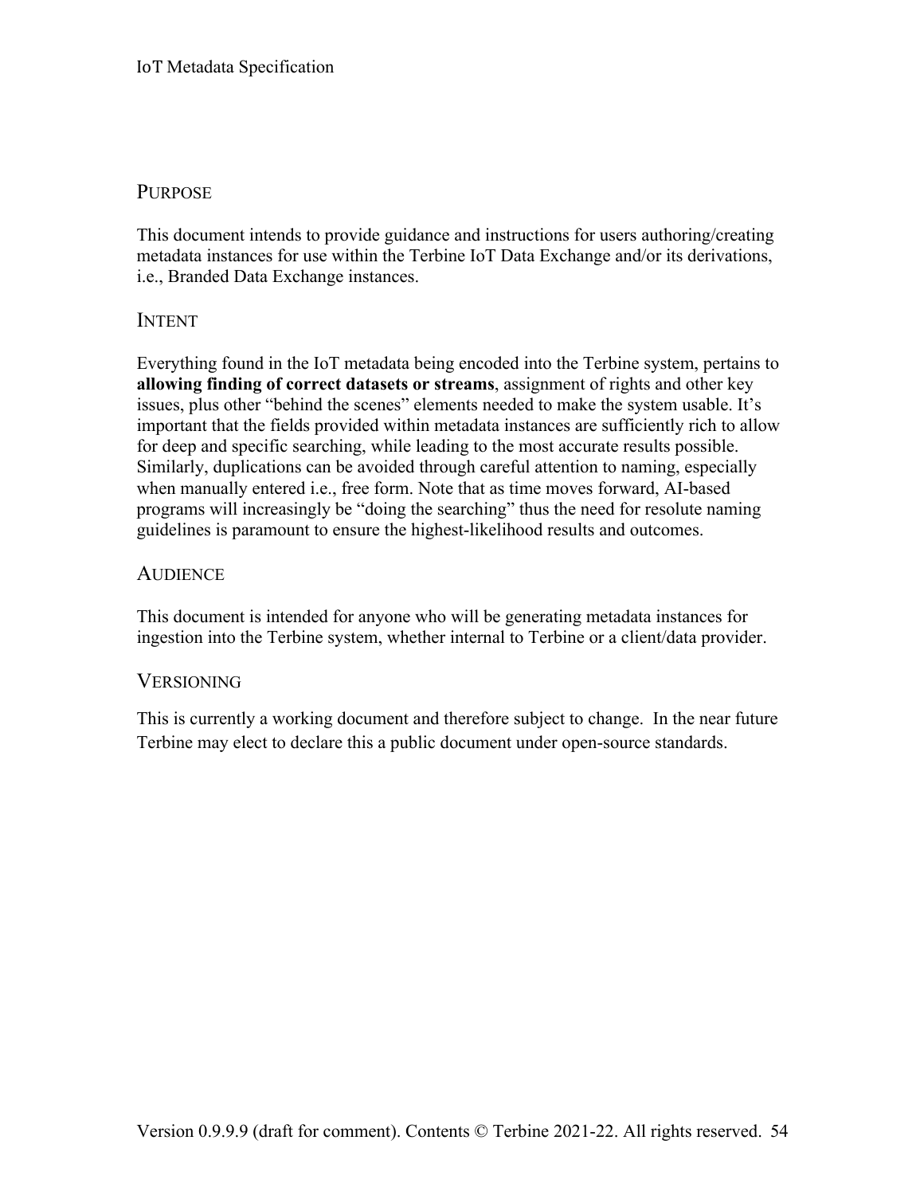## Purpose

This document intends to provide guidance and instructions for users authoring/creating metadata instances for use within the Terbine IoT Data Exchange and/or its derivations, i.e., Branded Data Exchange instances.

## Intent

Everything found in the IoT metadata being encoded into the Terbine system, pertains to **allowing finding of correct datasets or streams**, assignment of rights and other key issues, plus other "behind the scenes" elements needed to make the system usable. It's important that the fields provided within metadata instances are sufficiently rich to allow for deep and specific searching, while leading to the most accurate results possible. Similarly, duplications can be avoided through careful attention to naming, especially when manually entered i.e., free form. Note that as time moves forward, AI-based programs will increasingly be "doing the searching" thus the need for resolute naming guidelines is paramount to ensure the highest-likelihood results and outcomes.

## Audience

This document is intended for anyone who will be generating metadata instances for ingestion into the Terbine system, whether internal to Terbine or a client/data provider.

## Versioning

This is currently a working document and therefore subject to change. In the near future Terbine may elect to declare this a public document under open-source standards.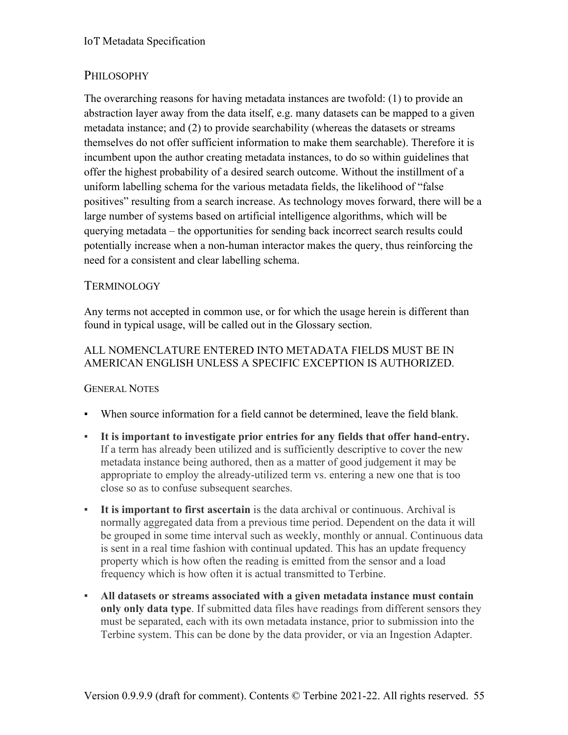## Philosophy

The overarching reasons for having metadata instances are twofold: (1) to provide an abstraction layer away from the data itself, e.g. many datasets can be mapped to a given metadata instance; and (2) to provide searchability (whereas the datasets or streams themselves do not offer sufficient information to make them searchable). Therefore it is incumbent upon the author creating metadata instances, to do so within guidelines that offer the highest probability of a desired search outcome. Without the instillment of a uniform labelling schema for the various metadata fields, the likelihood of "false positives" resulting from a search increase. As technology moves forward, there will be a large number of systems based on artificial intelligence algorithms, which will be querying metadata – the opportunities for sending back incorrect search results could potentially increase when a non-human interactor makes the query, thus reinforcing the need for a consistent and clear labelling schema.

## Terminology

Any terms not accepted in common use, or for which the usage herein is different than found in typical usage, will be called out in the Glossary section.

ALL NOMENCLATURE ENTERED INTO METADATA FIELDS MUST BE IN AMERICAN ENGLISH UNLESS A SPECIFIC EXCEPTION IS AUTHORIZED.

### General Notes

- When source information for a field cannot be determined, leave the field blank.
- **It is important to investigate prior entries for any fields that offer hand-entry.** If a term has already been utilized and is sufficiently descriptive to cover the new metadata instance being authored, then as a matter of good judgement it may be appropriate to employ the already-utilized term vs. entering a new one that is too close so as to confuse subsequent searches.
- **It is important to first ascertain** is the data archival or continuous. Archival is normally aggregated data from a previous time period. Dependent on the data it will be grouped in some time interval such as weekly, monthly or annual. Continuous data is sent in a real time fashion with continual updated. This has an update frequency property which is how often the reading is emitted from the sensor and a load frequency which is how often it is actual transmitted to Terbine.
- **All datasets or streams associated with a given metadata instance must contain only only data type**. If submitted data files have readings from different sensors they must be separated, each with its own metadata instance, prior to submission into the Terbine system. This can be done by the data provider, or via an Ingestion Adapter.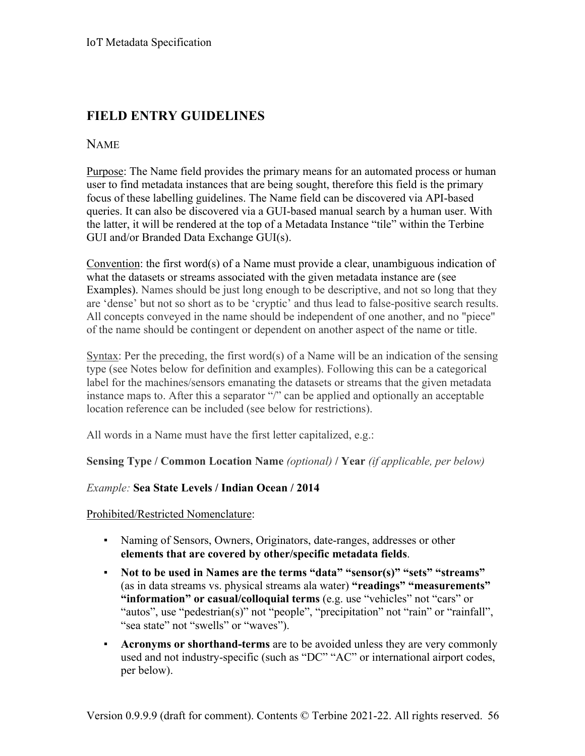## FIELD ENTRY GUIDELINES

### NAME

<u>Purpose</u>: The Name field provides the primary means for an automated process or human user to find metadata instances that are being sought, therefore this field is the primary focus of these labelling guidelines. The Name field can be discovered via API-based queries. It can also be discovered via a GUI-based manual search by a human user. With the latter, it will be rendered at the top of a Metadata Instance "tile" within the Terbine GUI and/or Branded Data Exchange GUI(s).

<u>Convention</u>: the first word(s) of a Name must provide a clear, unambiguous indication of what the datasets or streams associated with the given metadata instance are (see Examples). Names should be just long enough to be descriptive, and not so long that they are 'dense' but not so short as to be 'cryptic' and thus lead to false-positive search results. All concepts conveyed in the name should be independent of one another, and no "piece" of the name should be contingent or dependent on another aspect of the name or title.

<u>Syntax</u>: Per the preceding, the first word(s) of a Name will be an indication of the sensing type (see Notes below for definition and examples). Following this can be a categorical label for the machines/sensors emanating the datasets or streams that the given metadata instance maps to. After this a separator "/" can be applied and optionally an acceptable location reference can be included (see below for restrictions).

All words in a Name must have the first letter capitalized, e.g.:

**Sensing Type / Common Location Name** *(optional)* **/ Year** *(if applicable, per below)*

*Example:* **Sea State Levels / Indian Ocean / 2014**

<u>Prohibited/Restricted Nomenclature</u>:

- Naming of Sensors, Owners, Originators, date-ranges, addresses or other **elements that are covered by other/specific metadata fields**.
- **Not to be used in Names are the terms "data" "sensor(s)" "sets" "streams"** (as in data streams vs. physical streams ala water) **"readings" "measurements" "information" or casual/colloquial terms** (e.g. use "vehicles" not "cars" or "autos", use "pedestrian(s)" not "people", "precipitation" not "rain" or "rainfall", "sea state" not "swells" or "waves").
- **Acronyms or shorthand-terms** are to be avoided unless they are very commonly used and not industry-specific (such as "DC" "AC" or international airport codes, per below).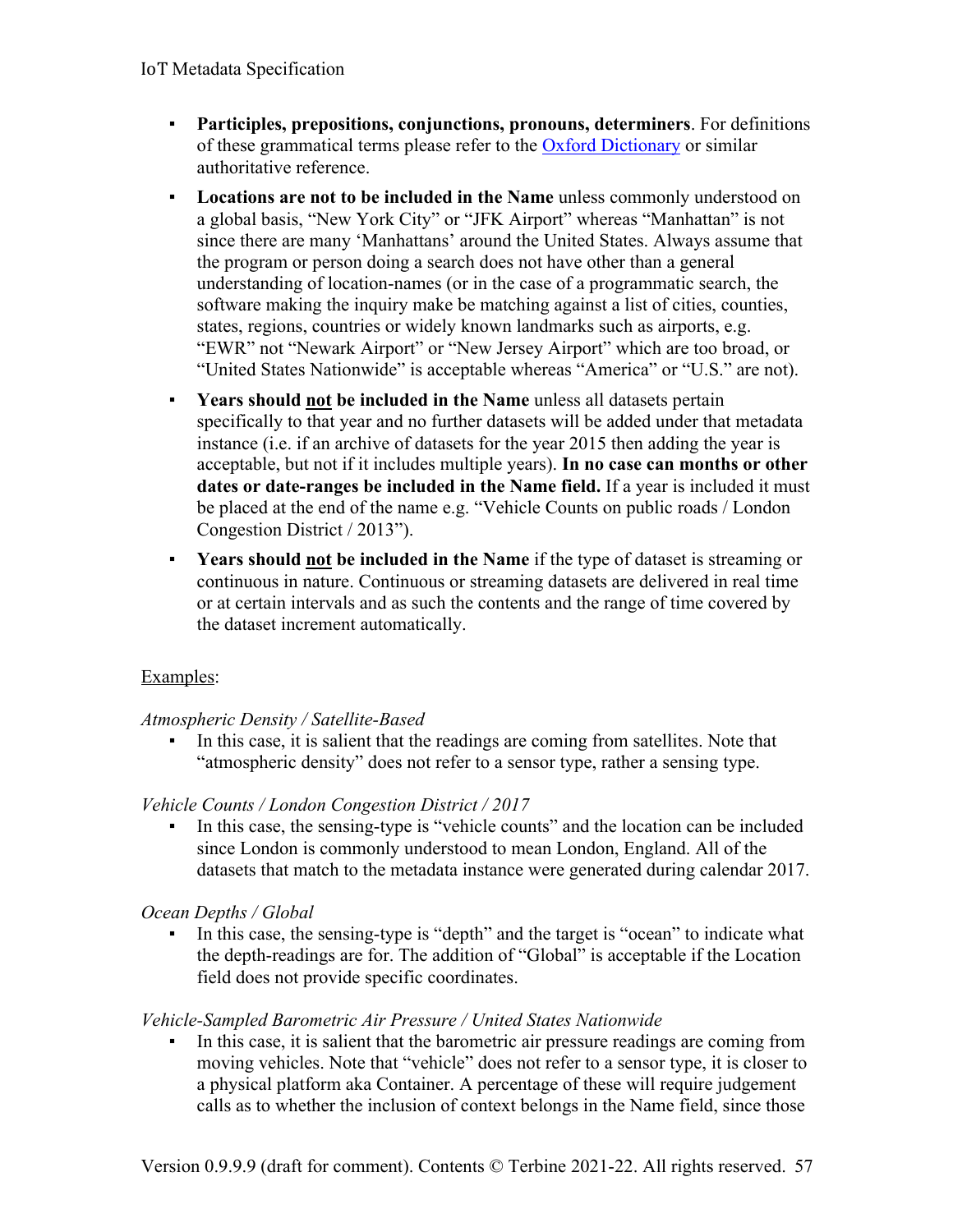- **Participles, prepositions, conjunctions, pronouns, determiners**. For definitions of these grammatical terms please refer to the [Oxford Dictionary]() or similar authoritative reference.
- **Locations are not to be included in the Name** unless commonly understood on a global basis, "New York City" or "JFK Airport" whereas "Manhattan" is not since there are many 'Manhattans' around the United States. Always assume that the program or person doing a search does not have other than a general understanding of location-names (or in the case of a programmatic search, the software making the inquiry make be matching against a list of cities, counties, states, regions, countries or widely known landmarks such as airports, e.g. "EWR" not "Newark Airport" or "New Jersey Airport" which are too broad, or "United States Nationwide" is acceptable whereas "America" or "U.S." are not).
- **Years should <u>not</u> be included in the Name** unless all datasets pertain specifically to that year and no further datasets will be added under that metadata instance (i.e. if an archive of datasets for the year 2015 then adding the year is acceptable, but not if it includes multiple years). **In no case can months or other dates or date-ranges be included in the Name field.** If a year is included it must be placed at the end of the name e.g. "Vehicle Counts on public roads / London Congestion District / 2013").
- **Years should <u>not</u> be included in the Name** if the type of dataset is streaming or continuous in nature. Continuous or streaming datasets are delivered in real time or at certain intervals and as such the contents and the range of time covered by the dataset increment automatically.

<u>Examples</u>:

*Atmospheric Density / Satellite-Based*

- In this case, it is salient that the readings are coming from satellites. Note that "atmospheric density" does not refer to a sensor type, rather a sensing type.

*Vehicle Counts / London Congestion District / 2017*

- In this case, the sensing-type is "vehicle counts" and the location can be included since London is commonly understood to mean London, England. All of the datasets that match to the metadata instance were generated during calendar 2017.

*Ocean Depths / Global*

- In this case, the sensing-type is "depth" and the target is "ocean" to indicate what the depth-readings are for. The addition of "Global" is acceptable if the Location field does not provide specific coordinates.

*Vehicle-Sampled Barometric Air Pressure / United States Nationwide*

- In this case, it is salient that the barometric air pressure readings are coming from moving vehicles. Note that "vehicle" does not refer to a sensor type, it is closer to a physical platform aka Container. A percentage of these will require judgement calls as to whether the inclusion of context belongs in the Name field, since those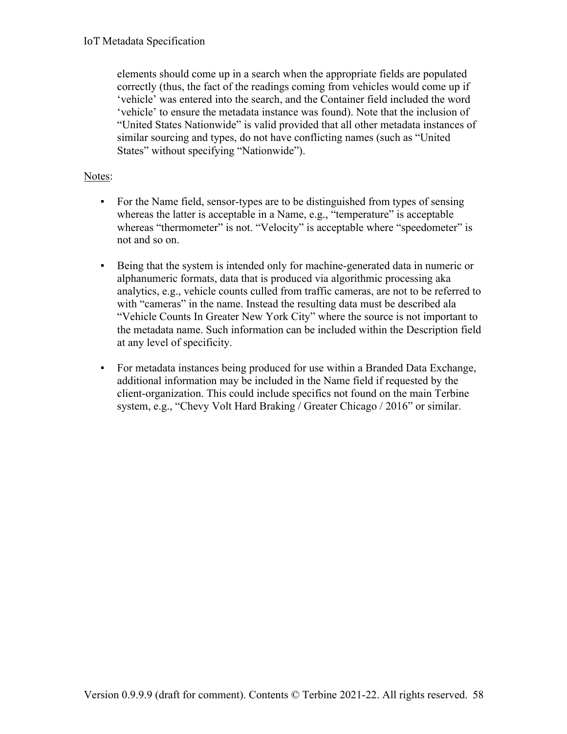elements should come up in a search when the appropriate fields are populated correctly (thus, the fact of the readings coming from vehicles would come up if ‘vehicle’ was entered into the search, and the Container field included the word ‘vehicle’ to ensure the metadata instance was found). Note that the inclusion of “United States Nationwide” is valid provided that all other metadata instances of similar sourcing and types, do not have conflicting names (such as “United States” without specifying “Nationwide”).

Notes:

- For the Name field, sensor-types are to be distinguished from types of sensing whereas the latter is acceptable in a Name, e.g., “temperature” is acceptable whereas “thermometer” is not. “Velocity” is acceptable where “speedometer” is not and so on.

- Being that the system is intended only for machine-generated data in numeric or alphanumeric formats, data that is produced via algorithmic processing aka analytics, e.g., vehicle counts culled from traffic cameras, are not to be referred to with “cameras” in the name. Instead the resulting data must be described ala “Vehicle Counts In Greater New York City” where the source is not important to the metadata name. Such information can be included within the Description field at any level of specificity.

- For metadata instances being produced for use within a Branded Data Exchange, additional information may be included in the Name field if requested by the client-organization. This could include specifics not found on the main Terbine system, e.g., “Chevy Volt Hard Braking / Greater Chicago / 2016” or similar.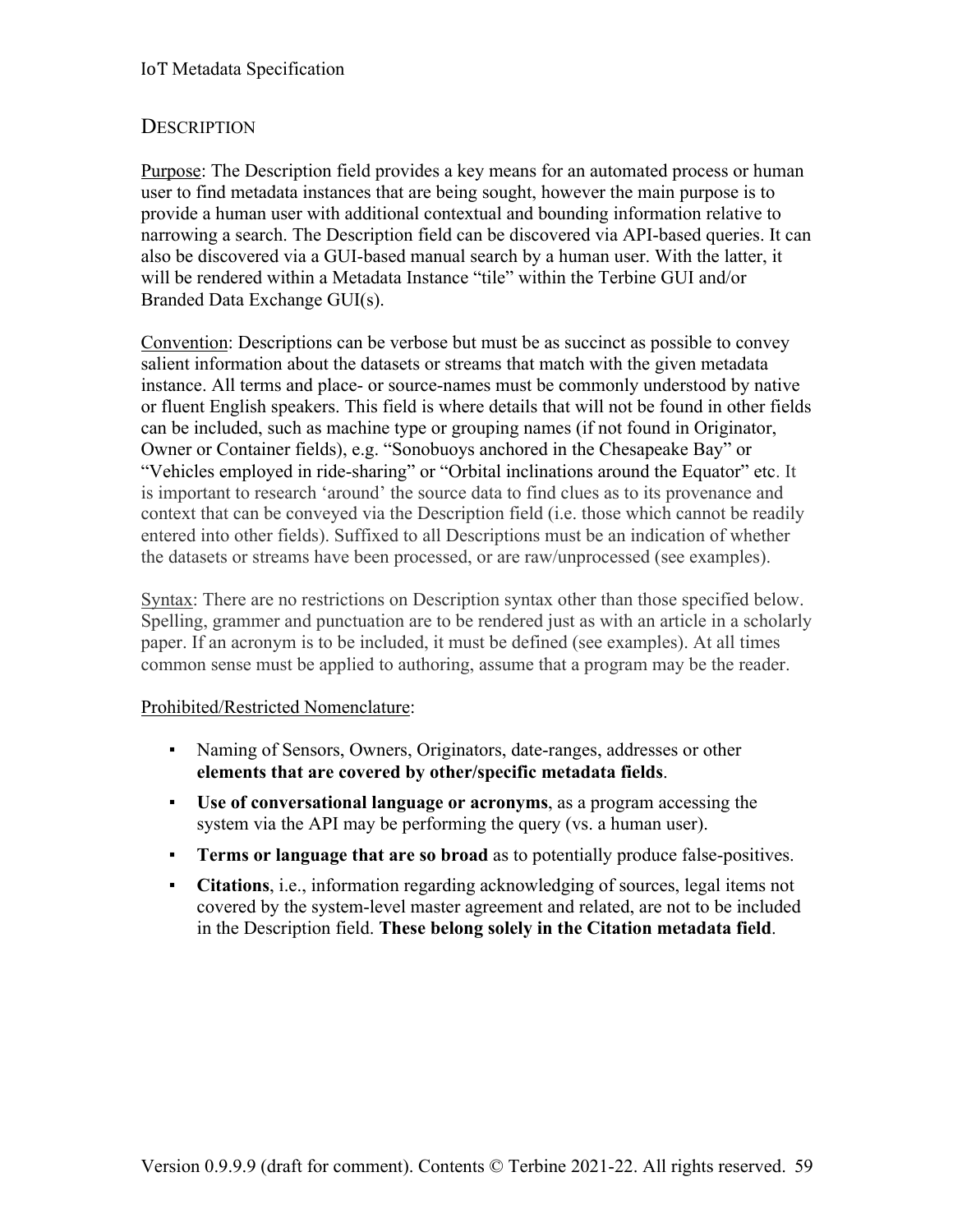## DESCRIPTION

Purpose: The Description field provides a key means for an automated process or human user to find metadata instances that are being sought, however the main purpose is to provide a human user with additional contextual and bounding information relative to narrowing a search. The Description field can be discovered via API-based queries. It can also be discovered via a GUI-based manual search by a human user. With the latter, it will be rendered within a Metadata Instance "tile" within the Terbine GUI and/or Branded Data Exchange GUI(s).

Convention: Descriptions can be verbose but must be as succinct as possible to convey salient information about the datasets or streams that match with the given metadata instance. All terms and place- or source-names must be commonly understood by native or fluent English speakers. This field is where details that will not be found in other fields can be included, such as machine type or grouping names (if not found in Originator, Owner or Container fields), e.g. "Sonobuoys anchored in the Chesapeake Bay" or "Vehicles employed in ride-sharing" or "Orbital inclinations around the Equator" etc. It is important to research 'around' the source data to find clues as to its provenance and context that can be conveyed via the Description field (i.e. those which cannot be readily entered into other fields). Suffixed to all Descriptions must be an indication of whether the datasets or streams have been processed, or are raw/unprocessed (see examples).

Syntax: There are no restrictions on Description syntax other than those specified below. Spelling, grammer and punctuation are to be rendered just as with an article in a scholarly paper. If an acronym is to be included, it must be defined (see examples). At all times common sense must be applied to authoring, assume that a program may be the reader.

Prohibited/Restricted Nomenclature:

- Naming of Sensors, Owners, Originators, date-ranges, addresses or other **elements that are covered by other/specific metadata fields**.
- **Use of conversational language or acronyms**, as a program accessing the system via the API may be performing the query (vs. a human user).
- **Terms or language that are so broad** as to potentially produce false-positives.
- **Citations**, i.e., information regarding acknowledging of sources, legal items not covered by the system-level master agreement and related, are not to be included in the Description field. **These belong solely in the Citation metadata field**.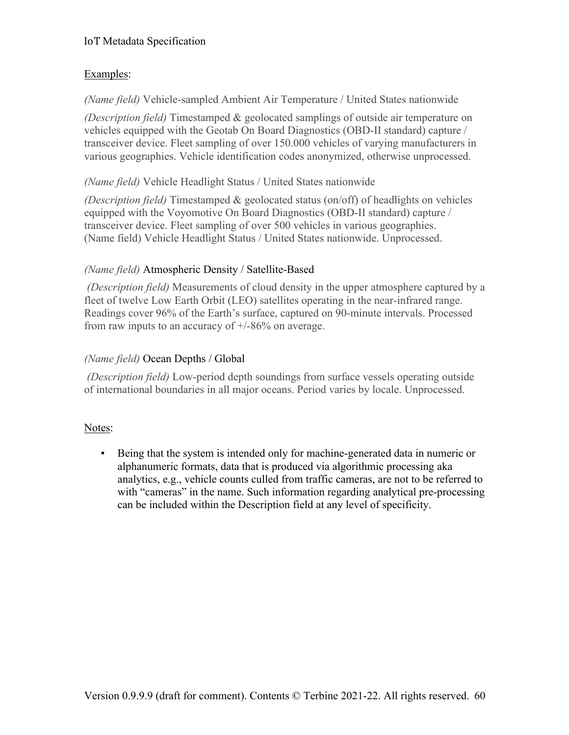<u>Examples</u>:

*(Name field)* Vehicle-sampled Ambient Air Temperature / United States nationwide

*(Description field)* Timestamped & geolocated samplings of outside air temperature on vehicles equipped with the Geotab On Board Diagnostics (OBD-II standard) capture / transceiver device. Fleet sampling of over 150.000 vehicles of varying manufacturers in various geographies. Vehicle identification codes anonymized, otherwise unprocessed.

*(Name field)* Vehicle Headlight Status / United States nationwide

*(Description field)* Timestamped & geolocated status (on/off) of headlights on vehicles equipped with the Voyomotive On Board Diagnostics (OBD-II standard) capture / transceiver device. Fleet sampling of over 500 vehicles in various geographies. (Name field) Vehicle Headlight Status / United States nationwide. Unprocessed.

*(Name field)* Atmospheric Density / Satellite-Based

*(Description field)* Measurements of cloud density in the upper atmosphere captured by a fleet of twelve Low Earth Orbit (LEO) satellites operating in the near-infrared range. Readings cover 96% of the Earth's surface, captured on 90-minute intervals. Processed from raw inputs to an accuracy of +/-86% on average.

*(Name field)* Ocean Depths / Global

*(Description field)* Low-period depth soundings from surface vessels operating outside of international boundaries in all major oceans. Period varies by locale. Unprocessed.

<u>Notes</u>:

- Being that the system is intended only for machine-generated data in numeric or alphanumeric formats, data that is produced via algorithmic processing aka analytics, e.g., vehicle counts culled from traffic cameras, are not to be referred to with "cameras" in the name. Such information regarding analytical pre-processing can be included within the Description field at any level of specificity.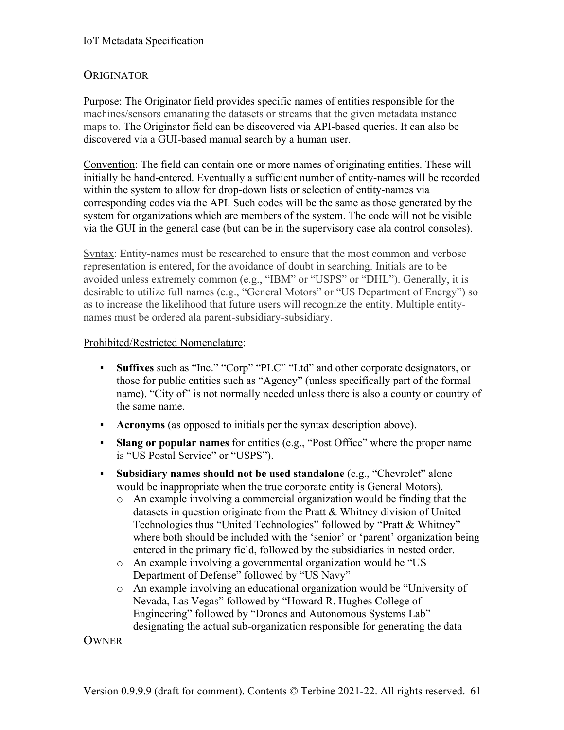## ORIGINATOR

Purpose: The Originator field provides specific names of entities responsible for the machines/sensors emanating the datasets or streams that the given metadata instance maps to. The Originator field can be discovered via API-based queries. It can also be discovered via a GUI-based manual search by a human user.

Convention: The field can contain one or more names of originating entities. These will initially be hand-entered. Eventually a sufficient number of entity-names will be recorded within the system to allow for drop-down lists or selection of entity-names via corresponding codes via the API. Such codes will be the same as those generated by the system for organizations which are members of the system. The code will not be visible via the GUI in the general case (but can be in the supervisory case ala control consoles).

Syntax: Entity-names must be researched to ensure that the most common and verbose representation is entered, for the avoidance of doubt in searching. Initials are to be avoided unless extremely common (e.g., “IBM” or “USPS” or “DHL”). Generally, it is desirable to utilize full names (e.g., “General Motors” or “US Department of Energy”) so as to increase the likelihood that future users will recognize the entity. Multiple entity-names must be ordered ala parent-subsidiary-subsidiary.

Prohibited/Restricted Nomenclature:

- **Suffixes** such as “Inc.” “Corp” “PLC” “Ltd” and other corporate designators, or those for public entities such as “Agency” (unless specifically part of the formal name). “City of” is not normally needed unless there is also a county or country of the same name.
- **Acronyms** (as opposed to initials per the syntax description above).
- **Slang or popular names** for entities (e.g., “Post Office” where the proper name is “US Postal Service” or “USPS”).
- **Subsidiary names should not be used standalone** (e.g., “Chevrolet” alone would be inappropriate when the true corporate entity is General Motors).
  - An example involving a commercial organization would be finding that the datasets in question originate from the Pratt & Whitney division of United Technologies thus “United Technologies” followed by “Pratt & Whitney” where both should be included with the ‘senior’ or ‘parent’ organization being entered in the primary field, followed by the subsidiaries in nested order.
  - An example involving a governmental organization would be “US Department of Defense” followed by “US Navy”
  - An example involving an educational organization would be “University of Nevada, Las Vegas” followed by “Howard R. Hughes College of Engineering” followed by “Drones and Autonomous Systems Lab” designating the actual sub-organization responsible for generating the data

## OWNER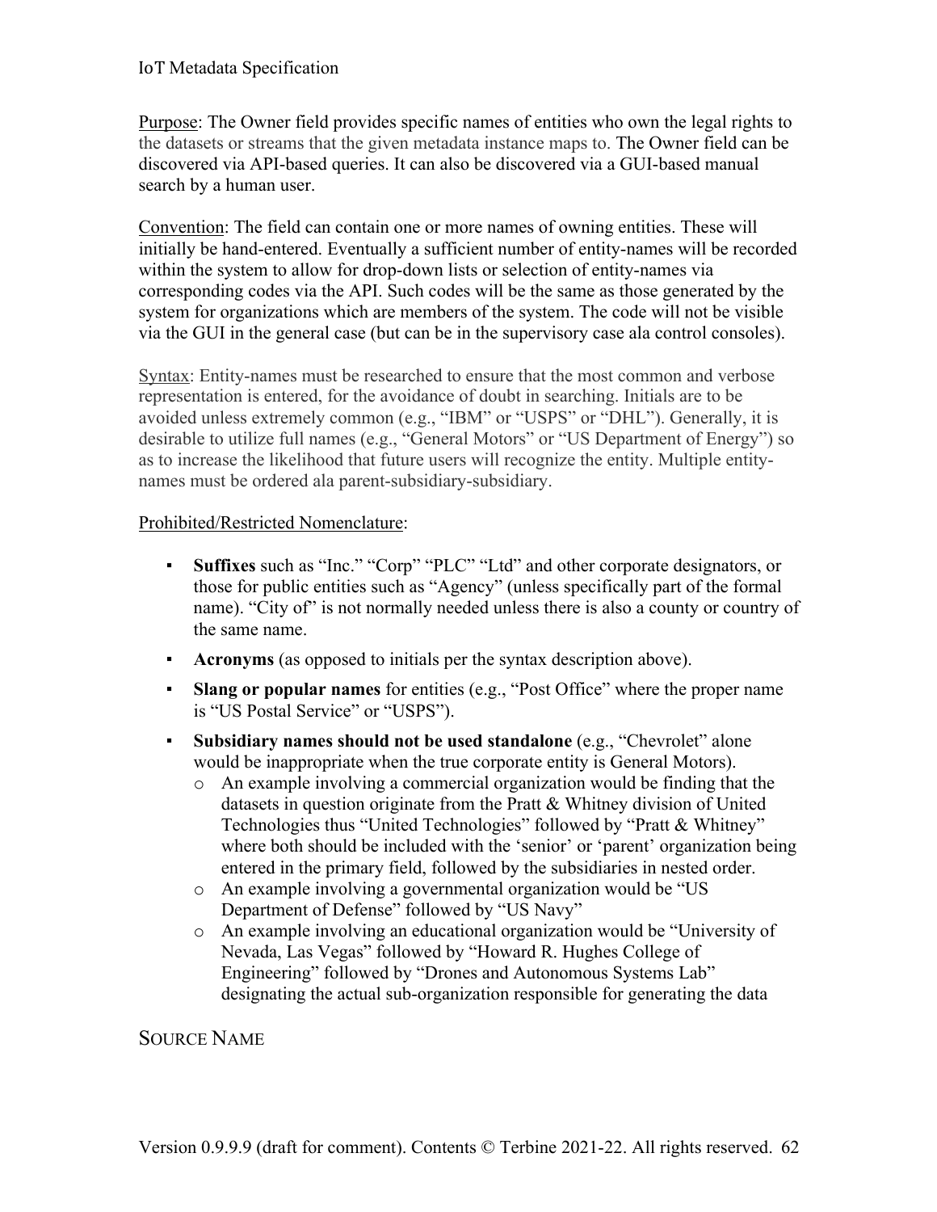Purpose: The Owner field provides specific names of entities who own the legal rights to the datasets or streams that the given metadata instance maps to. The Owner field can be discovered via API-based queries. It can also be discovered via a GUI-based manual search by a human user.

Convention: The field can contain one or more names of owning entities. These will initially be hand-entered. Eventually a sufficient number of entity-names will be recorded within the system to allow for drop-down lists or selection of entity-names via corresponding codes via the API. Such codes will be the same as those generated by the system for organizations which are members of the system. The code will not be visible via the GUI in the general case (but can be in the supervisory case ala control consoles).

Syntax: Entity-names must be researched to ensure that the most common and verbose representation is entered, for the avoidance of doubt in searching. Initials are to be avoided unless extremely common (e.g., "IBM" or "USPS" or "DHL"). Generally, it is desirable to utilize full names (e.g., "General Motors" or "US Department of Energy") so as to increase the likelihood that future users will recognize the entity. Multiple entity-names must be ordered ala parent-subsidiary-subsidiary.

Prohibited/Restricted Nomenclature:

- **Suffixes** such as "Inc." "Corp" "PLC" "Ltd" and other corporate designators, or those for public entities such as "Agency" (unless specifically part of the formal name). "City of" is not normally needed unless there is also a county or country of the same name.
- **Acronyms** (as opposed to initials per the syntax description above).
- **Slang or popular names** for entities (e.g., "Post Office" where the proper name is "US Postal Service" or "USPS").
- **Subsidiary names should not be used standalone** (e.g., "Chevrolet" alone would be inappropriate when the true corporate entity is General Motors).
    - An example involving a commercial organization would be finding that the datasets in question originate from the Pratt & Whitney division of United Technologies thus "United Technologies" followed by "Pratt & Whitney" where both should be included with the 'senior' or 'parent' organization being entered in the primary field, followed by the subsidiaries in nested order.
    - An example involving a governmental organization would be "US Department of Defense" followed by "US Navy"
    - An example involving an educational organization would be "University of Nevada, Las Vegas" followed by "Howard R. Hughes College of Engineering" followed by "Drones and Autonomous Systems Lab" designating the actual sub-organization responsible for generating the data

### SOURCE NAME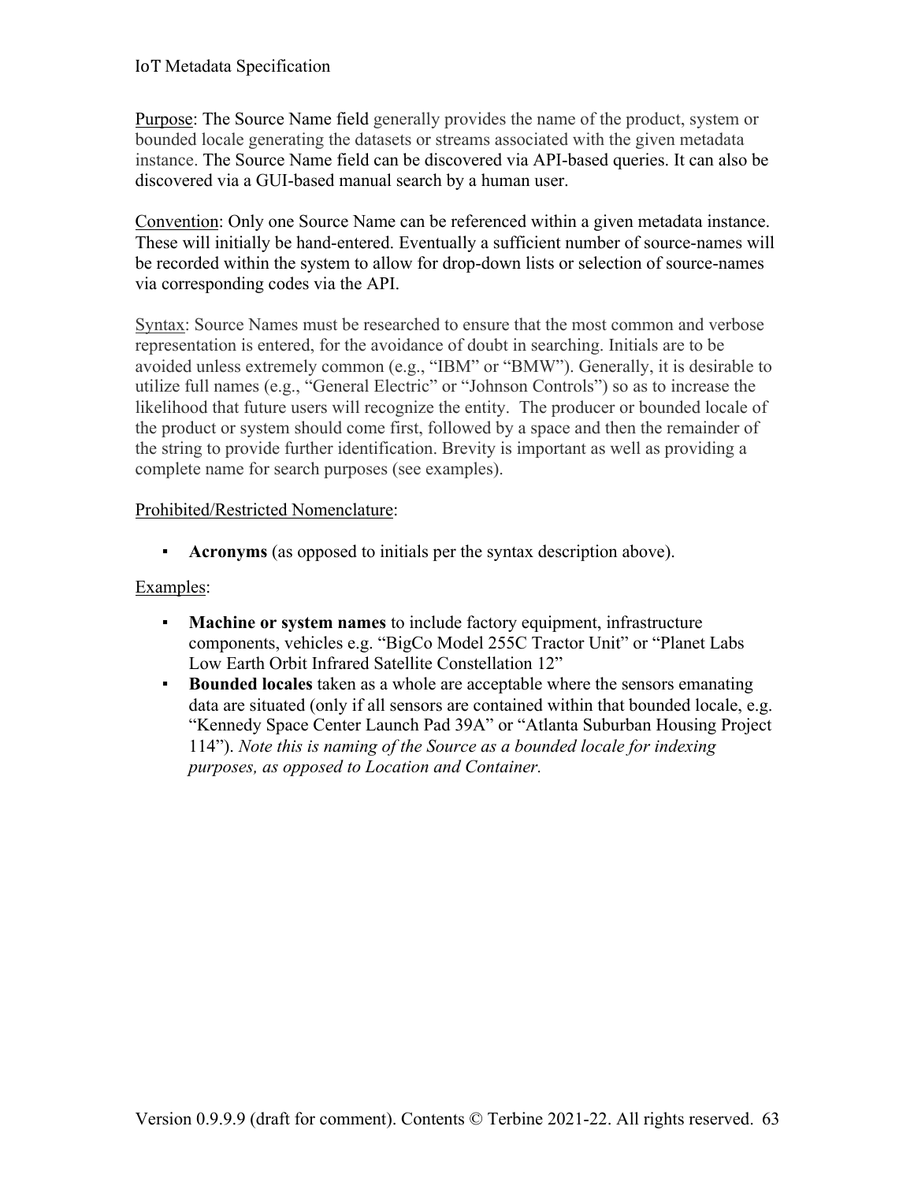Purpose: The Source Name field generally provides the name of the product, system or bounded locale generating the datasets or streams associated with the given metadata instance. The Source Name field can be discovered via API-based queries. It can also be discovered via a GUI-based manual search by a human user.

Convention: Only one Source Name can be referenced within a given metadata instance. These will initially be hand-entered. Eventually a sufficient number of source-names will be recorded within the system to allow for drop-down lists or selection of source-names via corresponding codes via the API.

Syntax: Source Names must be researched to ensure that the most common and verbose representation is entered, for the avoidance of doubt in searching. Initials are to be avoided unless extremely common (e.g., "IBM" or "BMW"). Generally, it is desirable to utilize full names (e.g., "General Electric" or "Johnson Controls") so as to increase the likelihood that future users will recognize the entity. The producer or bounded locale of the product or system should come first, followed by a space and then the remainder of the string to provide further identification. Brevity is important as well as providing a complete name for search purposes (see examples).

Prohibited/Restricted Nomenclature:

- **Acronyms** (as opposed to initials per the syntax description above).

Examples:

- **Machine or system names** to include factory equipment, infrastructure components, vehicles e.g. "BigCo Model 255C Tractor Unit" or "Planet Labs Low Earth Orbit Infrared Satellite Constellation 12"
- **Bounded locales** taken as a whole are acceptable where the sensors emanating data are situated (only if all sensors are contained within that bounded locale, e.g. "Kennedy Space Center Launch Pad 39A" or "Atlanta Suburban Housing Project 114"). *Note this is naming of the Source as a bounded locale for indexing purposes, as opposed to Location and Container.*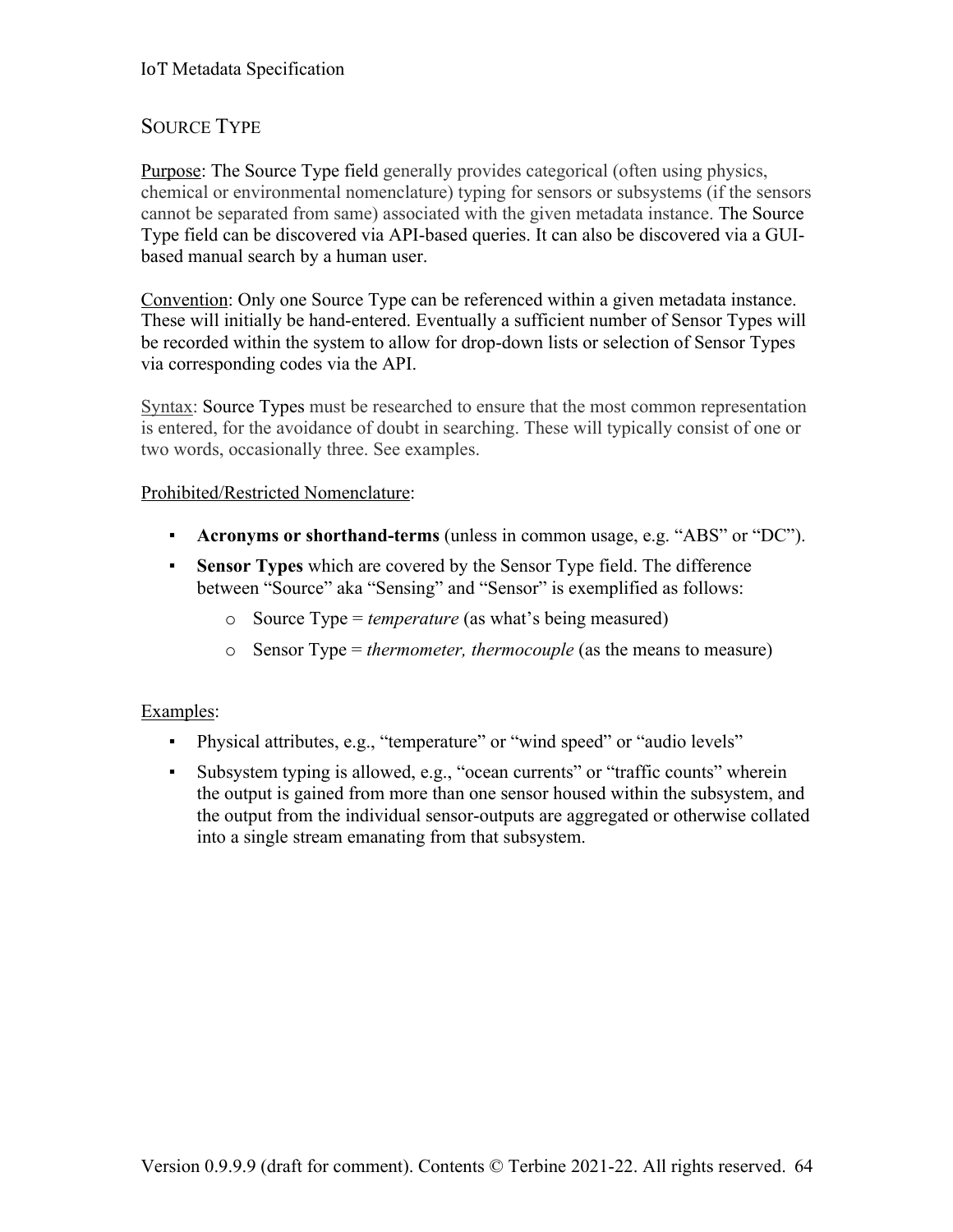## SOURCE TYPE

Purpose: The Source Type field generally provides categorical (often using physics, chemical or environmental nomenclature) typing for sensors or subsystems (if the sensors cannot be separated from same) associated with the given metadata instance. The Source Type field can be discovered via API-based queries. It can also be discovered via a GUI-based manual search by a human user.

Convention: Only one Source Type can be referenced within a given metadata instance. These will initially be hand-entered. Eventually a sufficient number of Sensor Types will be recorded within the system to allow for drop-down lists or selection of Sensor Types via corresponding codes via the API.

Syntax: Source Types must be researched to ensure that the most common representation is entered, for the avoidance of doubt in searching. These will typically consist of one or two words, occasionally three. See examples.

Prohibited/Restricted Nomenclature:

- **Acronyms or shorthand-terms** (unless in common usage, e.g. "ABS" or "DC").
- **Sensor Types** which are covered by the Sensor Type field. The difference between "Source" aka "Sensing" and "Sensor" is exemplified as follows:
  - Source Type = *temperature* (as what's being measured)
  - Sensor Type = *thermometer, thermocouple* (as the means to measure)

Examples:

- Physical attributes, e.g., "temperature" or "wind speed" or "audio levels"
- Subsystem typing is allowed, e.g., "ocean currents" or "traffic counts" wherein the output is gained from more than one sensor housed within the subsystem, and the output from the individual sensor-outputs are aggregated or otherwise collated into a single stream emanating from that subsystem.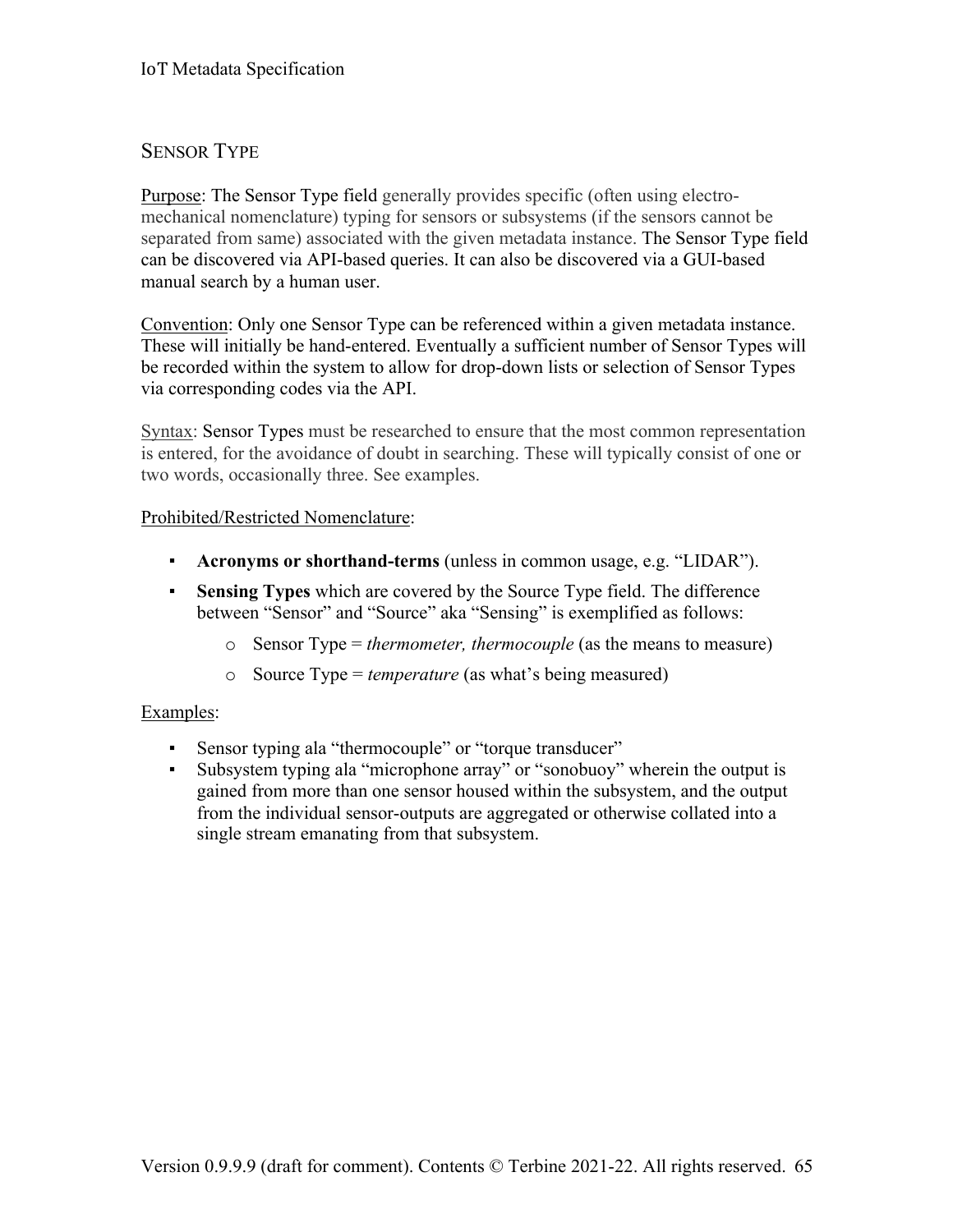## SENSOR TYPE

Purpose: The Sensor Type field generally provides specific (often using electro-mechanical nomenclature) typing for sensors or subsystems (if the sensors cannot be separated from same) associated with the given metadata instance. The Sensor Type field can be discovered via API-based queries. It can also be discovered via a GUI-based manual search by a human user.

Convention: Only one Sensor Type can be referenced within a given metadata instance. These will initially be hand-entered. Eventually a sufficient number of Sensor Types will be recorded within the system to allow for drop-down lists or selection of Sensor Types via corresponding codes via the API.

Syntax: Sensor Types must be researched to ensure that the most common representation is entered, for the avoidance of doubt in searching. These will typically consist of one or two words, occasionally three. See examples.

Prohibited/Restricted Nomenclature:

- **Acronyms or shorthand-terms** (unless in common usage, e.g. "LIDAR").
- **Sensing Types** which are covered by the Source Type field. The difference between "Sensor" and "Source" aka "Sensing" is exemplified as follows:
  - Sensor Type = *thermometer, thermocouple* (as the means to measure)
  - Source Type = *temperature* (as what's being measured)

Examples:

- Sensor typing ala "thermocouple" or "torque transducer"
- Subsystem typing ala "microphone array" or "sonobuoy" wherein the output is gained from more than one sensor housed within the subsystem, and the output from the individual sensor-outputs are aggregated or otherwise collated into a single stream emanating from that subsystem.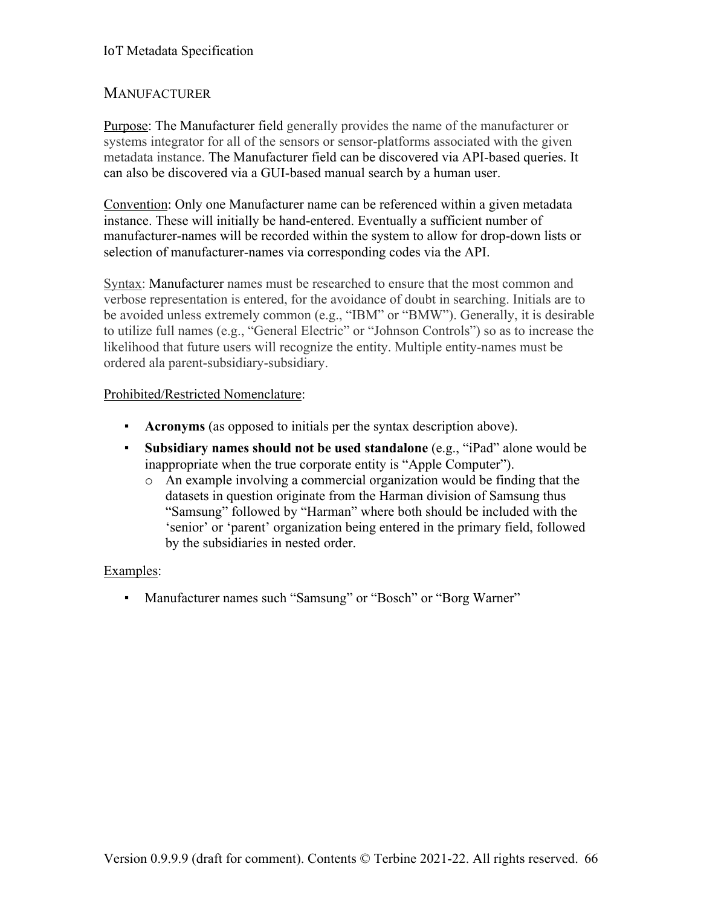## MANUFACTURER

Purpose: The Manufacturer field generally provides the name of the manufacturer or systems integrator for all of the sensors or sensor-platforms associated with the given metadata instance. The Manufacturer field can be discovered via API-based queries. It can also be discovered via a GUI-based manual search by a human user.

Convention: Only one Manufacturer name can be referenced within a given metadata instance. These will initially be hand-entered. Eventually a sufficient number of manufacturer-names will be recorded within the system to allow for drop-down lists or selection of manufacturer-names via corresponding codes via the API.

Syntax: Manufacturer names must be researched to ensure that the most common and verbose representation is entered, for the avoidance of doubt in searching. Initials are to be avoided unless extremely common (e.g., "IBM" or "BMW"). Generally, it is desirable to utilize full names (e.g., "General Electric" or "Johnson Controls") so as to increase the likelihood that future users will recognize the entity. Multiple entity-names must be ordered ala parent-subsidiary-subsidiary.

Prohibited/Restricted Nomenclature:

- **Acronyms** (as opposed to initials per the syntax description above).
- **Subsidiary names should not be used standalone** (e.g., "iPad" alone would be inappropriate when the true corporate entity is "Apple Computer").
  - An example involving a commercial organization would be finding that the datasets in question originate from the Harman division of Samsung thus "Samsung" followed by "Harman" where both should be included with the 'senior' or 'parent' organization being entered in the primary field, followed by the subsidiaries in nested order.

Examples:

- Manufacturer names such "Samsung" or "Bosch" or "Borg Warner"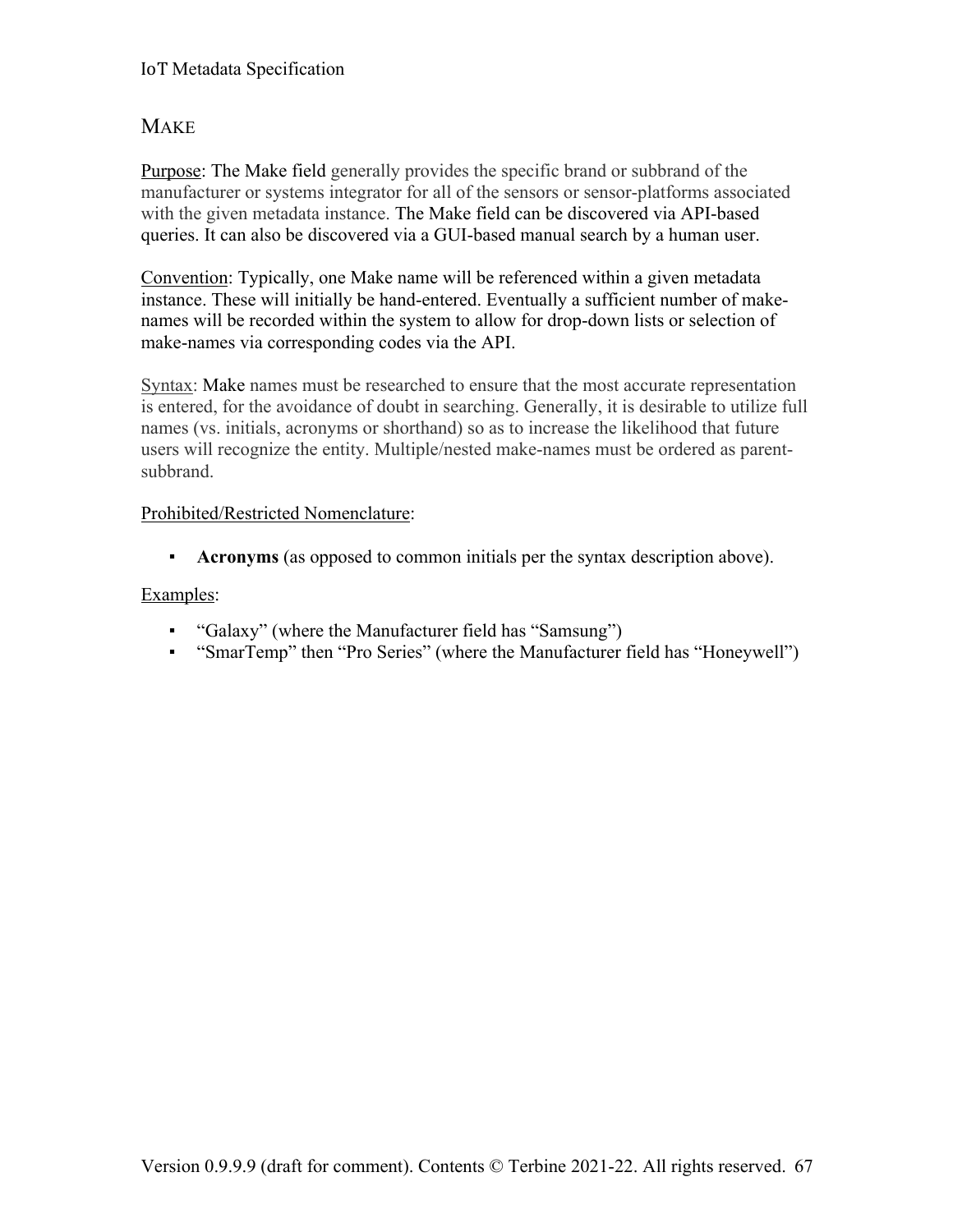## Make

Purpose: The Make field generally provides the specific brand or subbrand of the manufacturer or systems integrator for all of the sensors or sensor-platforms associated with the given metadata instance. The Make field can be discovered via API-based queries. It can also be discovered via a GUI-based manual search by a human user.

Convention: Typically, one Make name will be referenced within a given metadata instance. These will initially be hand-entered. Eventually a sufficient number of make-names will be recorded within the system to allow for drop-down lists or selection of make-names via corresponding codes via the API.

Syntax: Make names must be researched to ensure that the most accurate representation is entered, for the avoidance of doubt in searching. Generally, it is desirable to utilize full names (vs. initials, acronyms or shorthand) so as to increase the likelihood that future users will recognize the entity. Multiple/nested make-names must be ordered as parent-subbrand.

Prohibited/Restricted Nomenclature:

- **Acronyms** (as opposed to common initials per the syntax description above).

Examples:

- "Galaxy" (where the Manufacturer field has "Samsung")
- "SmarTemp" then "Pro Series" (where the Manufacturer field has "Honeywell")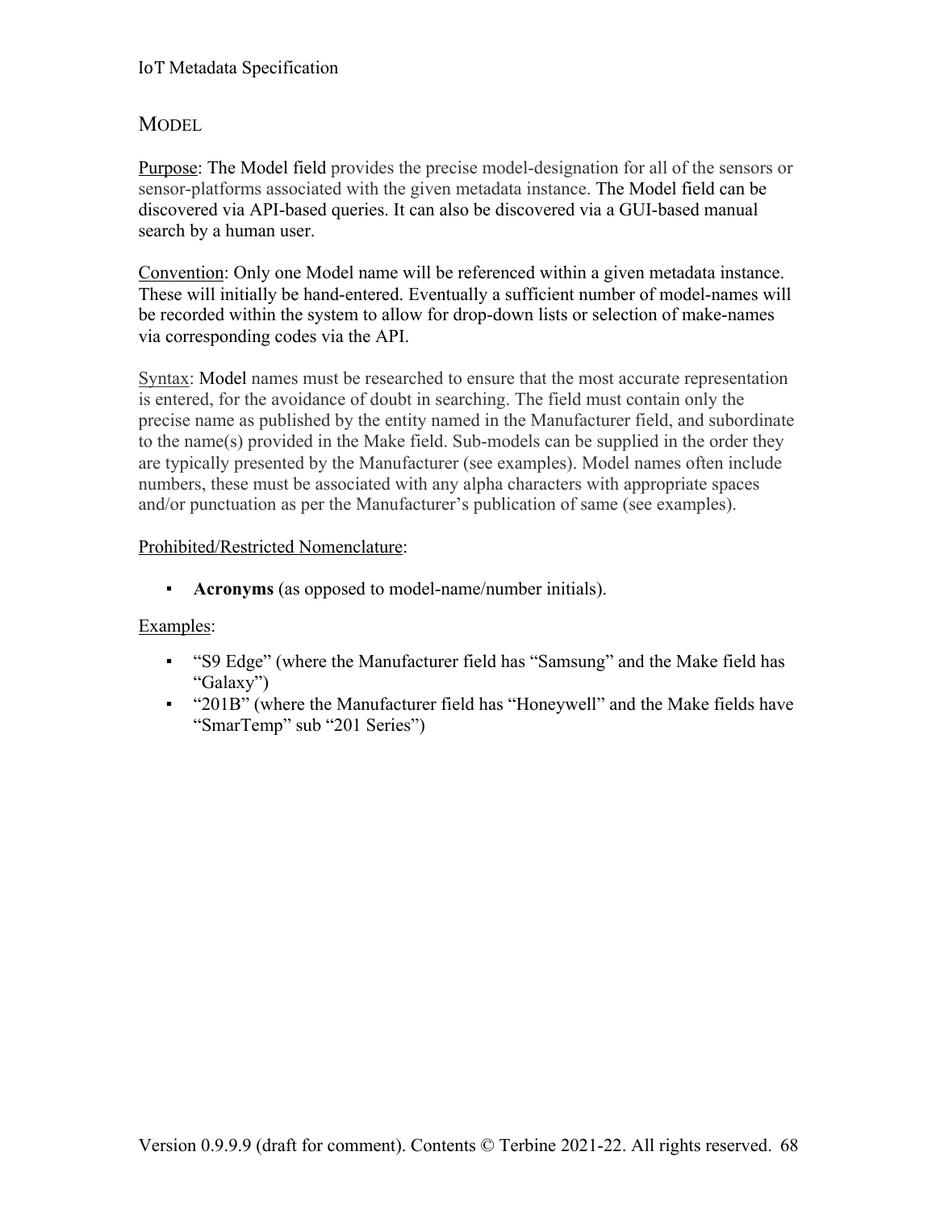## MODEL

Purpose: The Model field provides the precise model-designation for all of the sensors or sensor-platforms associated with the given metadata instance. The Model field can be discovered via API-based queries. It can also be discovered via a GUI-based manual search by a human user.

Convention: Only one Model name will be referenced within a given metadata instance. These will initially be hand-entered. Eventually a sufficient number of model-names will be recorded within the system to allow for drop-down lists or selection of make-names via corresponding codes via the API.

Syntax: Model names must be researched to ensure that the most accurate representation is entered, for the avoidance of doubt in searching. The field must contain only the precise name as published by the entity named in the Manufacturer field, and subordinate to the name(s) provided in the Make field. Sub-models can be supplied in the order they are typically presented by the Manufacturer (see examples). Model names often include numbers, these must be associated with any alpha characters with appropriate spaces and/or punctuation as per the Manufacturer's publication of same (see examples).

Prohibited/Restricted Nomenclature:

- **Acronyms** (as opposed to model-name/number initials).

Examples:

- "S9 Edge" (where the Manufacturer field has "Samsung" and the Make field has "Galaxy")
- "201B" (where the Manufacturer field has "Honeywell" and the Make fields have "SmarTemp" sub "201 Series")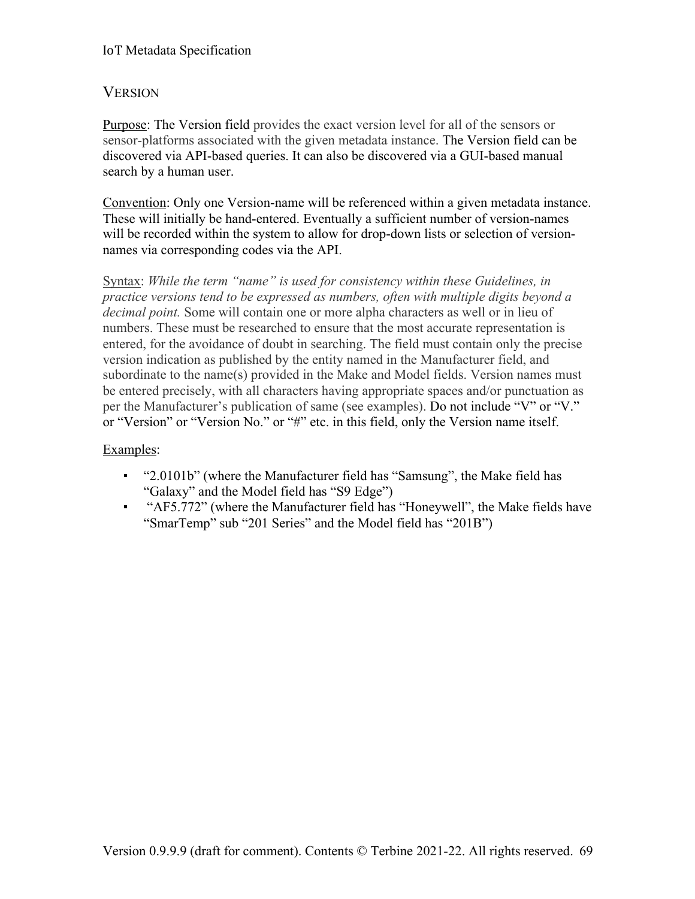## VERSION

Purpose: The Version field provides the exact version level for all of the sensors or sensor-platforms associated with the given metadata instance. The Version field can be discovered via API-based queries. It can also be discovered via a GUI-based manual search by a human user.

Convention: Only one Version-name will be referenced within a given metadata instance. These will initially be hand-entered. Eventually a sufficient number of version-names will be recorded within the system to allow for drop-down lists or selection of version-names via corresponding codes via the API.

Syntax: *While the term "name" is used for consistency within these Guidelines, in practice versions tend to be expressed as numbers, often with multiple digits beyond a decimal point.* Some will contain one or more alpha characters as well or in lieu of numbers. These must be researched to ensure that the most accurate representation is entered, for the avoidance of doubt in searching. The field must contain only the precise version indication as published by the entity named in the Manufacturer field, and subordinate to the name(s) provided in the Make and Model fields. Version names must be entered precisely, with all characters having appropriate spaces and/or punctuation as per the Manufacturer's publication of same (see examples). Do not include "V" or "V." or "Version" or "Version No." or "#" etc. in this field, only the Version name itself.

Examples:

- "2.0101b" (where the Manufacturer field has "Samsung", the Make field has "Galaxy" and the Model field has "S9 Edge")
- "AF5.772" (where the Manufacturer field has "Honeywell", the Make fields have "SmarTemp" sub "201 Series" and the Model field has "201B")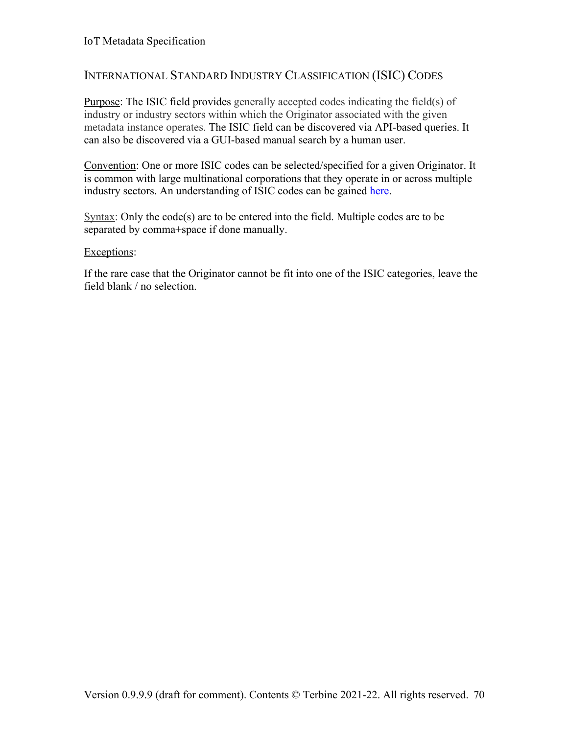## International Standard Industry Classification (ISIC) Codes

Purpose: The ISIC field provides generally accepted codes indicating the field(s) of industry or industry sectors within which the Originator associated with the given metadata instance operates. The ISIC field can be discovered via API-based queries. It can also be discovered via a GUI-based manual search by a human user.

Convention: One or more ISIC codes can be selected/specified for a given Originator. It is common with large multinational corporations that they operate in or across multiple industry sectors. An understanding of ISIC codes can be gained here.

Syntax: Only the code(s) are to be entered into the field. Multiple codes are to be separated by comma+space if done manually.

Exceptions:

If the rare case that the Originator cannot be fit into one of the ISIC categories, leave the field blank / no selection.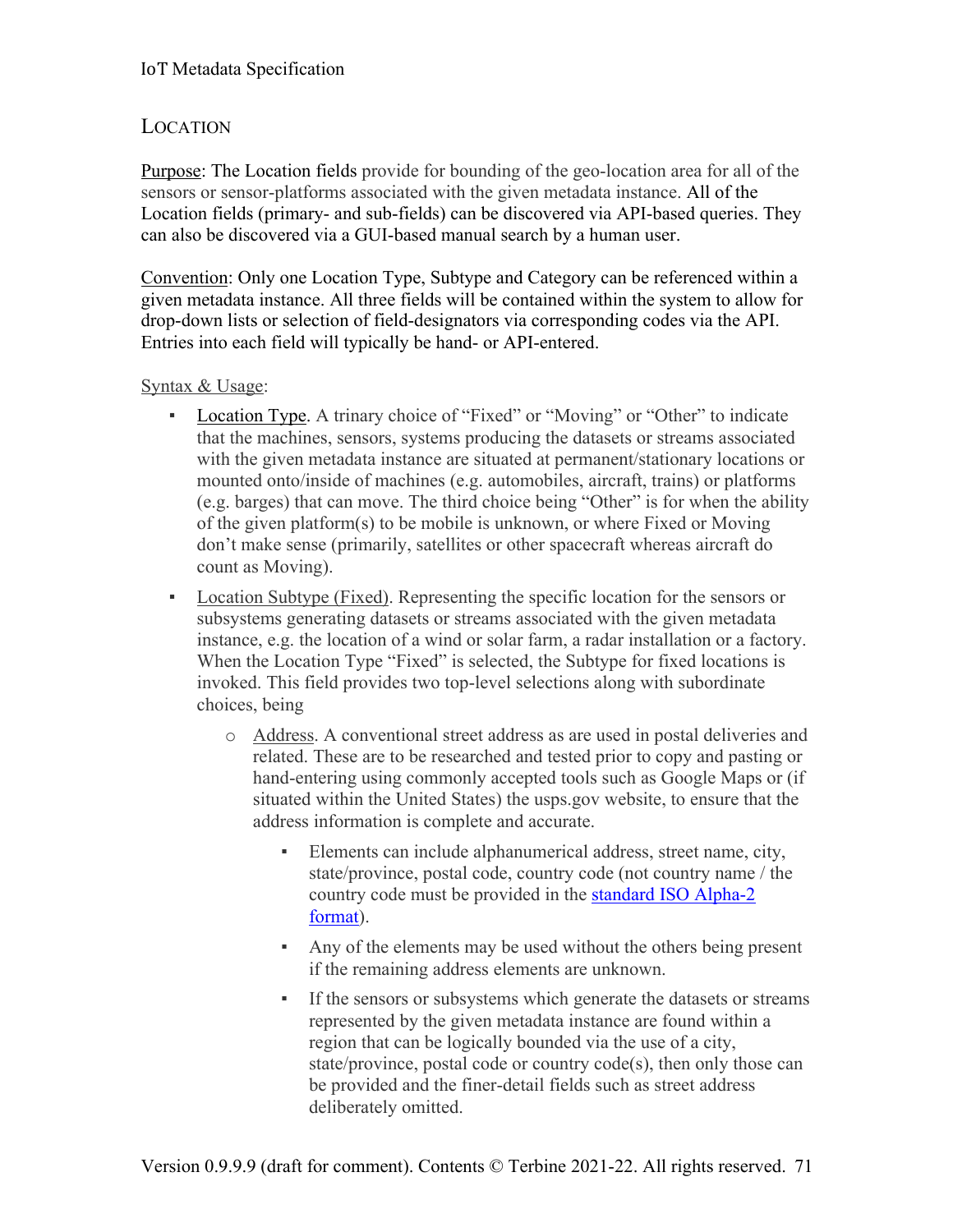## Location

Purpose: The Location fields provide for bounding of the geo-location area for all of the sensors or sensor-platforms associated with the given metadata instance. All of the Location fields (primary- and sub-fields) can be discovered via API-based queries. They can also be discovered via a GUI-based manual search by a human user.

Convention: Only one Location Type, Subtype and Category can be referenced within a given metadata instance. All three fields will be contained within the system to allow for drop-down lists or selection of field-designators via corresponding codes via the API. Entries into each field will typically be hand- or API-entered.

Syntax & Usage:

- Location Type. A trinary choice of "Fixed" or "Moving" or "Other" to indicate that the machines, sensors, systems producing the datasets or streams associated with the given metadata instance are situated at permanent/stationary locations or mounted onto/inside of machines (e.g. automobiles, aircraft, trains) or platforms (e.g. barges) that can move. The third choice being "Other" is for when the ability of the given platform(s) to be mobile is unknown, or where Fixed or Moving don't make sense (primarily, satellites or other spacecraft whereas aircraft do count as Moving).
- Location Subtype (Fixed). Representing the specific location for the sensors or subsystems generating datasets or streams associated with the given metadata instance, e.g. the location of a wind or solar farm, a radar installation or a factory. When the Location Type "Fixed" is selected, the Subtype for fixed locations is invoked. This field provides two top-level selections along with subordinate choices, being
    - Address. A conventional street address as are used in postal deliveries and related. These are to be researched and tested prior to copy and pasting or hand-entering using commonly accepted tools such as Google Maps or (if situated within the United States) the usps.gov website, to ensure that the address information is complete and accurate.
        - Elements can include alphanumerical address, street name, city, state/province, postal code, country code (not country name / the country code must be provided in the standard ISO Alpha-2 format).
        - Any of the elements may be used without the others being present if the remaining address elements are unknown.
        - If the sensors or subsystems which generate the datasets or streams represented by the given metadata instance are found within a region that can be logically bounded via the use of a city, state/province, postal code or country code(s), then only those can be provided and the finer-detail fields such as street address deliberately omitted.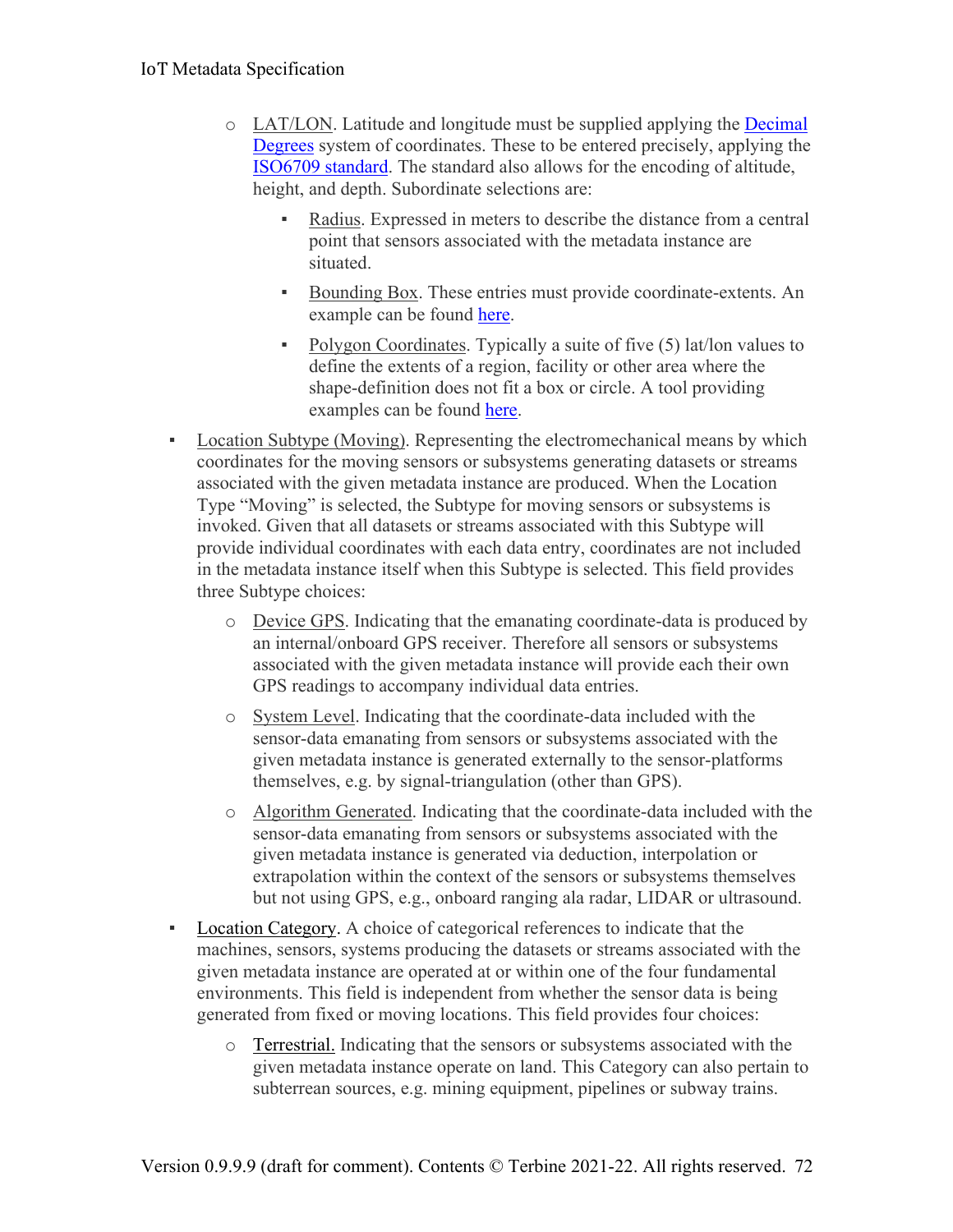- LAT/LON. Latitude and longitude must be supplied applying the Decimal Degrees system of coordinates. These to be entered precisely, applying the ISO6709 standard. The standard also allows for the encoding of altitude, height, and depth. Subordinate selections are:
    - Radius. Expressed in meters to describe the distance from a central point that sensors associated with the metadata instance are situated.
    - Bounding Box. These entries must provide coordinate-extents. An example can be found here.
    - Polygon Coordinates. Typically a suite of five (5) lat/lon values to define the extents of a region, facility or other area where the shape-definition does not fit a box or circle. A tool providing examples can be found here.

- Location Subtype (Moving). Representing the electromechanical means by which coordinates for the moving sensors or subsystems generating datasets or streams associated with the given metadata instance are produced. When the Location Type "Moving" is selected, the Subtype for moving sensors or subsystems is invoked. Given that all datasets or streams associated with this Subtype will provide individual coordinates with each data entry, coordinates are not included in the metadata instance itself when this Subtype is selected. This field provides three Subtype choices:
    - Device GPS. Indicating that the emanating coordinate-data is produced by an internal/onboard GPS receiver. Therefore all sensors or subsystems associated with the given metadata instance will provide each their own GPS readings to accompany individual data entries.
    - System Level. Indicating that the coordinate-data included with the sensor-data emanating from sensors or subsystems associated with the given metadata instance is generated externally to the sensor-platforms themselves, e.g. by signal-triangulation (other than GPS).
    - Algorithm Generated. Indicating that the coordinate-data included with the sensor-data emanating from sensors or subsystems associated with the given metadata instance is generated via deduction, interpolation or extrapolation within the context of the sensors or subsystems themselves but not using GPS, e.g., onboard ranging ala radar, LIDAR or ultrasound.

- Location Category. A choice of categorical references to indicate that the machines, sensors, systems producing the datasets or streams associated with the given metadata instance are operated at or within one of the four fundamental environments. This field is independent from whether the sensor data is being generated from fixed or moving locations. This field provides four choices:
    - Terrestrial. Indicating that the sensors or subsystems associated with the given metadata instance operate on land. This Category can also pertain to subterrean sources, e.g. mining equipment, pipelines or subway trains.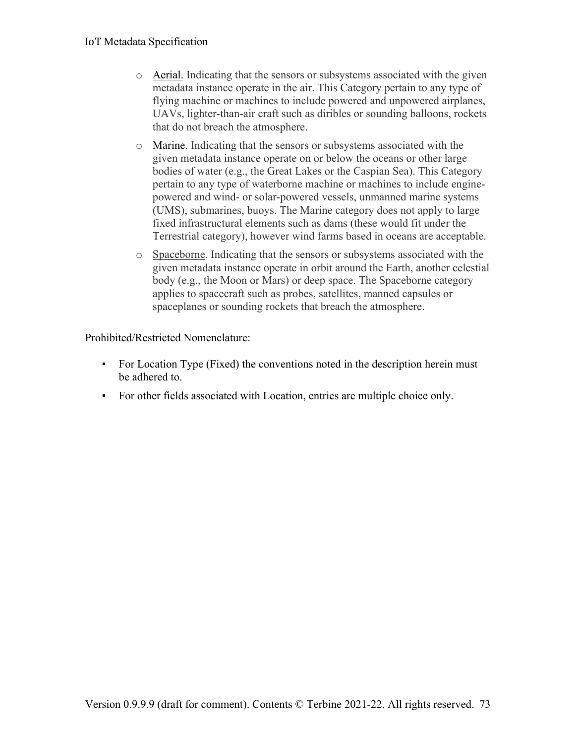- Aerial. Indicating that the sensors or subsystems associated with the given metadata instance operate in the air. This Category pertain to any type of flying machine or machines to include powered and unpowered airplanes, UAVs, lighter-than-air craft such as diribles or sounding balloons, rockets that do not breach the atmosphere.
- Marine. Indicating that the sensors or subsystems associated with the given metadata instance operate on or below the oceans or other large bodies of water (e.g., the Great Lakes or the Caspian Sea). This Category pertain to any type of waterborne machine or machines to include engine-powered and wind- or solar-powered vessels, unmanned marine systems (UMS), submarines, buoys. The Marine category does not apply to large fixed infrastructural elements such as dams (these would fit under the Terrestrial category), however wind farms based in oceans are acceptable.
- Spaceborne. Indicating that the sensors or subsystems associated with the given metadata instance operate in orbit around the Earth, another celestial body (e.g., the Moon or Mars) or deep space. The Spaceborne category applies to spacecraft such as probes, satellites, manned capsules or spaceplanes or sounding rockets that breach the atmosphere.

Prohibited/Restricted Nomenclature:

- For Location Type (Fixed) the conventions noted in the description herein must be adhered to.
- For other fields associated with Location, entries are multiple choice only.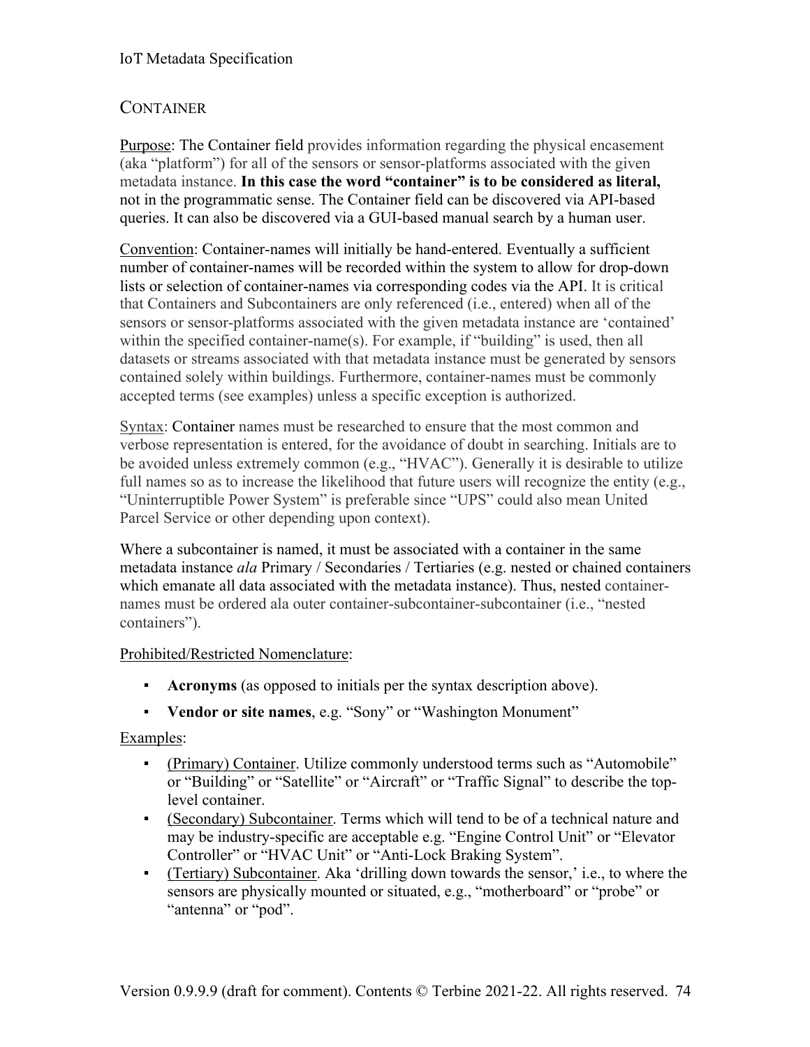## CONTAINER

Purpose: The Container field provides information regarding the physical encasement (aka "platform") for all of the sensors or sensor-platforms associated with the given metadata instance. **In this case the word "container" is to be considered as literal,** not in the programmatic sense. The Container field can be discovered via API-based queries. It can also be discovered via a GUI-based manual search by a human user.

Convention: Container-names will initially be hand-entered. Eventually a sufficient number of container-names will be recorded within the system to allow for drop-down lists or selection of container-names via corresponding codes via the API. It is critical that Containers and Subcontainers are only referenced (i.e., entered) when all of the sensors or sensor-platforms associated with the given metadata instance are 'contained' within the specified container-name(s). For example, if "building" is used, then all datasets or streams associated with that metadata instance must be generated by sensors contained solely within buildings. Furthermore, container-names must be commonly accepted terms (see examples) unless a specific exception is authorized.

Syntax: Container names must be researched to ensure that the most common and verbose representation is entered, for the avoidance of doubt in searching. Initials are to be avoided unless extremely common (e.g., "HVAC"). Generally it is desirable to utilize full names so as to increase the likelihood that future users will recognize the entity (e.g., "Uninterruptible Power System" is preferable since "UPS" could also mean United Parcel Service or other depending upon context).

Where a subcontainer is named, it must be associated with a container in the same metadata instance *ala* Primary / Secondaries / Tertiaries (e.g. nested or chained containers which emanate all data associated with the metadata instance). Thus, nested container-names must be ordered ala outer container-subcontainer-subcontainer (i.e., "nested containers").

Prohibited/Restricted Nomenclature:

- **Acronyms** (as opposed to initials per the syntax description above).
- **Vendor or site names**, e.g. "Sony" or "Washington Monument"

Examples:

- (Primary) Container. Utilize commonly understood terms such as "Automobile" or "Building" or "Satellite" or "Aircraft" or "Traffic Signal" to describe the top-level container.
- (Secondary) Subcontainer. Terms which will tend to be of a technical nature and may be industry-specific are acceptable e.g. "Engine Control Unit" or "Elevator Controller" or "HVAC Unit" or "Anti-Lock Braking System".
- (Tertiary) Subcontainer. Aka 'drilling down towards the sensor,' i.e., to where the sensors are physically mounted or situated, e.g., "motherboard" or "probe" or "antenna" or "pod".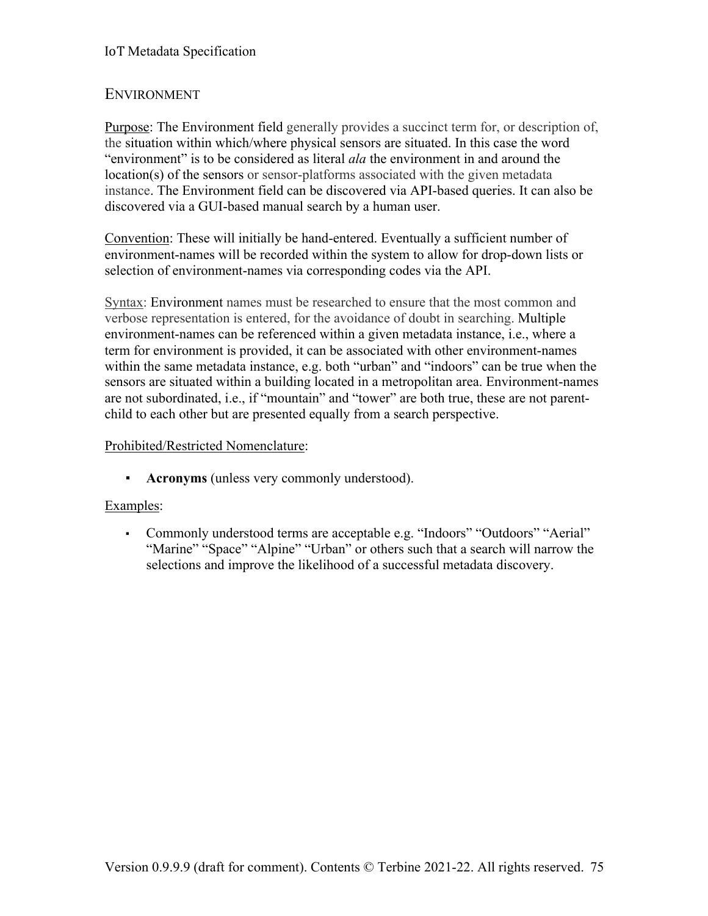## Environment

Purpose: The Environment field generally provides a succinct term for, or description of, the situation within which/where physical sensors are situated. In this case the word "environment" is to be considered as literal *ala* the environment in and around the location(s) of the sensors or sensor-platforms associated with the given metadata instance. The Environment field can be discovered via API-based queries. It can also be discovered via a GUI-based manual search by a human user.

Convention: These will initially be hand-entered. Eventually a sufficient number of environment-names will be recorded within the system to allow for drop-down lists or selection of environment-names via corresponding codes via the API.

Syntax: Environment names must be researched to ensure that the most common and verbose representation is entered, for the avoidance of doubt in searching. Multiple environment-names can be referenced within a given metadata instance, i.e., where a term for environment is provided, it can be associated with other environment-names within the same metadata instance, e.g. both "urban" and "indoors" can be true when the sensors are situated within a building located in a metropolitan area. Environment-names are not subordinated, i.e., if "mountain" and "tower" are both true, these are not parent-child to each other but are presented equally from a search perspective.

Prohibited/Restricted Nomenclature:

- **Acronyms** (unless very commonly understood).

Examples:

- Commonly understood terms are acceptable e.g. "Indoors" "Outdoors" "Aerial" "Marine" "Space" "Alpine" "Urban" or others such that a search will narrow the selections and improve the likelihood of a successful metadata discovery.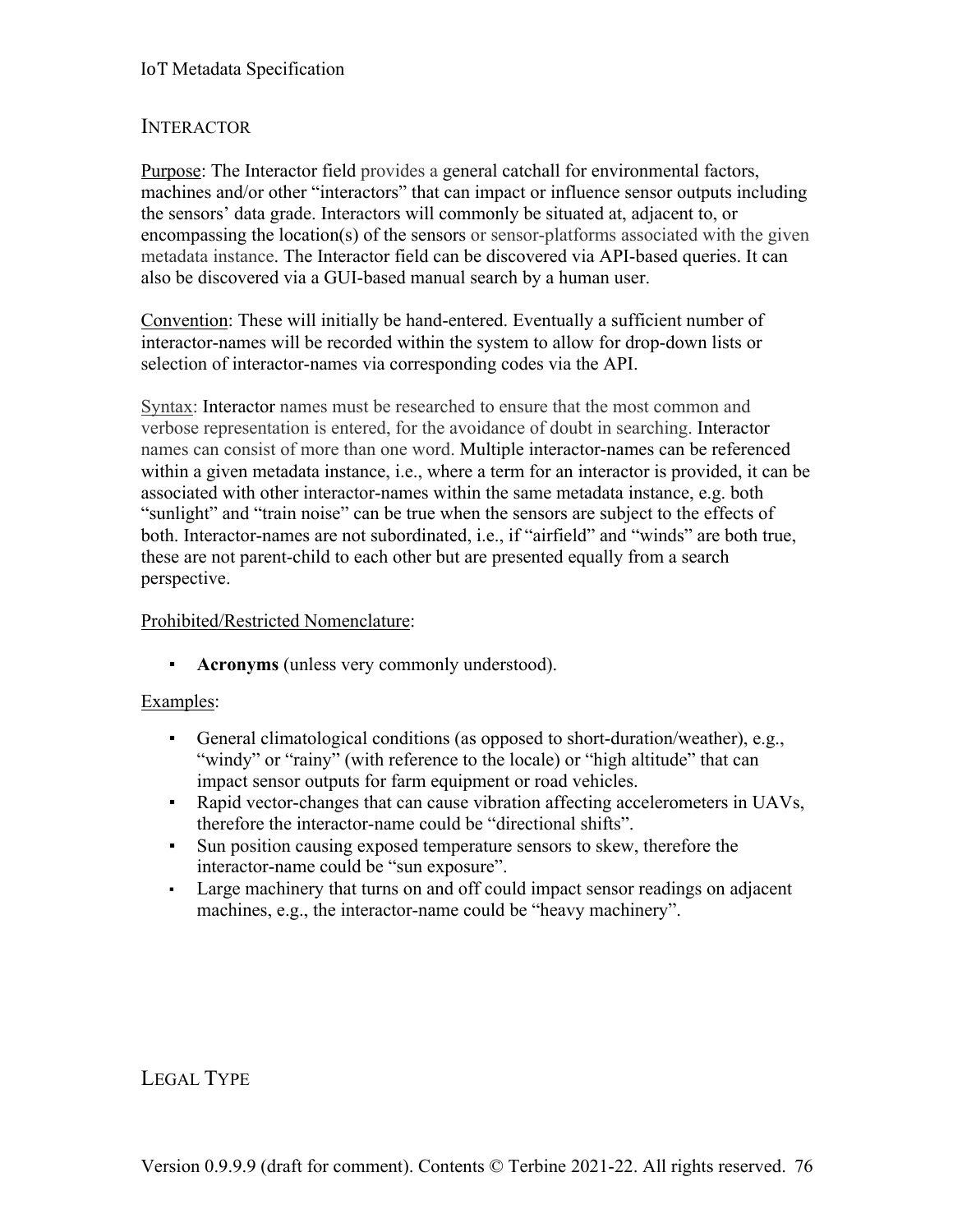## Interactor

<u>Purpose</u>: The Interactor field provides a general catchall for environmental factors, machines and/or other "interactors" that can impact or influence sensor outputs including the sensors' data grade. Interactors will commonly be situated at, adjacent to, or encompassing the location(s) of the sensors or sensor-platforms associated with the given metadata instance. The Interactor field can be discovered via API-based queries. It can also be discovered via a GUI-based manual search by a human user.

<u>Convention</u>: These will initially be hand-entered. Eventually a sufficient number of interactor-names will be recorded within the system to allow for drop-down lists or selection of interactor-names via corresponding codes via the API.

<u>Syntax</u>: Interactor names must be researched to ensure that the most common and verbose representation is entered, for the avoidance of doubt in searching. Interactor names can consist of more than one word. Multiple interactor-names can be referenced within a given metadata instance, i.e., where a term for an interactor is provided, it can be associated with other interactor-names within the same metadata instance, e.g. both "sunlight" and "train noise" can be true when the sensors are subject to the effects of both. Interactor-names are not subordinated, i.e., if "airfield" and "winds" are both true, these are not parent-child to each other but are presented equally from a search perspective.

<u>Prohibited/Restricted Nomenclature</u>:

- **Acronyms** (unless very commonly understood).

<u>Examples</u>:

- General climatological conditions (as opposed to short-duration/weather), e.g., "windy" or "rainy" (with reference to the locale) or "high altitude" that can impact sensor outputs for farm equipment or road vehicles.
- Rapid vector-changes that can cause vibration affecting accelerometers in UAVs, therefore the interactor-name could be "directional shifts".
- Sun position causing exposed temperature sensors to skew, therefore the interactor-name could be "sun exposure".
- Large machinery that turns on and off could impact sensor readings on adjacent machines, e.g., the interactor-name could be "heavy machinery".

## Legal Type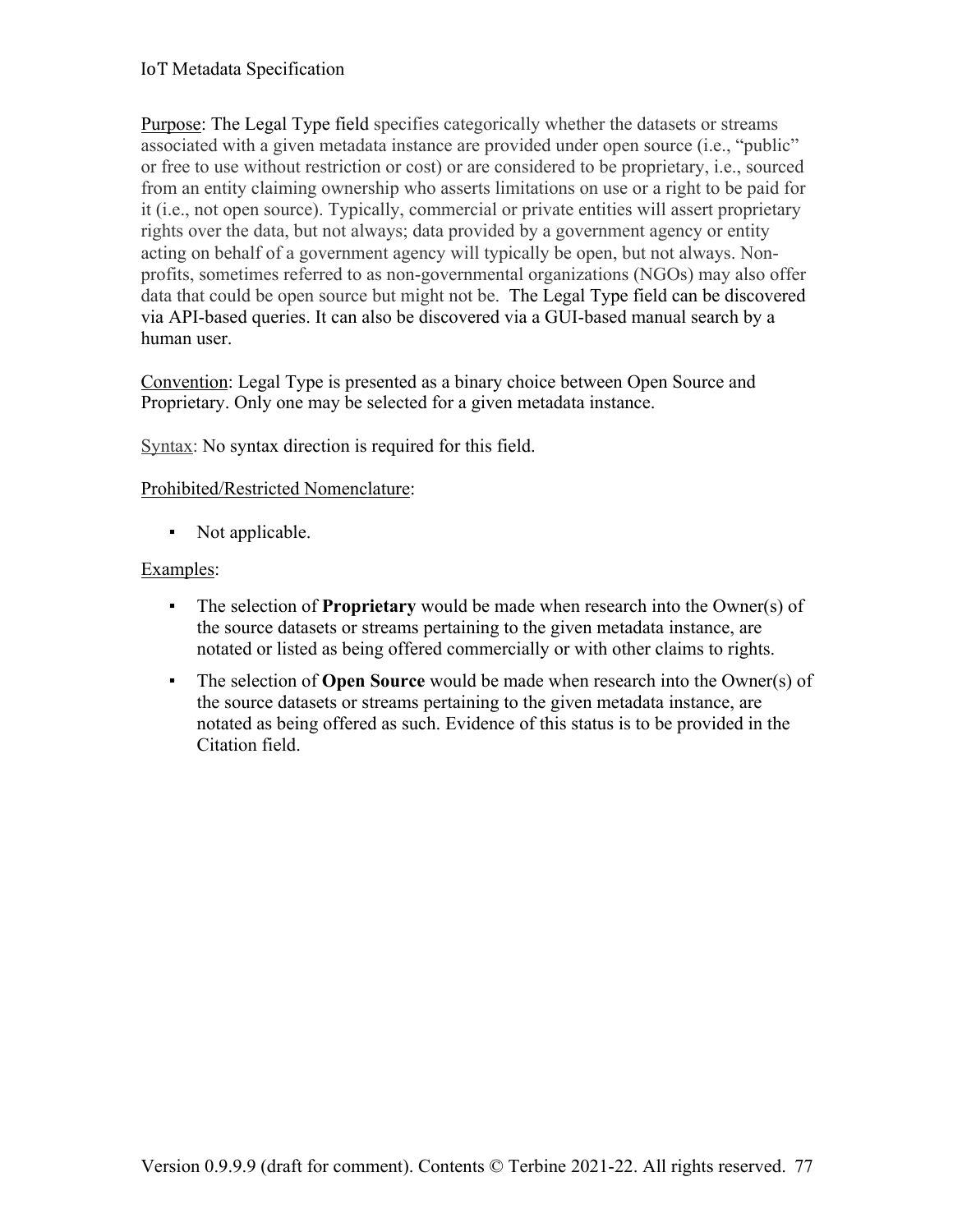Purpose: The Legal Type field specifies categorically whether the datasets or streams associated with a given metadata instance are provided under open source (i.e., "public" or free to use without restriction or cost) or are considered to be proprietary, i.e., sourced from an entity claiming ownership who asserts limitations on use or a right to be paid for it (i.e., not open source). Typically, commercial or private entities will assert proprietary rights over the data, but not always; data provided by a government agency or entity acting on behalf of a government agency will typically be open, but not always. Non-profits, sometimes referred to as non-governmental organizations (NGOs) may also offer data that could be open source but might not be. The Legal Type field can be discovered via API-based queries. It can also be discovered via a GUI-based manual search by a human user.

Convention: Legal Type is presented as a binary choice between Open Source and Proprietary. Only one may be selected for a given metadata instance.

Syntax: No syntax direction is required for this field.

Prohibited/Restricted Nomenclature:

- Not applicable.

Examples:

- The selection of **Proprietary** would be made when research into the Owner(s) of the source datasets or streams pertaining to the given metadata instance, are notated or listed as being offered commercially or with other claims to rights.
- The selection of **Open Source** would be made when research into the Owner(s) of the source datasets or streams pertaining to the given metadata instance, are notated as being offered as such. Evidence of this status is to be provided in the Citation field.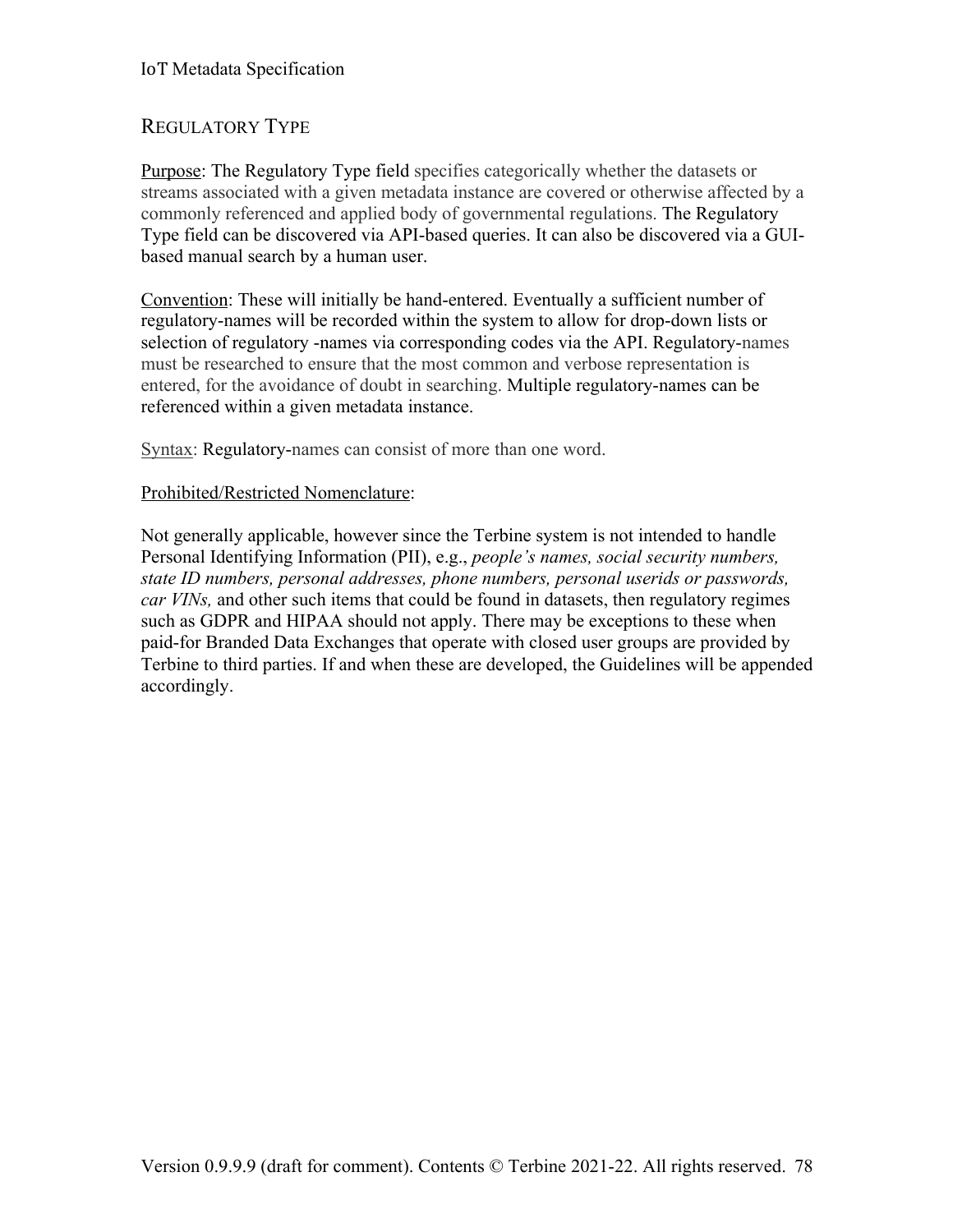## Regulatory Type

Purpose: The Regulatory Type field specifies categorically whether the datasets or streams associated with a given metadata instance are covered or otherwise affected by a commonly referenced and applied body of governmental regulations. The Regulatory Type field can be discovered via API-based queries. It can also be discovered via a GUI-based manual search by a human user.

Convention: These will initially be hand-entered. Eventually a sufficient number of regulatory-names will be recorded within the system to allow for drop-down lists or selection of regulatory -names via corresponding codes via the API. Regulatory-names must be researched to ensure that the most common and verbose representation is entered, for the avoidance of doubt in searching. Multiple regulatory-names can be referenced within a given metadata instance.

Syntax: Regulatory-names can consist of more than one word.

Prohibited/Restricted Nomenclature:

Not generally applicable, however since the Terbine system is not intended to handle Personal Identifying Information (PII), e.g., *people's names, social security numbers, state ID numbers, personal addresses, phone numbers, personal userids or passwords, car VINs,* and other such items that could be found in datasets, then regulatory regimes such as GDPR and HIPAA should not apply. There may be exceptions to these when paid-for Branded Data Exchanges that operate with closed user groups are provided by Terbine to third parties. If and when these are developed, the Guidelines will be appended accordingly.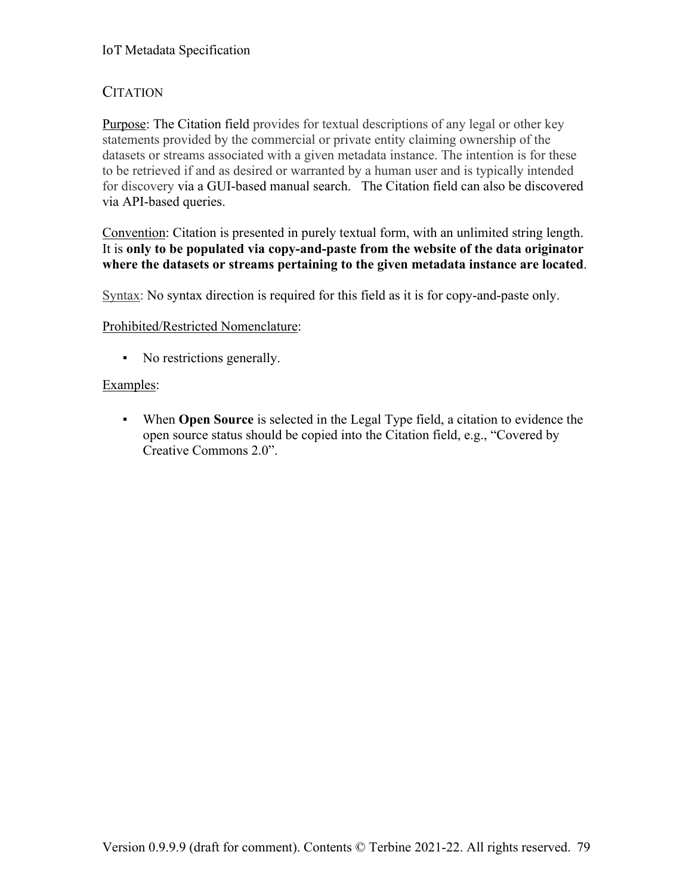## CITATION

Purpose: The Citation field provides for textual descriptions of any legal or other key statements provided by the commercial or private entity claiming ownership of the datasets or streams associated with a given metadata instance. The intention is for these to be retrieved if and as desired or warranted by a human user and is typically intended for discovery via a GUI-based manual search.   The Citation field can also be discovered via API-based queries.

Convention: Citation is presented in purely textual form, with an unlimited string length. It is **only to be populated via copy-and-paste from the website of the data originator where the datasets or streams pertaining to the given metadata instance are located**.

Syntax: No syntax direction is required for this field as it is for copy-and-paste only.

Prohibited/Restricted Nomenclature:

- No restrictions generally.

Examples:

- When **Open Source** is selected in the Legal Type field, a citation to evidence the open source status should be copied into the Citation field, e.g., "Covered by Creative Commons 2.0".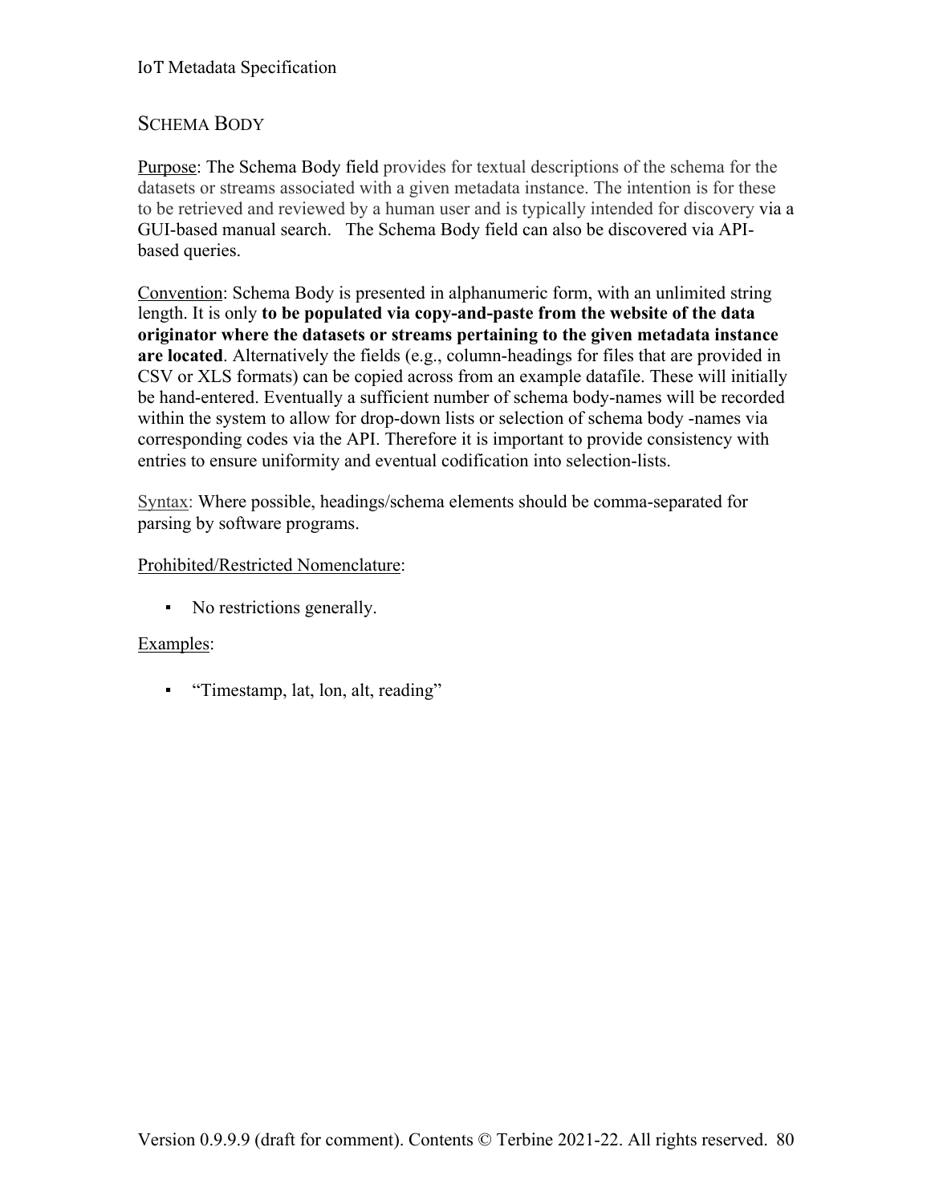## Schema Body

Purpose: The Schema Body field provides for textual descriptions of the schema for the datasets or streams associated with a given metadata instance. The intention is for these to be retrieved and reviewed by a human user and is typically intended for discovery via a GUI-based manual search. The Schema Body field can also be discovered via API-based queries.

Convention: Schema Body is presented in alphanumeric form, with an unlimited string length. It is only **to be populated via copy-and-paste from the website of the data originator where the datasets or streams pertaining to the given metadata instance are located**. Alternatively the fields (e.g., column-headings for files that are provided in CSV or XLS formats) can be copied across from an example datafile. These will initially be hand-entered. Eventually a sufficient number of schema body-names will be recorded within the system to allow for drop-down lists or selection of schema body -names via corresponding codes via the API. Therefore it is important to provide consistency with entries to ensure uniformity and eventual codification into selection-lists.

Syntax: Where possible, headings/schema elements should be comma-separated for parsing by software programs.

Prohibited/Restricted Nomenclature:

- No restrictions generally.

Examples:

- "Timestamp, lat, lon, alt, reading"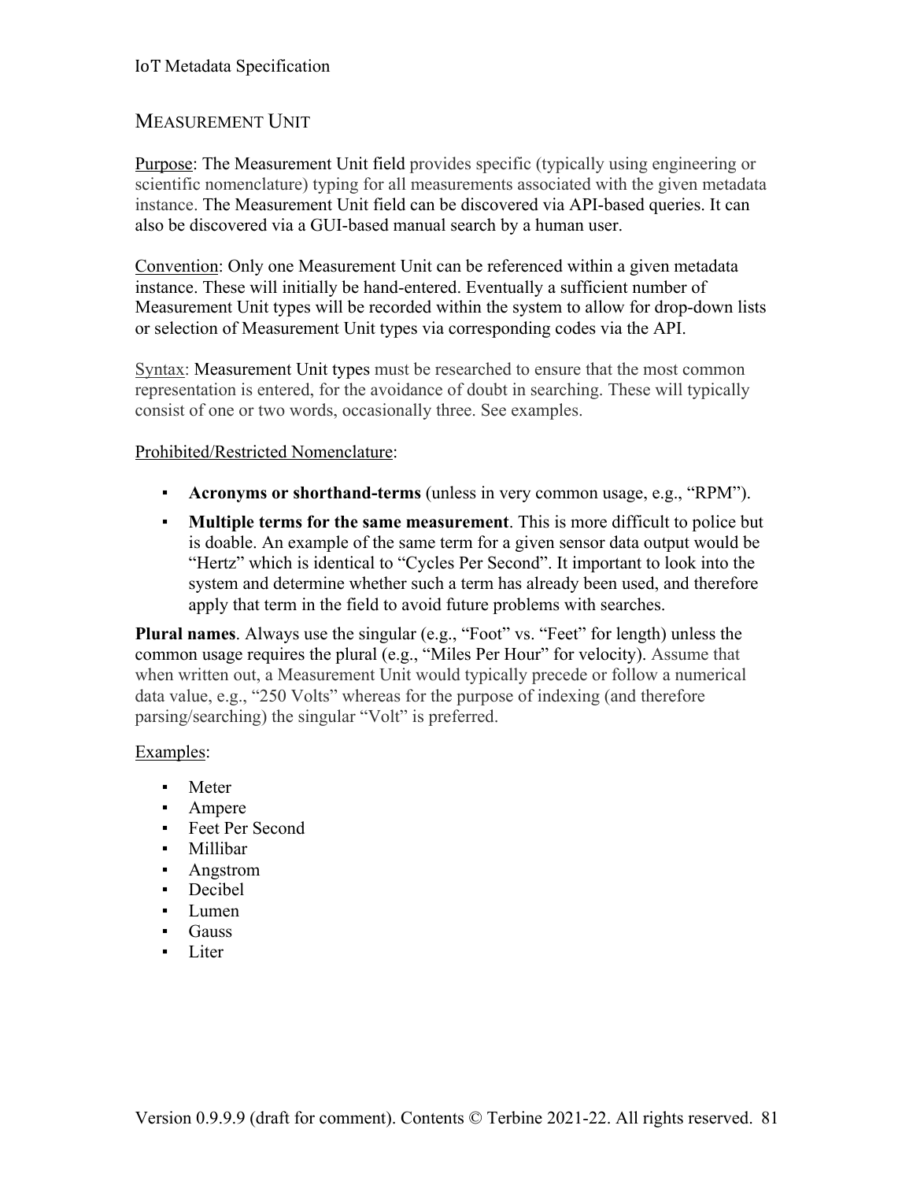## MEASUREMENT UNIT

Purpose: The Measurement Unit field provides specific (typically using engineering or scientific nomenclature) typing for all measurements associated with the given metadata instance. The Measurement Unit field can be discovered via API-based queries. It can also be discovered via a GUI-based manual search by a human user.

Convention: Only one Measurement Unit can be referenced within a given metadata instance. These will initially be hand-entered. Eventually a sufficient number of Measurement Unit types will be recorded within the system to allow for drop-down lists or selection of Measurement Unit types via corresponding codes via the API.

Syntax: Measurement Unit types must be researched to ensure that the most common representation is entered, for the avoidance of doubt in searching. These will typically consist of one or two words, occasionally three. See examples.

Prohibited/Restricted Nomenclature:

- **Acronyms or shorthand-terms** (unless in very common usage, e.g., "RPM").
- **Multiple terms for the same measurement**. This is more difficult to police but is doable. An example of the same term for a given sensor data output would be "Hertz" which is identical to "Cycles Per Second". It important to look into the system and determine whether such a term has already been used, and therefore apply that term in the field to avoid future problems with searches.

**Plural names**. Always use the singular (e.g., "Foot" vs. "Feet" for length) unless the common usage requires the plural (e.g., "Miles Per Hour" for velocity). Assume that when written out, a Measurement Unit would typically precede or follow a numerical data value, e.g., "250 Volts" whereas for the purpose of indexing (and therefore parsing/searching) the singular "Volt" is preferred.

Examples:

- Meter
- Ampere
- Feet Per Second
- Millibar
- Angstrom
- Decibel
- Lumen
- Gauss
- Liter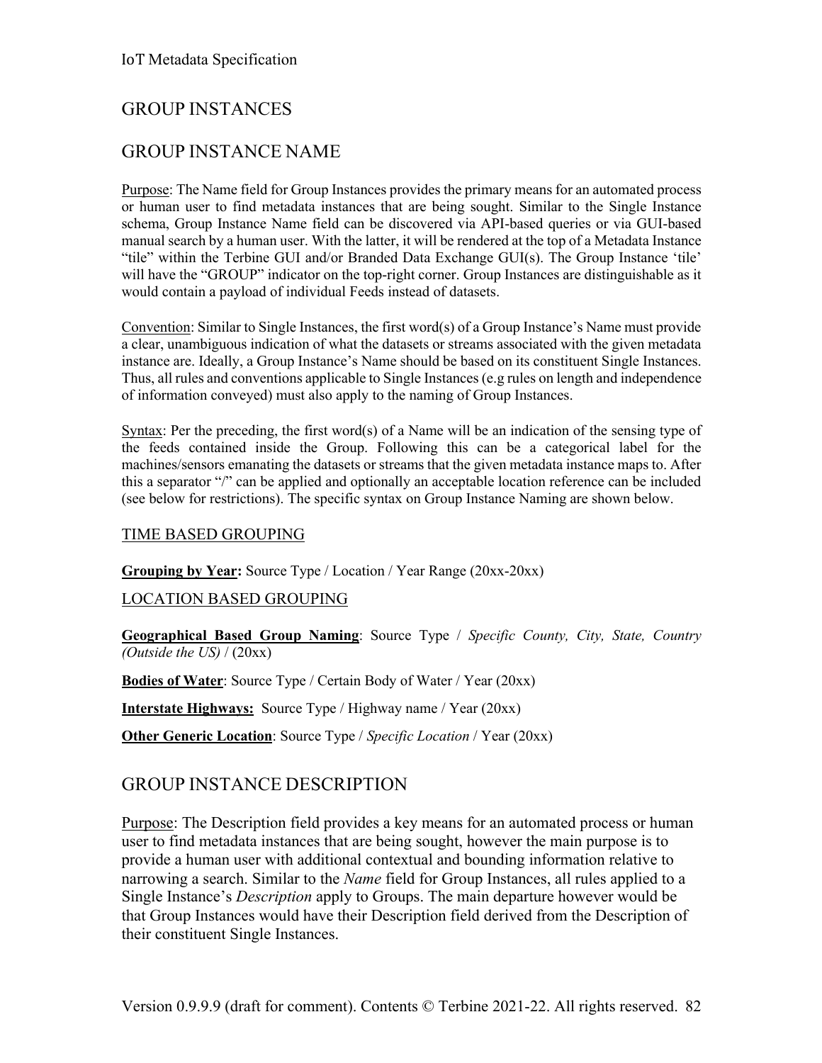## GROUP INSTANCES

## GROUP INSTANCE NAME

Purpose: The Name field for Group Instances provides the primary means for an automated process or human user to find metadata instances that are being sought. Similar to the Single Instance schema, Group Instance Name field can be discovered via API-based queries or via GUI-based manual search by a human user. With the latter, it will be rendered at the top of a Metadata Instance "tile" within the Terbine GUI and/or Branded Data Exchange GUI(s). The Group Instance 'tile' will have the "GROUP" indicator on the top-right corner. Group Instances are distinguishable as it would contain a payload of individual Feeds instead of datasets.

Convention: Similar to Single Instances, the first word(s) of a Group Instance's Name must provide a clear, unambiguous indication of what the datasets or streams associated with the given metadata instance are. Ideally, a Group Instance's Name should be based on its constituent Single Instances. Thus, all rules and conventions applicable to Single Instances (e.g rules on length and independence of information conveyed) must also apply to the naming of Group Instances.

Syntax: Per the preceding, the first word(s) of a Name will be an indication of the sensing type of the feeds contained inside the Group. Following this can be a categorical label for the machines/sensors emanating the datasets or streams that the given metadata instance maps to. After this a separator "/" can be applied and optionally an acceptable location reference can be included (see below for restrictions). The specific syntax on Group Instance Naming are shown below.

### TIME BASED GROUPING

**Grouping by Year:** Source Type / Location / Year Range (20xx-20xx)

### LOCATION BASED GROUPING

**Geographical Based Group Naming**: Source Type / *Specific County, City, State, Country (Outside the US)* / (20xx)

**Bodies of Water**: Source Type / Certain Body of Water / Year (20xx)

**Interstate Highways:** Source Type / Highway name / Year (20xx)

**Other Generic Location**: Source Type / *Specific Location* / Year (20xx)

## GROUP INSTANCE DESCRIPTION

Purpose: The Description field provides a key means for an automated process or human user to find metadata instances that are being sought, however the main purpose is to provide a human user with additional contextual and bounding information relative to narrowing a search. Similar to the *Name* field for Group Instances, all rules applied to a Single Instance's *Description* apply to Groups. The main departure however would be that Group Instances would have their Description field derived from the Description of their constituent Single Instances.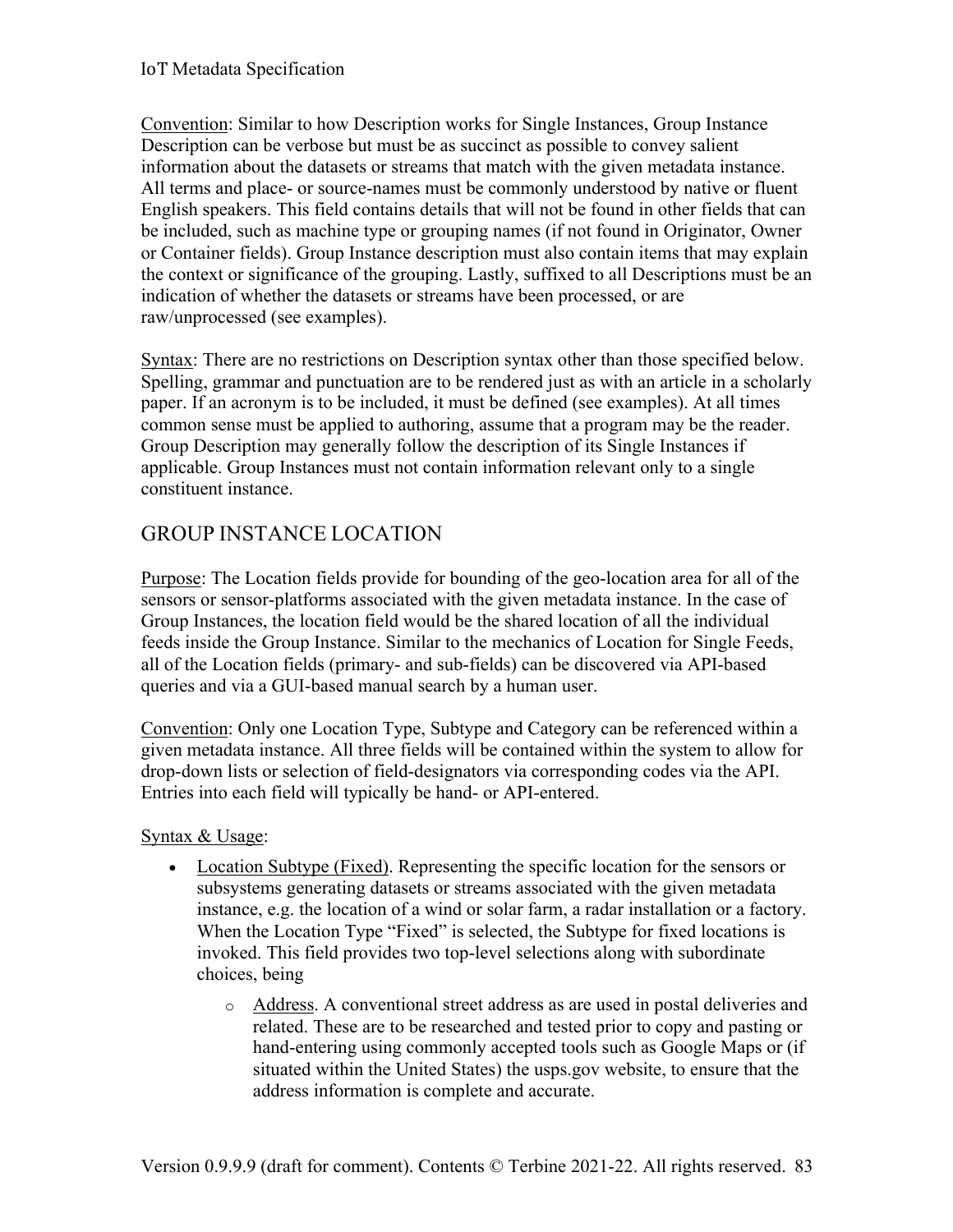Convention: Similar to how Description works for Single Instances, Group Instance Description can be verbose but must be as succinct as possible to convey salient information about the datasets or streams that match with the given metadata instance. All terms and place- or source-names must be commonly understood by native or fluent English speakers. This field contains details that will not be found in other fields that can be included, such as machine type or grouping names (if not found in Originator, Owner or Container fields). Group Instance description must also contain items that may explain the context or significance of the grouping. Lastly, suffixed to all Descriptions must be an indication of whether the datasets or streams have been processed, or are raw/unprocessed (see examples).

Syntax: There are no restrictions on Description syntax other than those specified below. Spelling, grammar and punctuation are to be rendered just as with an article in a scholarly paper. If an acronym is to be included, it must be defined (see examples). At all times common sense must be applied to authoring, assume that a program may be the reader. Group Description may generally follow the description of its Single Instances if applicable. Group Instances must not contain information relevant only to a single constituent instance.

## GROUP INSTANCE LOCATION

Purpose: The Location fields provide for bounding of the geo-location area for all of the sensors or sensor-platforms associated with the given metadata instance. In the case of Group Instances, the location field would be the shared location of all the individual feeds inside the Group Instance. Similar to the mechanics of Location for Single Feeds, all of the Location fields (primary- and sub-fields) can be discovered via API-based queries and via a GUI-based manual search by a human user.

Convention: Only one Location Type, Subtype and Category can be referenced within a given metadata instance. All three fields will be contained within the system to allow for drop-down lists or selection of field-designators via corresponding codes via the API. Entries into each field will typically be hand- or API-entered.

Syntax & Usage:

- Location Subtype (Fixed). Representing the specific location for the sensors or subsystems generating datasets or streams associated with the given metadata instance, e.g. the location of a wind or solar farm, a radar installation or a factory. When the Location Type "Fixed" is selected, the Subtype for fixed locations is invoked. This field provides two top-level selections along with subordinate choices, being
    - Address. A conventional street address as are used in postal deliveries and related. These are to be researched and tested prior to copy and pasting or hand-entering using commonly accepted tools such as Google Maps or (if situated within the United States) the usps.gov website, to ensure that the address information is complete and accurate.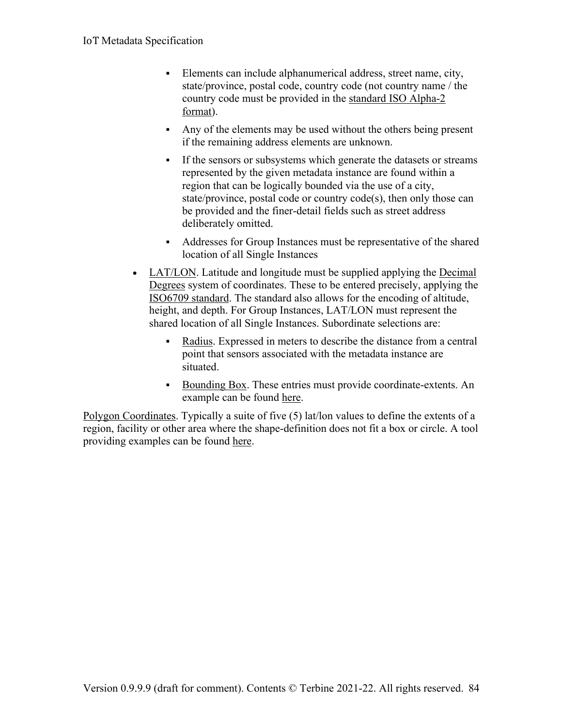- Elements can include alphanumerical address, street name, city, state/province, postal code, country code (not country name / the country code must be provided in the standard ISO Alpha-2 format).

- Any of the elements may be used without the others being present if the remaining address elements are unknown.

- If the sensors or subsystems which generate the datasets or streams represented by the given metadata instance are found within a region that can be logically bounded via the use of a city, state/province, postal code or country code(s), then only those can be provided and the finer-detail fields such as street address deliberately omitted.

- Addresses for Group Instances must be representative of the shared location of all Single Instances

- LAT/LON. Latitude and longitude must be supplied applying the Decimal Degrees system of coordinates. These to be entered precisely, applying the ISO6709 standard. The standard also allows for the encoding of altitude, height, and depth. For Group Instances, LAT/LON must represent the shared location of all Single Instances. Subordinate selections are:

  - Radius. Expressed in meters to describe the distance from a central point that sensors associated with the metadata instance are situated.

  - Bounding Box. These entries must provide coordinate-extents. An example can be found here.

Polygon Coordinates. Typically a suite of five (5) lat/lon values to define the extents of a region, facility or other area where the shape-definition does not fit a box or circle. A tool providing examples can be found here.